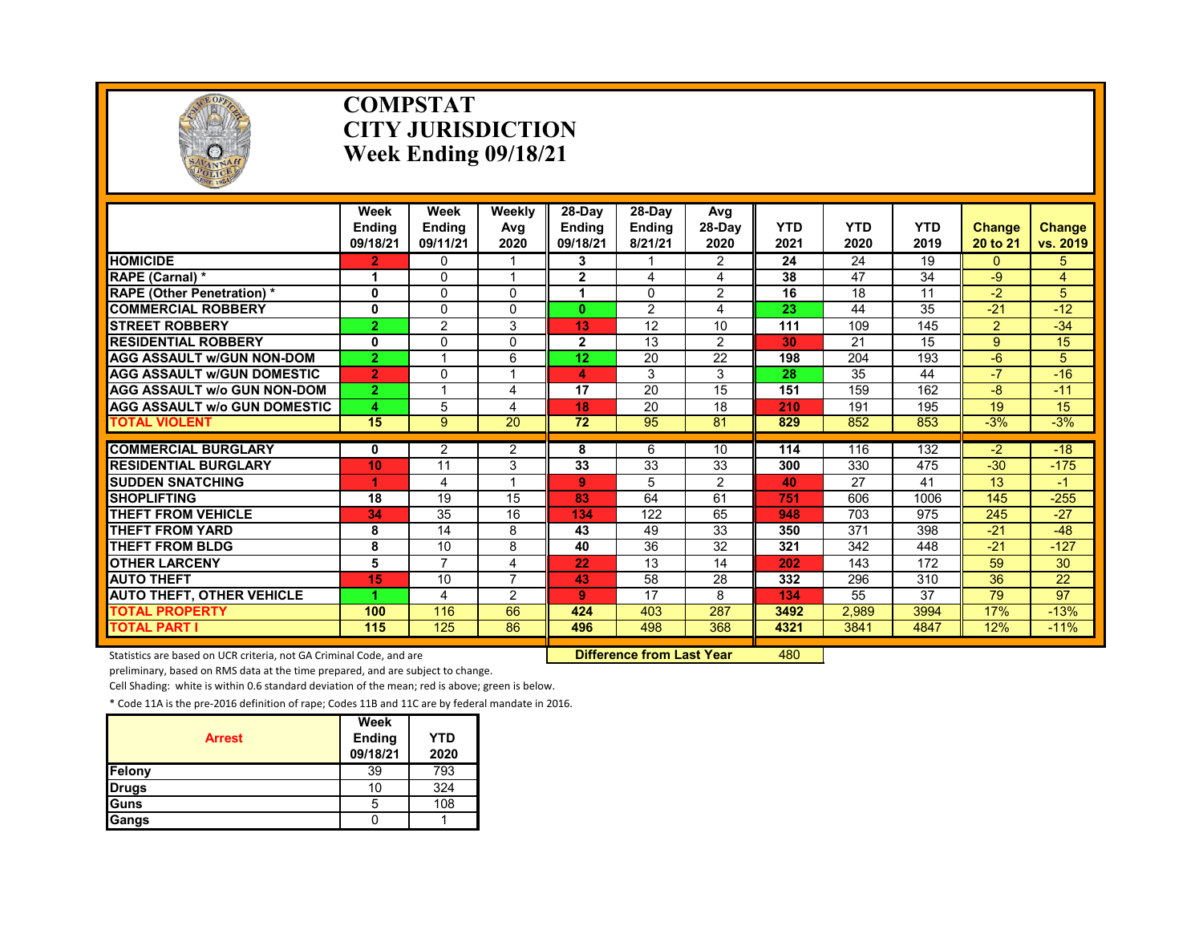# COMPSTAT
# CITY JURISDICTION
# Week Ending 09/18/21

| | Week Ending 09/18/21 | Week Ending 09/11/21 | Weekly Avg 2020 | 28-Day Ending 09/18/21 | 28-Day Ending 8/21/21 | Avg 28-Day 2020 | YTD 2021 | YTD 2020 | YTD 2019 | Change 20 to 21 | Change vs. 2019 |
|---|---|---|---|---|---|---|---|---|---|---|---|
| HOMICIDE | 2 | 0 | 1 | 3 | 1 | 2 | 24 | 24 | 19 | 0 | 5 |
| RAPE (Carnal) * | 1 | 0 | 1 | 2 | 4 | 4 | 38 | 47 | 34 | -9 | 4 |
| RAPE (Other Penetration) * | 0 | 0 | 0 | 1 | 0 | 2 | 16 | 18 | 11 | -2 | 5 |
| COMMERCIAL ROBBERY | 0 | 0 | 0 | 0 | 2 | 4 | 23 | 44 | 35 | -21 | -12 |
| STREET ROBBERY | 2 | 2 | 3 | 13 | 12 | 10 | 111 | 109 | 145 | 2 | -34 |
| RESIDENTIAL ROBBERY | 0 | 0 | 0 | 2 | 13 | 2 | 30 | 21 | 15 | 9 | 15 |
| AGG ASSAULT w/GUN NON-DOM | 2 | 1 | 6 | 12 | 20 | 22 | 198 | 204 | 193 | -6 | 5 |
| AGG ASSAULT w/GUN DOMESTIC | 2 | 0 | 1 | 4 | 3 | 3 | 28 | 35 | 44 | -7 | -16 |
| AGG ASSAULT w/o GUN NON-DOM | 2 | 1 | 4 | 17 | 20 | 15 | 151 | 159 | 162 | -8 | -11 |
| AGG ASSAULT w/o GUN DOMESTIC | 4 | 5 | 4 | 18 | 20 | 18 | 210 | 191 | 195 | 19 | 15 |
| TOTAL VIOLENT | 15 | 9 | 20 | 72 | 95 | 81 | 829 | 852 | 853 | -3% | -3% |
| COMMERCIAL BURGLARY | 0 | 2 | 2 | 8 | 6 | 10 | 114 | 116 | 132 | -2 | -18 |
| RESIDENTIAL BURGLARY | 10 | 11 | 3 | 33 | 33 | 33 | 300 | 330 | 475 | -30 | -175 |
| SUDDEN SNATCHING | 1 | 4 | 1 | 9 | 5 | 2 | 40 | 27 | 41 | 13 | -1 |
| SHOPLIFTING | 18 | 19 | 15 | 83 | 64 | 61 | 751 | 606 | 1006 | 145 | -255 |
| THEFT FROM VEHICLE | 34 | 35 | 16 | 134 | 122 | 65 | 948 | 703 | 975 | 245 | -27 |
| THEFT FROM YARD | 8 | 14 | 8 | 43 | 49 | 33 | 350 | 371 | 398 | -21 | -48 |
| THEFT FROM BLDG | 8 | 10 | 8 | 40 | 36 | 32 | 321 | 342 | 448 | -21 | -127 |
| OTHER LARCENY | 5 | 7 | 4 | 22 | 13 | 14 | 202 | 143 | 172 | 59 | 30 |
| AUTO THEFT | 15 | 10 | 7 | 43 | 58 | 28 | 332 | 296 | 310 | 36 | 22 |
| AUTO THEFT, OTHER VEHICLE | 1 | 4 | 2 | 9 | 17 | 8 | 134 | 55 | 37 | 79 | 97 |
| TOTAL PROPERTY | 100 | 116 | 66 | 424 | 403 | 287 | 3492 | 2,989 | 3994 | 17% | -13% |
| TOTAL PART I | 115 | 125 | 86 | 496 | 498 | 368 | 4321 | 3841 | 4847 | 12% | -11% |

**Difference from Last Year** 480

Statistics are based on UCR criteria, not GA Criminal Code, and are preliminary, based on RMS data at the time prepared, and are subject to change.

Cell Shading: white is within 0.6 standard deviation of the mean; red is above; green is below.

* Code 11A is the pre-2016 definition of rape; Codes 11B and 11C are by federal mandate in 2016.

| Arrest | Week Ending 09/18/21 | YTD 2020 |
|---|---|---|
| Felony | 39 | 793 |
| Drugs | 10 | 324 |
| Guns | 5 | 108 |
| Gangs | 0 | 1 |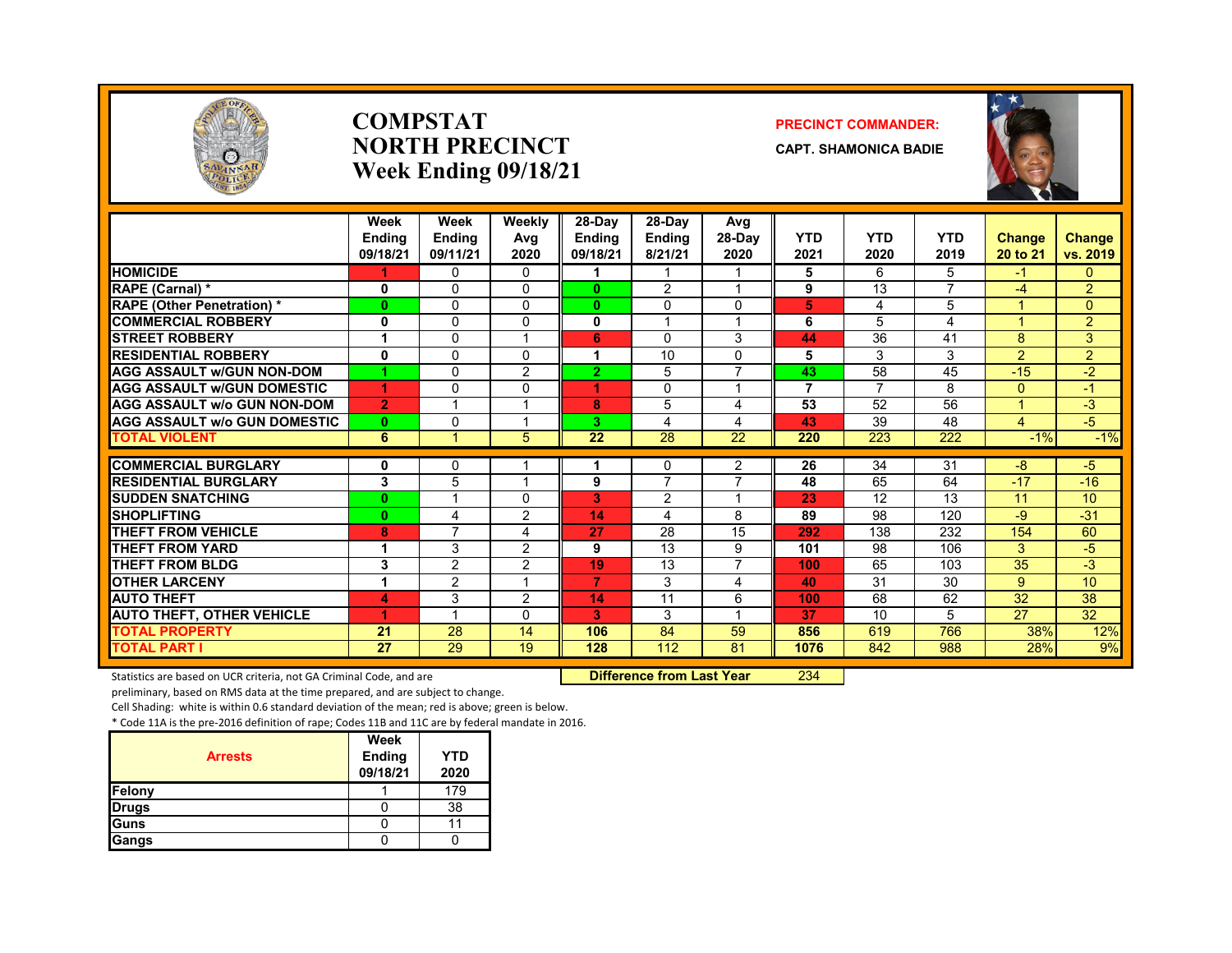# COMPSTAT
# NORTH PRECINCT
# Week Ending 09/18/21

**PRECINCT COMMANDER:**
**CAPT. SHAMONICA BADIE**

| | Week Ending 09/18/21 | Week Ending 09/11/21 | Weekly Avg 2020 | 28-Day Ending 09/18/21 | 28-Day Ending 8/21/21 | Avg 28-Day 2020 | YTD 2021 | YTD 2020 | YTD 2019 | Change 20 to 21 | Change vs. 2019 |
|---|---|---|---|---|---|---|---|---|---|---|---|
| HOMICIDE | 1 | 0 | 0 | 1 | 1 | 1 | 5 | 6 | 5 | -1 | 0 |
| RAPE (Carnal) * | 0 | 0 | 0 | 0 | 2 | 1 | 9 | 13 | 7 | -4 | 2 |
| RAPE (Other Penetration) * | 0 | 0 | 0 | 0 | 0 | 0 | 5 | 4 | 5 | 1 | 0 |
| COMMERCIAL ROBBERY | 0 | 0 | 0 | 0 | 1 | 1 | 6 | 5 | 4 | 1 | 2 |
| STREET ROBBERY | 1 | 0 | 1 | 6 | 0 | 3 | 44 | 36 | 41 | 8 | 3 |
| RESIDENTIAL ROBBERY | 0 | 0 | 0 | 1 | 10 | 0 | 5 | 3 | 3 | 2 | 2 |
| AGG ASSAULT w/GUN NON-DOM | 1 | 0 | 2 | 2 | 5 | 7 | 43 | 58 | 45 | -15 | -2 |
| AGG ASSAULT w/GUN DOMESTIC | 1 | 0 | 0 | 1 | 0 | 1 | 7 | 7 | 8 | 0 | -1 |
| AGG ASSAULT w/o GUN NON-DOM | 2 | 1 | 1 | 8 | 5 | 4 | 53 | 52 | 56 | 1 | -3 |
| AGG ASSAULT w/o GUN DOMESTIC | 0 | 0 | 1 | 3 | 4 | 4 | 43 | 39 | 48 | 4 | -5 |
| TOTAL VIOLENT | 6 | 1 | 5 | 22 | 28 | 22 | 220 | 223 | 222 | -1% | -1% |
| COMMERCIAL BURGLARY | 0 | 0 | 1 | 1 | 0 | 2 | 26 | 34 | 31 | -8 | -5 |
| RESIDENTIAL BURGLARY | 3 | 5 | 1 | 9 | 7 | 7 | 48 | 65 | 64 | -17 | -16 |
| SUDDEN SNATCHING | 0 | 1 | 0 | 3 | 2 | 1 | 23 | 12 | 13 | 11 | 10 |
| SHOPLIFTING | 0 | 4 | 2 | 14 | 4 | 8 | 89 | 98 | 120 | -9 | -31 |
| THEFT FROM VEHICLE | 8 | 7 | 4 | 27 | 28 | 15 | 292 | 138 | 232 | 154 | 60 |
| THEFT FROM YARD | 1 | 3 | 2 | 9 | 13 | 9 | 101 | 98 | 106 | 3 | -5 |
| THEFT FROM BLDG | 3 | 2 | 2 | 19 | 13 | 7 | 100 | 65 | 103 | 35 | -3 |
| OTHER LARCENY | 1 | 2 | 1 | 7 | 3 | 4 | 40 | 31 | 30 | 9 | 10 |
| AUTO THEFT | 4 | 3 | 2 | 14 | 11 | 6 | 100 | 68 | 62 | 32 | 38 |
| AUTO THEFT, OTHER VEHICLE | 1 | 1 | 0 | 3 | 3 | 1 | 37 | 10 | 5 | 27 | 32 |
| TOTAL PROPERTY | 21 | 28 | 14 | 106 | 84 | 59 | 856 | 619 | 766 | 38% | 12% |
| TOTAL PART I | 27 | 29 | 19 | 128 | 112 | 81 | 1076 | 842 | 988 | 28% | 9% |

**Difference from Last Year** 234

Statistics are based on UCR criteria, not GA Criminal Code, and are preliminary, based on RMS data at the time prepared, and are subject to change.

Cell Shading: white is within 0.6 standard deviation of the mean; red is above; green is below.

* Code 11A is the pre-2016 definition of rape; Codes 11B and 11C are by federal mandate in 2016.

| Arrests | Week Ending 09/18/21 | YTD 2020 |
|---|---|---|
| Felony | 1 | 179 |
| Drugs | 0 | 38 |
| Guns | 0 | 11 |
| Gangs | 0 | 0 |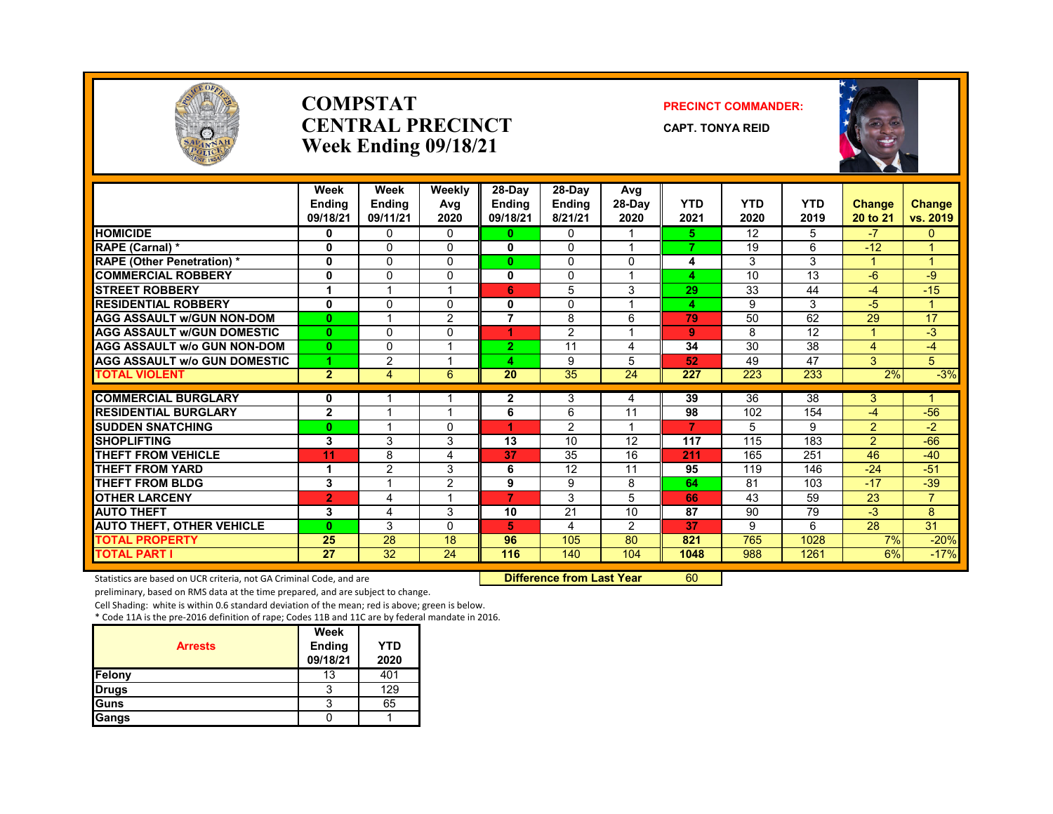# COMPSTAT
# CENTRAL PRECINCT
## Week Ending 09/18/21

**PRECINCT COMMANDER:**

**CAPT. TONYA REID**

| | Week Ending 09/18/21 | Week Ending 09/11/21 | Weekly Avg 2020 | 28-Day Ending 09/18/21 | 28-Day Ending 8/21/21 | Avg 28-Day 2020 | YTD 2021 | YTD 2020 | YTD 2019 | Change 20 to 21 | Change vs. 2019 |
|---|---|---|---|---|---|---|---|---|---|---|---|
| HOMICIDE | 0 | 0 | 0 | 0 | 0 | 1 | 5 | 12 | 5 | -7 | 0 |
| RAPE (Carnal) * | 0 | 0 | 0 | 0 | 0 | 1 | 7 | 19 | 6 | -12 | 1 |
| RAPE (Other Penetration) * | 0 | 0 | 0 | 0 | 0 | 0 | 4 | 3 | 3 | 1 | 1 |
| COMMERCIAL ROBBERY | 0 | 0 | 0 | 0 | 0 | 1 | 4 | 10 | 13 | -6 | -9 |
| STREET ROBBERY | 1 | 1 | 1 | 6 | 5 | 3 | 29 | 33 | 44 | -4 | -15 |
| RESIDENTIAL ROBBERY | 0 | 0 | 0 | 0 | 0 | 1 | 4 | 9 | 3 | -5 | 1 |
| AGG ASSAULT w/GUN NON-DOM | 0 | 1 | 2 | 7 | 8 | 6 | 79 | 50 | 62 | 29 | 17 |
| AGG ASSAULT w/GUN DOMESTIC | 0 | 0 | 0 | 1 | 2 | 1 | 9 | 8 | 12 | 1 | -3 |
| AGG ASSAULT w/o GUN NON-DOM | 0 | 0 | 1 | 2 | 11 | 4 | 34 | 30 | 38 | 4 | -4 |
| AGG ASSAULT w/o GUN DOMESTIC | 1 | 2 | 1 | 4 | 9 | 5 | 52 | 49 | 47 | 3 | 5 |
| TOTAL VIOLENT | 2 | 4 | 6 | 20 | 35 | 24 | 227 | 223 | 233 | 2% | -3% |
| COMMERCIAL BURGLARY | 0 | 1 | 1 | 2 | 3 | 4 | 39 | 36 | 38 | 3 | 1 |
| RESIDENTIAL BURGLARY | 2 | 1 | 1 | 6 | 6 | 11 | 98 | 102 | 154 | -4 | -56 |
| SUDDEN SNATCHING | 0 | 1 | 0 | 1 | 2 | 1 | 7 | 5 | 9 | 2 | -2 |
| SHOPLIFTING | 3 | 3 | 3 | 13 | 10 | 12 | 117 | 115 | 183 | 2 | -66 |
| THEFT FROM VEHICLE | 11 | 8 | 4 | 37 | 35 | 16 | 211 | 165 | 251 | 46 | -40 |
| THEFT FROM YARD | 1 | 2 | 3 | 6 | 12 | 11 | 95 | 119 | 146 | -24 | -51 |
| THEFT FROM BLDG | 3 | 1 | 2 | 9 | 9 | 8 | 64 | 81 | 103 | -17 | -39 |
| OTHER LARCENY | 2 | 4 | 1 | 7 | 3 | 5 | 66 | 43 | 59 | 23 | 7 |
| AUTO THEFT | 3 | 4 | 3 | 10 | 21 | 10 | 87 | 90 | 79 | -3 | 8 |
| AUTO THEFT, OTHER VEHICLE | 0 | 3 | 0 | 5 | 4 | 2 | 37 | 9 | 6 | 28 | 31 |
| TOTAL PROPERTY | 25 | 28 | 18 | 96 | 105 | 80 | 821 | 765 | 1028 | 7% | -20% |
| TOTAL PART I | 27 | 32 | 24 | 116 | 140 | 104 | 1048 | 988 | 1261 | 6% | -17% |

**Difference from Last Year** 60

Statistics are based on UCR criteria, not GA Criminal Code, and are preliminary, based on RMS data at the time prepared, and are subject to change.

Cell Shading: white is within 0.6 standard deviation of the mean; red is above; green is below.

* Code 11A is the pre-2016 definition of rape; Codes 11B and 11C are by federal mandate in 2016.

| Arrests | Week Ending 09/18/21 | YTD 2020 |
|---|---|---|
| Felony | 13 | 401 |
| Drugs | 3 | 129 |
| Guns | 3 | 65 |
| Gangs | 0 | 1 |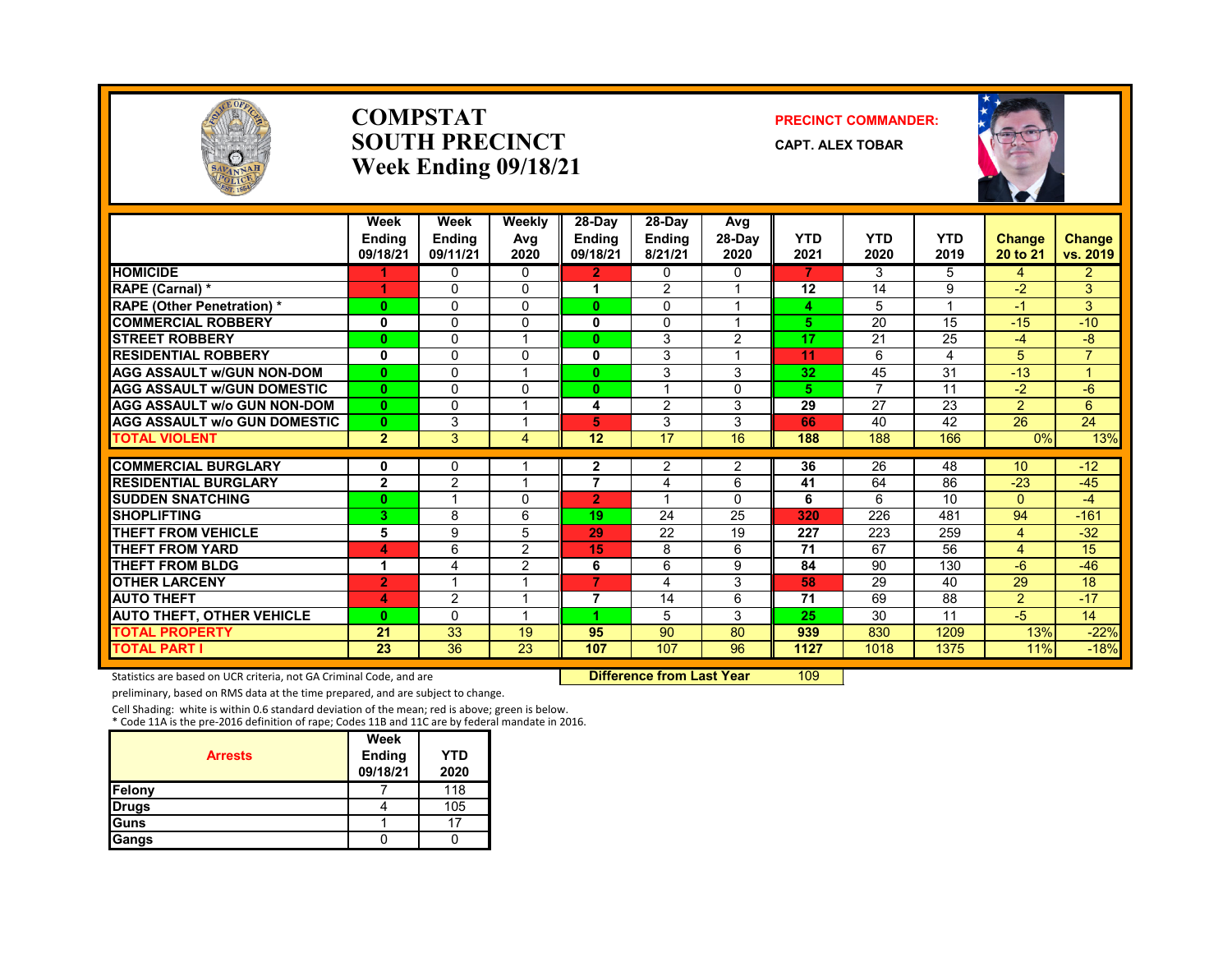# COMPSTAT
# SOUTH PRECINCT
## Week Ending 09/18/21

**PRECINCT COMMANDER:**

**CAPT. ALEX TOBAR**

| | Week Ending 09/18/21 | Week Ending 09/11/21 | Weekly Avg 2020 | 28-Day Ending 09/18/21 | 28-Day Ending 8/21/21 | Avg 28-Day 2020 | YTD 2021 | YTD 2020 | YTD 2019 | Change 20 to 21 | Change vs. 2019 |
|---|---|---|---|---|---|---|---|---|---|---|---|
| HOMICIDE | 1 | 0 | 0 | 2 | 0 | 0 | 7 | 3 | 5 | 4 | 2 |
| RAPE (Carnal) * | 1 | 0 | 0 | 1 | 2 | 1 | 12 | 14 | 9 | -2 | 3 |
| RAPE (Other Penetration) * | 0 | 0 | 0 | 0 | 0 | 1 | 4 | 5 | 1 | -1 | 3 |
| COMMERCIAL ROBBERY | 0 | 0 | 0 | 0 | 0 | 1 | 5 | 20 | 15 | -15 | -10 |
| STREET ROBBERY | 0 | 0 | 1 | 0 | 3 | 2 | 17 | 21 | 25 | -4 | -8 |
| RESIDENTIAL ROBBERY | 0 | 0 | 0 | 0 | 3 | 1 | 11 | 6 | 4 | 5 | 7 |
| AGG ASSAULT w/GUN NON-DOM | 0 | 0 | 1 | 0 | 3 | 3 | 32 | 45 | 31 | -13 | 1 |
| AGG ASSAULT w/GUN DOMESTIC | 0 | 0 | 0 | 0 | 1 | 0 | 5 | 7 | 11 | -2 | -6 |
| AGG ASSAULT w/o GUN NON-DOM | 0 | 0 | 1 | 4 | 2 | 3 | 29 | 27 | 23 | 2 | 6 |
| AGG ASSAULT w/o GUN DOMESTIC | 0 | 3 | 1 | 5 | 3 | 3 | 66 | 40 | 42 | 26 | 24 |
| TOTAL VIOLENT | 2 | 3 | 4 | 12 | 17 | 16 | 188 | 188 | 166 | 0% | 13% |
| COMMERCIAL BURGLARY | 0 | 0 | 1 | 2 | 2 | 2 | 36 | 26 | 48 | 10 | -12 |
| RESIDENTIAL BURGLARY | 2 | 2 | 1 | 7 | 4 | 6 | 41 | 64 | 86 | -23 | -45 |
| SUDDEN SNATCHING | 0 | 1 | 0 | 2 | 1 | 0 | 6 | 6 | 10 | 0 | -4 |
| SHOPLIFTING | 3 | 8 | 6 | 19 | 24 | 25 | 320 | 226 | 481 | 94 | -161 |
| THEFT FROM VEHICLE | 5 | 9 | 5 | 29 | 22 | 19 | 227 | 223 | 259 | 4 | -32 |
| THEFT FROM YARD | 4 | 6 | 2 | 15 | 8 | 6 | 71 | 67 | 56 | 4 | 15 |
| THEFT FROM BLDG | 1 | 4 | 2 | 6 | 6 | 9 | 84 | 90 | 130 | -6 | -46 |
| OTHER LARCENY | 2 | 1 | 1 | 7 | 4 | 3 | 58 | 29 | 40 | 29 | 18 |
| AUTO THEFT | 4 | 2 | 1 | 7 | 14 | 6 | 71 | 69 | 88 | 2 | -17 |
| AUTO THEFT, OTHER VEHICLE | 0 | 0 | 1 | 1 | 5 | 3 | 25 | 30 | 11 | -5 | 14 |
| TOTAL PROPERTY | 21 | 33 | 19 | 95 | 90 | 80 | 939 | 830 | 1209 | 13% | -22% |
| TOTAL PART I | 23 | 36 | 23 | 107 | 107 | 96 | 1127 | 1018 | 1375 | 11% | -18% |

Statistics are based on UCR criteria, not GA Criminal Code, and are preliminary, based on RMS data at the time prepared, and are subject to change.

**Difference from Last Year** 109

Cell Shading: white is within 0.6 standard deviation of the mean; red is above; green is below.
* Code 11A is the pre-2016 definition of rape; Codes 11B and 11C are by federal mandate in 2016.

| Arrests | Week Ending 09/18/21 | YTD 2020 |
|---|---|---|
| Felony | 7 | 118 |
| Drugs | 4 | 105 |
| Guns | 1 | 17 |
| Gangs | 0 | 0 |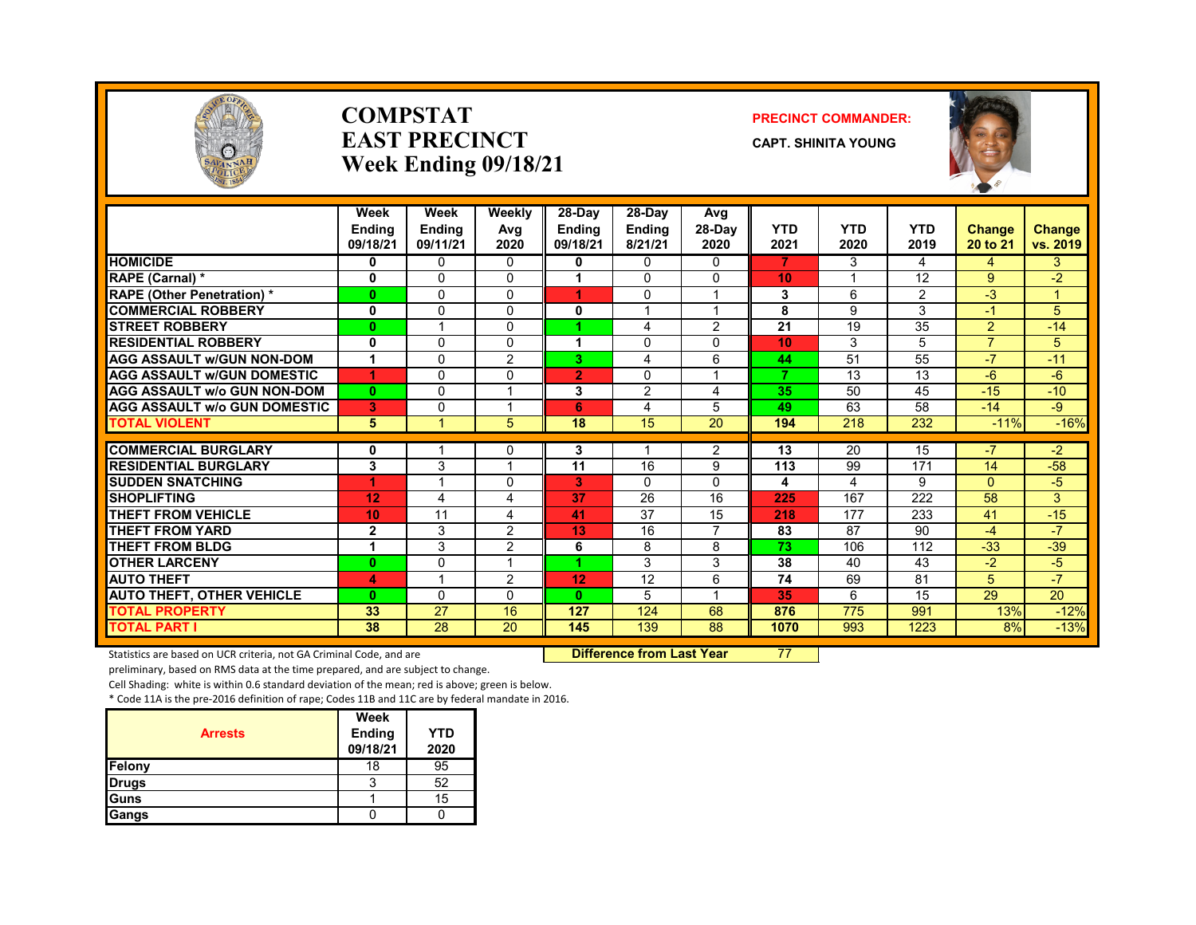# COMPSTAT
# EAST PRECINCT
# Week Ending 09/18/21

**PRECINCT COMMANDER:**

**CAPT. SHINITA YOUNG**

| | Week Ending 09/18/21 | Week Ending 09/11/21 | Weekly Avg 2020 | 28-Day Ending 09/18/21 | 28-Day Ending 8/21/21 | Avg 28-Day 2020 | YTD 2021 | YTD 2020 | YTD 2019 | Change 20 to 21 | Change vs. 2019 |
|---|---|---|---|---|---|---|---|---|---|---|---|
| HOMICIDE | 0 | 0 | 0 | 0 | 0 | 0 | 7 | 3 | 4 | 4 | 3 |
| RAPE (Carnal) * | 0 | 0 | 0 | 1 | 0 | 0 | 10 | 1 | 12 | 9 | -2 |
| RAPE (Other Penetration) * | 0 | 0 | 0 | 1 | 0 | 1 | 3 | 6 | 2 | -3 | 1 |
| COMMERCIAL ROBBERY | 0 | 0 | 0 | 0 | 1 | 1 | 8 | 9 | 3 | -1 | 5 |
| STREET ROBBERY | 0 | 1 | 0 | 1 | 4 | 2 | 21 | 19 | 35 | 2 | -14 |
| RESIDENTIAL ROBBERY | 0 | 0 | 0 | 1 | 0 | 0 | 10 | 3 | 5 | 7 | 5 |
| AGG ASSAULT w/GUN NON-DOM | 1 | 0 | 2 | 3 | 4 | 6 | 44 | 51 | 55 | -7 | -11 |
| AGG ASSAULT w/GUN DOMESTIC | 1 | 0 | 0 | 2 | 0 | 1 | 7 | 13 | 13 | -6 | -6 |
| AGG ASSAULT w/o GUN NON-DOM | 0 | 0 | 1 | 3 | 2 | 4 | 35 | 50 | 45 | -15 | -10 |
| AGG ASSAULT w/o GUN DOMESTIC | 3 | 0 | 1 | 6 | 4 | 5 | 49 | 63 | 58 | -14 | -9 |
| TOTAL VIOLENT | 5 | 1 | 5 | 18 | 15 | 20 | 194 | 218 | 232 | -11% | -16% |
| COMMERCIAL BURGLARY | 0 | 1 | 0 | 3 | 1 | 2 | 13 | 20 | 15 | -7 | -2 |
| RESIDENTIAL BURGLARY | 3 | 3 | 1 | 11 | 16 | 9 | 113 | 99 | 171 | 14 | -58 |
| SUDDEN SNATCHING | 1 | 1 | 0 | 3 | 0 | 0 | 4 | 4 | 9 | 0 | -5 |
| SHOPLIFTING | 12 | 4 | 4 | 37 | 26 | 16 | 225 | 167 | 222 | 58 | 3 |
| THEFT FROM VEHICLE | 10 | 11 | 4 | 41 | 37 | 15 | 218 | 177 | 233 | 41 | -15 |
| THEFT FROM YARD | 2 | 3 | 2 | 13 | 16 | 7 | 83 | 87 | 90 | -4 | -7 |
| THEFT FROM BLDG | 1 | 3 | 2 | 6 | 8 | 8 | 73 | 106 | 112 | -33 | -39 |
| OTHER LARCENY | 0 | 0 | 1 | 1 | 3 | 3 | 38 | 40 | 43 | -2 | -5 |
| AUTO THEFT | 4 | 1 | 2 | 12 | 12 | 6 | 74 | 69 | 81 | 5 | -7 |
| AUTO THEFT, OTHER VEHICLE | 0 | 0 | 0 | 0 | 5 | 1 | 35 | 6 | 15 | 29 | 20 |
| TOTAL PROPERTY | 33 | 27 | 16 | 127 | 124 | 68 | 876 | 775 | 991 | 13% | -12% |
| TOTAL PART I | 38 | 28 | 20 | 145 | 139 | 88 | 1070 | 993 | 1223 | 8% | -13% |

**Difference from Last Year** 77

Statistics are based on UCR criteria, not GA Criminal Code, and are preliminary, based on RMS data at the time prepared, and are subject to change.

Cell Shading: white is within 0.6 standard deviation of the mean; red is above; green is below.

* Code 11A is the pre-2016 definition of rape; Codes 11B and 11C are by federal mandate in 2016.

| Arrests | Week Ending 09/18/21 | YTD 2020 |
|---|---|---|
| Felony | 18 | 95 |
| Drugs | 3 | 52 |
| Guns | 1 | 15 |
| Gangs | 0 | 0 |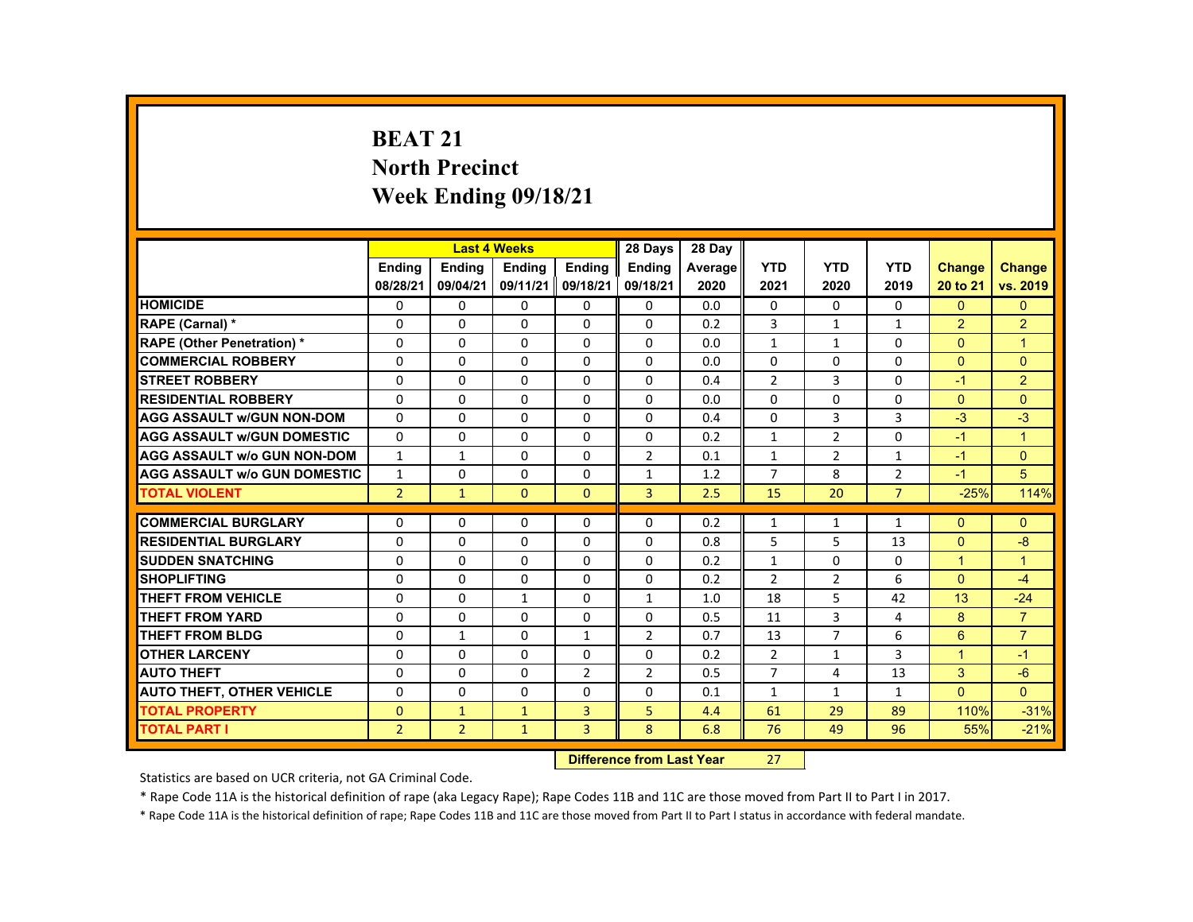# BEAT 21
## North Precinct
## Week Ending 09/18/21

| | Last 4 Weeks | | | | 28 Days | 28 Day | | | | | |
|---|---|---|---|---|---|---|---|---|---|---|---|
| | Ending 08/28/21 | Ending 09/04/21 | Ending 09/11/21 | Ending 09/18/21 | Ending 09/18/21 | Average 2020 | YTD 2021 | YTD 2020 | YTD 2019 | Change 20 to 21 | Change vs. 2019 |
| HOMICIDE | 0 | 0 | 0 | 0 | 0 | 0.0 | 0 | 0 | 0 | 0 | 0 |
| RAPE (Carnal) * | 0 | 0 | 0 | 0 | 0 | 0.2 | 3 | 1 | 1 | 2 | 2 |
| RAPE (Other Penetration) * | 0 | 0 | 0 | 0 | 0 | 0.0 | 1 | 1 | 0 | 0 | 1 |
| COMMERCIAL ROBBERY | 0 | 0 | 0 | 0 | 0 | 0.0 | 0 | 0 | 0 | 0 | 0 |
| STREET ROBBERY | 0 | 0 | 0 | 0 | 0 | 0.4 | 2 | 3 | 0 | -1 | 2 |
| RESIDENTIAL ROBBERY | 0 | 0 | 0 | 0 | 0 | 0.0 | 0 | 0 | 0 | 0 | 0 |
| AGG ASSAULT w/GUN NON-DOM | 0 | 0 | 0 | 0 | 0 | 0.4 | 0 | 3 | 3 | -3 | -3 |
| AGG ASSAULT w/GUN DOMESTIC | 0 | 0 | 0 | 0 | 0 | 0.2 | 1 | 2 | 0 | -1 | 1 |
| AGG ASSAULT w/o GUN NON-DOM | 1 | 1 | 0 | 0 | 2 | 0.1 | 1 | 2 | 1 | -1 | 0 |
| AGG ASSAULT w/o GUN DOMESTIC | 1 | 0 | 0 | 0 | 1 | 1.2 | 7 | 8 | 2 | -1 | 5 |
| TOTAL VIOLENT | 2 | 1 | 0 | 0 | 3 | 2.5 | 15 | 20 | 7 | -25% | 114% |
| COMMERCIAL BURGLARY | 0 | 0 | 0 | 0 | 0 | 0.2 | 1 | 1 | 1 | 0 | 0 |
| RESIDENTIAL BURGLARY | 0 | 0 | 0 | 0 | 0 | 0.8 | 5 | 5 | 13 | 0 | -8 |
| SUDDEN SNATCHING | 0 | 0 | 0 | 0 | 0 | 0.2 | 1 | 0 | 0 | 1 | 1 |
| SHOPLIFTING | 0 | 0 | 0 | 0 | 0 | 0.2 | 2 | 2 | 6 | 0 | -4 |
| THEFT FROM VEHICLE | 0 | 0 | 1 | 0 | 1 | 1.0 | 18 | 5 | 42 | 13 | -24 |
| THEFT FROM YARD | 0 | 0 | 0 | 0 | 0 | 0.5 | 11 | 3 | 4 | 8 | 7 |
| THEFT FROM BLDG | 0 | 1 | 0 | 1 | 2 | 0.7 | 13 | 7 | 6 | 6 | 7 |
| OTHER LARCENY | 0 | 0 | 0 | 0 | 0 | 0.2 | 2 | 1 | 3 | 1 | -1 |
| AUTO THEFT | 0 | 0 | 0 | 2 | 2 | 0.5 | 7 | 4 | 13 | 3 | -6 |
| AUTO THEFT, OTHER VEHICLE | 0 | 0 | 0 | 0 | 0 | 0.1 | 1 | 1 | 1 | 0 | 0 |
| TOTAL PROPERTY | 0 | 1 | 1 | 3 | 5 | 4.4 | 61 | 29 | 89 | 110% | -31% |
| TOTAL PART I | 2 | 2 | 1 | 3 | 8 | 6.8 | 76 | 49 | 96 | 55% | -21% |

**Difference from Last Year** 27

Statistics are based on UCR criteria, not GA Criminal Code.

* Rape Code 11A is the historical definition of rape (aka Legacy Rape); Rape Codes 11B and 11C are those moved from Part II to Part I in 2017.

* Rape Code 11A is the historical definition of rape; Rape Codes 11B and 11C are those moved from Part II to Part I status in accordance with federal mandate.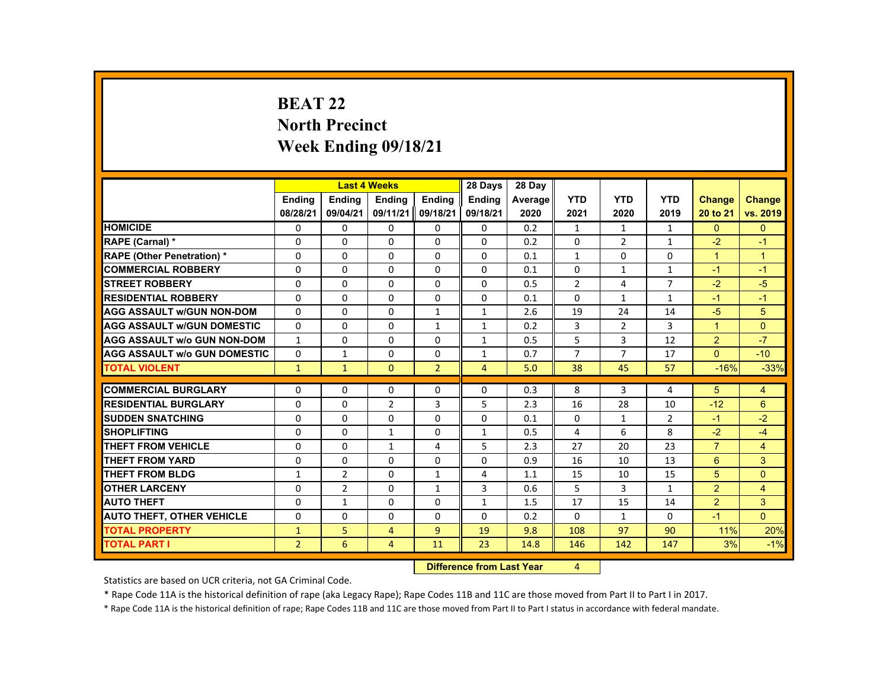# BEAT 22
## North Precinct
## Week Ending 09/18/21

| | Last 4 Weeks | | | | 28 Days | 28 Day | | | | | |
|---|---|---|---|---|---|---|---|---|---|---|---|
| | Ending 08/28/21 | Ending 09/04/21 | Ending 09/11/21 | Ending 09/18/21 | Ending 09/18/21 | Average 2020 | YTD 2021 | YTD 2020 | YTD 2019 | Change 20 to 21 | Change vs. 2019 |
| HOMICIDE | 0 | 0 | 0 | 0 | 0 | 0.2 | 1 | 1 | 1 | 0 | 0 |
| RAPE (Carnal) * | 0 | 0 | 0 | 0 | 0 | 0.2 | 0 | 2 | 1 | -2 | -1 |
| RAPE (Other Penetration) * | 0 | 0 | 0 | 0 | 0 | 0.1 | 1 | 0 | 0 | 1 | 1 |
| COMMERCIAL ROBBERY | 0 | 0 | 0 | 0 | 0 | 0.1 | 0 | 1 | 1 | -1 | -1 |
| STREET ROBBERY | 0 | 0 | 0 | 0 | 0 | 0.5 | 2 | 4 | 7 | -2 | -5 |
| RESIDENTIAL ROBBERY | 0 | 0 | 0 | 0 | 0 | 0.1 | 0 | 1 | 1 | -1 | -1 |
| AGG ASSAULT w/GUN NON-DOM | 0 | 0 | 0 | 1 | 1 | 2.6 | 19 | 24 | 14 | -5 | 5 |
| AGG ASSAULT w/GUN DOMESTIC | 0 | 0 | 0 | 1 | 1 | 0.2 | 3 | 2 | 3 | 1 | 0 |
| AGG ASSAULT w/o GUN NON-DOM | 1 | 0 | 0 | 0 | 1 | 0.5 | 5 | 3 | 12 | 2 | -7 |
| AGG ASSAULT w/o GUN DOMESTIC | 0 | 1 | 0 | 0 | 1 | 0.7 | 7 | 7 | 17 | 0 | -10 |
| TOTAL VIOLENT | 1 | 1 | 0 | 2 | 4 | 5.0 | 38 | 45 | 57 | -16% | -33% |
| COMMERCIAL BURGLARY | 0 | 0 | 0 | 0 | 0 | 0.3 | 8 | 3 | 4 | 5 | 4 |
| RESIDENTIAL BURGLARY | 0 | 0 | 2 | 3 | 5 | 2.3 | 16 | 28 | 10 | -12 | 6 |
| SUDDEN SNATCHING | 0 | 0 | 0 | 0 | 0 | 0.1 | 0 | 1 | 2 | -1 | -2 |
| SHOPLIFTING | 0 | 0 | 1 | 0 | 1 | 0.5 | 4 | 6 | 8 | -2 | -4 |
| THEFT FROM VEHICLE | 0 | 0 | 1 | 4 | 5 | 2.3 | 27 | 20 | 23 | 7 | 4 |
| THEFT FROM YARD | 0 | 0 | 0 | 0 | 0 | 0.9 | 16 | 10 | 13 | 6 | 3 |
| THEFT FROM BLDG | 1 | 2 | 0 | 1 | 4 | 1.1 | 15 | 10 | 15 | 5 | 0 |
| OTHER LARCENY | 0 | 2 | 0 | 1 | 3 | 0.6 | 5 | 3 | 1 | 2 | 4 |
| AUTO THEFT | 0 | 1 | 0 | 0 | 1 | 1.5 | 17 | 15 | 14 | 2 | 3 |
| AUTO THEFT, OTHER VEHICLE | 0 | 0 | 0 | 0 | 0 | 0.2 | 0 | 1 | 0 | -1 | 0 |
| TOTAL PROPERTY | 1 | 5 | 4 | 9 | 19 | 9.8 | 108 | 97 | 90 | 11% | 20% |
| TOTAL PART I | 2 | 6 | 4 | 11 | 23 | 14.8 | 146 | 142 | 147 | 3% | -1% |

**Difference from Last Year** 4

Statistics are based on UCR criteria, not GA Criminal Code.

* Rape Code 11A is the historical definition of rape (aka Legacy Rape); Rape Codes 11B and 11C are those moved from Part II to Part I in 2017.

* Rape Code 11A is the historical definition of rape; Rape Codes 11B and 11C are those moved from Part II to Part I status in accordance with federal mandate.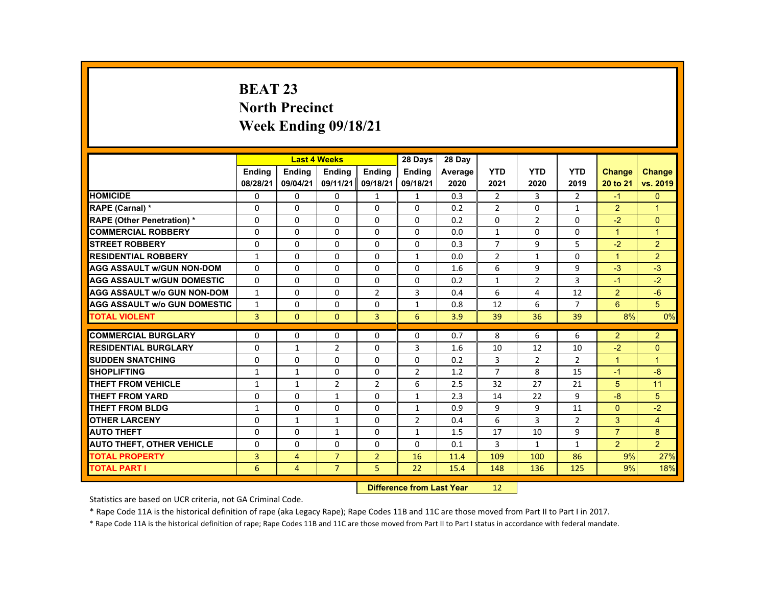# BEAT 23
## North Precinct
## Week Ending 09/18/21

| | Last 4 Weeks | | | | 28 Days | 28 Day | | | | | |
|---|---|---|---|---|---|---|---|---|---|---|---|
| | Ending 08/28/21 | Ending 09/04/21 | Ending 09/11/21 | Ending 09/18/21 | Ending 09/18/21 | Average 2020 | YTD 2021 | YTD 2020 | YTD 2019 | Change 20 to 21 | Change vs. 2019 |
| **HOMICIDE** | 0 | 0 | 0 | 1 | 1 | 0.3 | 2 | 3 | 2 | -1 | 0 |
| **RAPE (Carnal) *** | 0 | 0 | 0 | 0 | 0 | 0.2 | 2 | 0 | 1 | 2 | 1 |
| **RAPE (Other Penetration) *** | 0 | 0 | 0 | 0 | 0 | 0.2 | 0 | 2 | 0 | -2 | 0 |
| **COMMERCIAL ROBBERY** | 0 | 0 | 0 | 0 | 0 | 0.0 | 1 | 0 | 0 | 1 | 1 |
| **STREET ROBBERY** | 0 | 0 | 0 | 0 | 0 | 0.3 | 7 | 9 | 5 | -2 | 2 |
| **RESIDENTIAL ROBBERY** | 1 | 0 | 0 | 0 | 1 | 0.0 | 2 | 1 | 0 | 1 | 2 |
| **AGG ASSAULT w/GUN NON-DOM** | 0 | 0 | 0 | 0 | 0 | 1.6 | 6 | 9 | 9 | -3 | -3 |
| **AGG ASSAULT w/GUN DOMESTIC** | 0 | 0 | 0 | 0 | 0 | 0.2 | 1 | 2 | 3 | -1 | -2 |
| **AGG ASSAULT w/o GUN NON-DOM** | 1 | 0 | 0 | 2 | 3 | 0.4 | 6 | 4 | 12 | 2 | -6 |
| **AGG ASSAULT w/o GUN DOMESTIC** | 1 | 0 | 0 | 0 | 1 | 0.8 | 12 | 6 | 7 | 6 | 5 |
| **TOTAL VIOLENT** | 3 | 0 | 0 | 3 | 6 | 3.9 | 39 | 36 | 39 | 8% | 0% |
| **COMMERCIAL BURGLARY** | 0 | 0 | 0 | 0 | 0 | 0.7 | 8 | 6 | 6 | 2 | 2 |
| **RESIDENTIAL BURGLARY** | 0 | 1 | 2 | 0 | 3 | 1.6 | 10 | 12 | 10 | -2 | 0 |
| **SUDDEN SNATCHING** | 0 | 0 | 0 | 0 | 0 | 0.2 | 3 | 2 | 2 | 1 | 1 |
| **SHOPLIFTING** | 1 | 1 | 0 | 0 | 2 | 1.2 | 7 | 8 | 15 | -1 | -8 |
| **THEFT FROM VEHICLE** | 1 | 1 | 2 | 2 | 6 | 2.5 | 32 | 27 | 21 | 5 | 11 |
| **THEFT FROM YARD** | 0 | 0 | 1 | 0 | 1 | 2.3 | 14 | 22 | 9 | -8 | 5 |
| **THEFT FROM BLDG** | 1 | 0 | 0 | 0 | 1 | 0.9 | 9 | 9 | 11 | 0 | -2 |
| **OTHER LARCENY** | 0 | 1 | 1 | 0 | 2 | 0.4 | 6 | 3 | 2 | 3 | 4 |
| **AUTO THEFT** | 0 | 0 | 1 | 0 | 1 | 1.5 | 17 | 10 | 9 | 7 | 8 |
| **AUTO THEFT, OTHER VEHICLE** | 0 | 0 | 0 | 0 | 0 | 0.1 | 3 | 1 | 1 | 2 | 2 |
| **TOTAL PROPERTY** | 3 | 4 | 7 | 2 | 16 | 11.4 | 109 | 100 | 86 | 9% | 27% |
| **TOTAL PART I** | 6 | 4 | 7 | 5 | 22 | 15.4 | 148 | 136 | 125 | 9% | 18% |

**Difference from Last Year** 12

Statistics are based on UCR criteria, not GA Criminal Code.

* Rape Code 11A is the historical definition of rape (aka Legacy Rape); Rape Codes 11B and 11C are those moved from Part II to Part I in 2017.

* Rape Code 11A is the historical definition of rape; Rape Codes 11B and 11C are those moved from Part II to Part I status in accordance with federal mandate.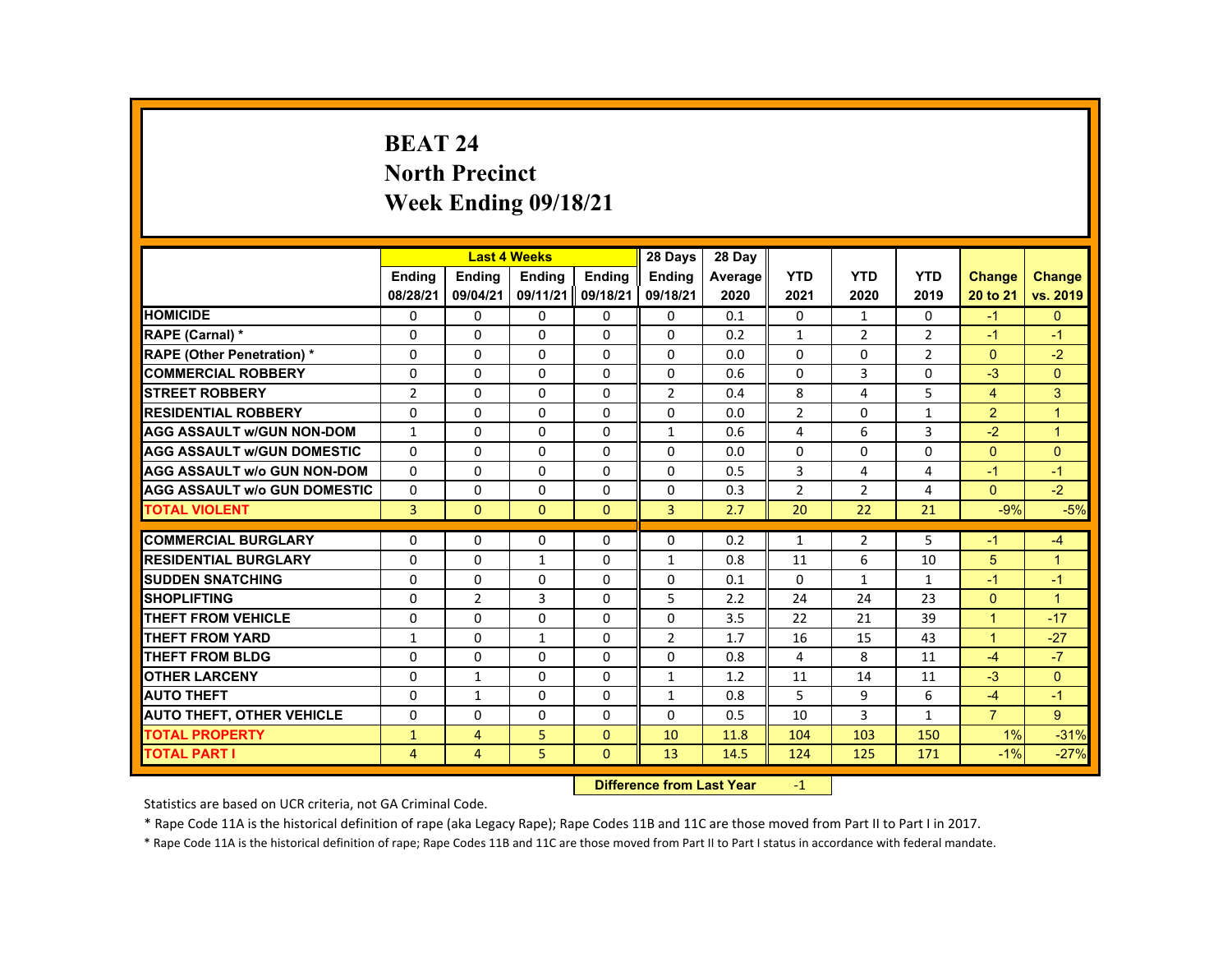# BEAT 24
## North Precinct
## Week Ending 09/18/21

| | Last 4 Weeks | | | | 28 Days | 28 Day | | | | | |
|---|---|---|---|---|---|---|---|---|---|---|---|
| | Ending 08/28/21 | Ending 09/04/21 | Ending 09/11/21 | Ending 09/18/21 | Ending 09/18/21 | Average 2020 | YTD 2021 | YTD 2020 | YTD 2019 | Change 20 to 21 | Change vs. 2019 |
| HOMICIDE | 0 | 0 | 0 | 0 | 0 | 0.1 | 0 | 1 | 0 | -1 | 0 |
| RAPE (Carnal) * | 0 | 0 | 0 | 0 | 0 | 0.2 | 1 | 2 | 2 | -1 | -1 |
| RAPE (Other Penetration) * | 0 | 0 | 0 | 0 | 0 | 0.0 | 0 | 0 | 2 | 0 | -2 |
| COMMERCIAL ROBBERY | 0 | 0 | 0 | 0 | 0 | 0.6 | 0 | 3 | 0 | -3 | 0 |
| STREET ROBBERY | 2 | 0 | 0 | 0 | 2 | 0.4 | 8 | 4 | 5 | 4 | 3 |
| RESIDENTIAL ROBBERY | 0 | 0 | 0 | 0 | 0 | 0.0 | 2 | 0 | 1 | 2 | 1 |
| AGG ASSAULT w/GUN NON-DOM | 1 | 0 | 0 | 0 | 1 | 0.6 | 4 | 6 | 3 | -2 | 1 |
| AGG ASSAULT w/GUN DOMESTIC | 0 | 0 | 0 | 0 | 0 | 0.0 | 0 | 0 | 0 | 0 | 0 |
| AGG ASSAULT w/o GUN NON-DOM | 0 | 0 | 0 | 0 | 0 | 0.5 | 3 | 4 | 4 | -1 | -1 |
| AGG ASSAULT w/o GUN DOMESTIC | 0 | 0 | 0 | 0 | 0 | 0.3 | 2 | 2 | 4 | 0 | -2 |
| TOTAL VIOLENT | 3 | 0 | 0 | 0 | 3 | 2.7 | 20 | 22 | 21 | -9% | -5% |
| COMMERCIAL BURGLARY | 0 | 0 | 0 | 0 | 0 | 0.2 | 1 | 2 | 5 | -1 | -4 |
| RESIDENTIAL BURGLARY | 0 | 0 | 1 | 0 | 1 | 0.8 | 11 | 6 | 10 | 5 | 1 |
| SUDDEN SNATCHING | 0 | 0 | 0 | 0 | 0 | 0.1 | 0 | 1 | 1 | -1 | -1 |
| SHOPLIFTING | 0 | 2 | 3 | 0 | 5 | 2.2 | 24 | 24 | 23 | 0 | 1 |
| THEFT FROM VEHICLE | 0 | 0 | 0 | 0 | 0 | 3.5 | 22 | 21 | 39 | 1 | -17 |
| THEFT FROM YARD | 1 | 0 | 1 | 0 | 2 | 1.7 | 16 | 15 | 43 | 1 | -27 |
| THEFT FROM BLDG | 0 | 0 | 0 | 0 | 0 | 0.8 | 4 | 8 | 11 | -4 | -7 |
| OTHER LARCENY | 0 | 1 | 0 | 0 | 1 | 1.2 | 11 | 14 | 11 | -3 | 0 |
| AUTO THEFT | 0 | 1 | 0 | 0 | 1 | 0.8 | 5 | 9 | 6 | -4 | -1 |
| AUTO THEFT, OTHER VEHICLE | 0 | 0 | 0 | 0 | 0 | 0.5 | 10 | 3 | 1 | 7 | 9 |
| TOTAL PROPERTY | 1 | 4 | 5 | 0 | 10 | 11.8 | 104 | 103 | 150 | 1% | -31% |
| TOTAL PART I | 4 | 4 | 5 | 0 | 13 | 14.5 | 124 | 125 | 171 | -1% | -27% |

**Difference from Last Year** -1

Statistics are based on UCR criteria, not GA Criminal Code.

* Rape Code 11A is the historical definition of rape (aka Legacy Rape); Rape Codes 11B and 11C are those moved from Part II to Part I in 2017.

* Rape Code 11A is the historical definition of rape; Rape Codes 11B and 11C are those moved from Part II to Part I status in accordance with federal mandate.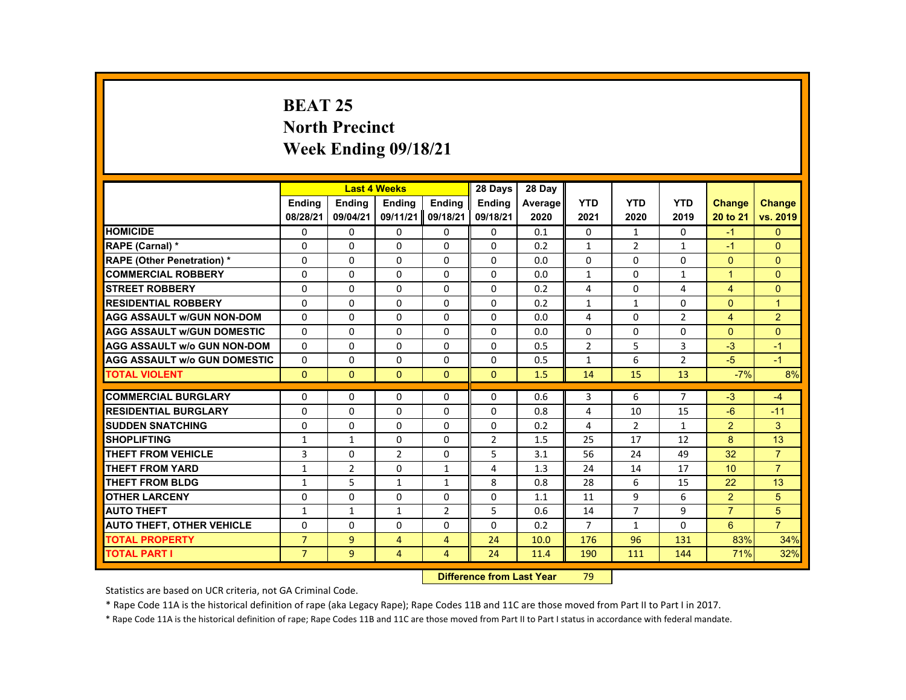# BEAT 25
## North Precinct
## Week Ending 09/18/21

| | Last 4 Weeks | | | | 28 Days | 28 Day | | | | | |
|---|---|---|---|---|---|---|---|---|---|---|---|
| | Ending 08/28/21 | Ending 09/04/21 | Ending 09/11/21 | Ending 09/18/21 | Ending 09/18/21 | Average 2020 | YTD 2021 | YTD 2020 | YTD 2019 | Change 20 to 21 | Change vs. 2019 |
| HOMICIDE | 0 | 0 | 0 | 0 | 0 | 0.1 | 0 | 1 | 0 | -1 | 0 |
| RAPE (Carnal) * | 0 | 0 | 0 | 0 | 0 | 0.2 | 1 | 2 | 1 | -1 | 0 |
| RAPE (Other Penetration) * | 0 | 0 | 0 | 0 | 0 | 0.0 | 0 | 0 | 0 | 0 | 0 |
| COMMERCIAL ROBBERY | 0 | 0 | 0 | 0 | 0 | 0.0 | 1 | 0 | 1 | 1 | 0 |
| STREET ROBBERY | 0 | 0 | 0 | 0 | 0 | 0.2 | 4 | 0 | 4 | 4 | 0 |
| RESIDENTIAL ROBBERY | 0 | 0 | 0 | 0 | 0 | 0.2 | 1 | 1 | 0 | 0 | 1 |
| AGG ASSAULT w/GUN NON-DOM | 0 | 0 | 0 | 0 | 0 | 0.0 | 4 | 0 | 2 | 4 | 2 |
| AGG ASSAULT w/GUN DOMESTIC | 0 | 0 | 0 | 0 | 0 | 0.0 | 0 | 0 | 0 | 0 | 0 |
| AGG ASSAULT w/o GUN NON-DOM | 0 | 0 | 0 | 0 | 0 | 0.5 | 2 | 5 | 3 | -3 | -1 |
| AGG ASSAULT w/o GUN DOMESTIC | 0 | 0 | 0 | 0 | 0 | 0.5 | 1 | 6 | 2 | -5 | -1 |
| TOTAL VIOLENT | 0 | 0 | 0 | 0 | 0 | 1.5 | 14 | 15 | 13 | -7% | 8% |
| COMMERCIAL BURGLARY | 0 | 0 | 0 | 0 | 0 | 0.6 | 3 | 6 | 7 | -3 | -4 |
| RESIDENTIAL BURGLARY | 0 | 0 | 0 | 0 | 0 | 0.8 | 4 | 10 | 15 | -6 | -11 |
| SUDDEN SNATCHING | 0 | 0 | 0 | 0 | 0 | 0.2 | 4 | 2 | 1 | 2 | 3 |
| SHOPLIFTING | 1 | 1 | 0 | 0 | 2 | 1.5 | 25 | 17 | 12 | 8 | 13 |
| THEFT FROM VEHICLE | 3 | 0 | 2 | 0 | 5 | 3.1 | 56 | 24 | 49 | 32 | 7 |
| THEFT FROM YARD | 1 | 2 | 0 | 1 | 4 | 1.3 | 24 | 14 | 17 | 10 | 7 |
| THEFT FROM BLDG | 1 | 5 | 1 | 1 | 8 | 0.8 | 28 | 6 | 15 | 22 | 13 |
| OTHER LARCENY | 0 | 0 | 0 | 0 | 0 | 1.1 | 11 | 9 | 6 | 2 | 5 |
| AUTO THEFT | 1 | 1 | 1 | 2 | 5 | 0.6 | 14 | 7 | 9 | 7 | 5 |
| AUTO THEFT, OTHER VEHICLE | 0 | 0 | 0 | 0 | 0 | 0.2 | 7 | 1 | 0 | 6 | 7 |
| TOTAL PROPERTY | 7 | 9 | 4 | 4 | 24 | 10.0 | 176 | 96 | 131 | 83% | 34% |
| TOTAL PART I | 7 | 9 | 4 | 4 | 24 | 11.4 | 190 | 111 | 144 | 71% | 32% |

**Difference from Last Year** 79

Statistics are based on UCR criteria, not GA Criminal Code.

* Rape Code 11A is the historical definition of rape (aka Legacy Rape); Rape Codes 11B and 11C are those moved from Part II to Part I in 2017.

* Rape Code 11A is the historical definition of rape; Rape Codes 11B and 11C are those moved from Part II to Part I status in accordance with federal mandate.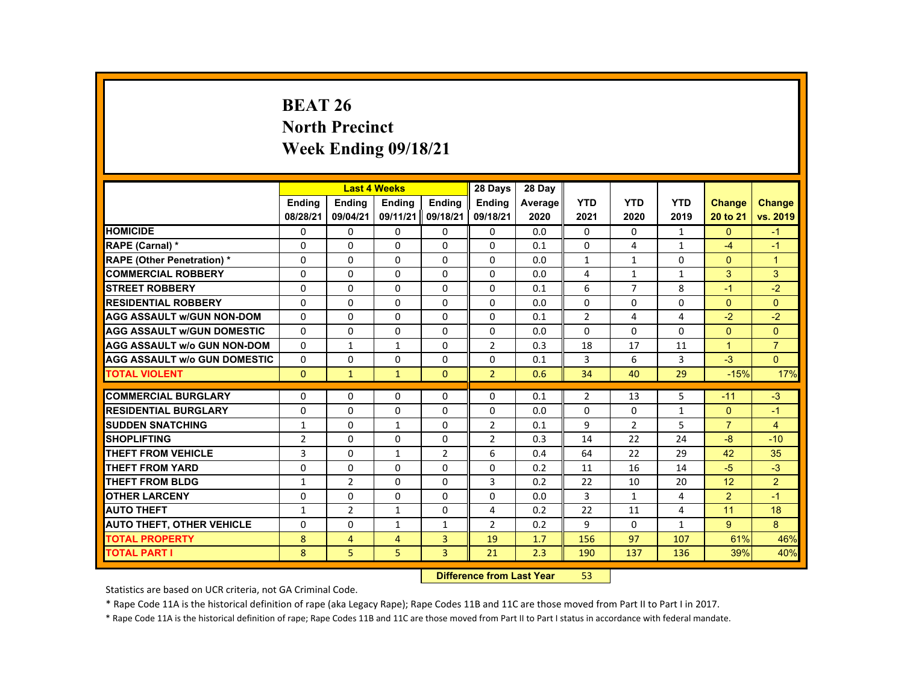# BEAT 26
## North Precinct
## Week Ending 09/18/21

| | Last 4 Weeks | | | | 28 Days | 28 Day | | | | | |
|---|---|---|---|---|---|---|---|---|---|---|---|
| | Ending 08/28/21 | Ending 09/04/21 | Ending 09/11/21 | Ending 09/18/21 | Ending 09/18/21 | Average 2020 | YTD 2021 | YTD 2020 | YTD 2019 | Change 20 to 21 | Change vs. 2019 |
| HOMICIDE | 0 | 0 | 0 | 0 | 0 | 0.0 | 0 | 0 | 1 | 0 | -1 |
| RAPE (Carnal) * | 0 | 0 | 0 | 0 | 0 | 0.1 | 0 | 4 | 1 | -4 | -1 |
| RAPE (Other Penetration) * | 0 | 0 | 0 | 0 | 0 | 0.0 | 1 | 1 | 0 | 0 | 1 |
| COMMERCIAL ROBBERY | 0 | 0 | 0 | 0 | 0 | 0.0 | 4 | 1 | 1 | 3 | 3 |
| STREET ROBBERY | 0 | 0 | 0 | 0 | 0 | 0.1 | 6 | 7 | 8 | -1 | -2 |
| RESIDENTIAL ROBBERY | 0 | 0 | 0 | 0 | 0 | 0.0 | 0 | 0 | 0 | 0 | 0 |
| AGG ASSAULT w/GUN NON-DOM | 0 | 0 | 0 | 0 | 0 | 0.1 | 2 | 4 | 4 | -2 | -2 |
| AGG ASSAULT w/GUN DOMESTIC | 0 | 0 | 0 | 0 | 0 | 0.0 | 0 | 0 | 0 | 0 | 0 |
| AGG ASSAULT w/o GUN NON-DOM | 0 | 1 | 1 | 0 | 2 | 0.3 | 18 | 17 | 11 | 1 | 7 |
| AGG ASSAULT w/o GUN DOMESTIC | 0 | 0 | 0 | 0 | 0 | 0.1 | 3 | 6 | 3 | -3 | 0 |
| TOTAL VIOLENT | 0 | 1 | 1 | 0 | 2 | 0.6 | 34 | 40 | 29 | -15% | 17% |
| COMMERCIAL BURGLARY | 0 | 0 | 0 | 0 | 0 | 0.1 | 2 | 13 | 5 | -11 | -3 |
| RESIDENTIAL BURGLARY | 0 | 0 | 0 | 0 | 0 | 0.0 | 0 | 0 | 1 | 0 | -1 |
| SUDDEN SNATCHING | 1 | 0 | 1 | 0 | 2 | 0.1 | 9 | 2 | 5 | 7 | 4 |
| SHOPLIFTING | 2 | 0 | 0 | 0 | 2 | 0.3 | 14 | 22 | 24 | -8 | -10 |
| THEFT FROM VEHICLE | 3 | 0 | 1 | 2 | 6 | 0.4 | 64 | 22 | 29 | 42 | 35 |
| THEFT FROM YARD | 0 | 0 | 0 | 0 | 0 | 0.2 | 11 | 16 | 14 | -5 | -3 |
| THEFT FROM BLDG | 1 | 2 | 0 | 0 | 3 | 0.2 | 22 | 10 | 20 | 12 | 2 |
| OTHER LARCENY | 0 | 0 | 0 | 0 | 0 | 0.0 | 3 | 1 | 4 | 2 | -1 |
| AUTO THEFT | 1 | 2 | 1 | 0 | 4 | 0.2 | 22 | 11 | 4 | 11 | 18 |
| AUTO THEFT, OTHER VEHICLE | 0 | 0 | 1 | 1 | 2 | 0.2 | 9 | 0 | 1 | 9 | 8 |
| TOTAL PROPERTY | 8 | 4 | 4 | 3 | 19 | 1.7 | 156 | 97 | 107 | 61% | 46% |
| TOTAL PART I | 8 | 5 | 5 | 3 | 21 | 2.3 | 190 | 137 | 136 | 39% | 40% |

**Difference from Last Year** 53

Statistics are based on UCR criteria, not GA Criminal Code.

* Rape Code 11A is the historical definition of rape (aka Legacy Rape); Rape Codes 11B and 11C are those moved from Part II to Part I in 2017.

* Rape Code 11A is the historical definition of rape; Rape Codes 11B and 11C are those moved from Part II to Part I status in accordance with federal mandate.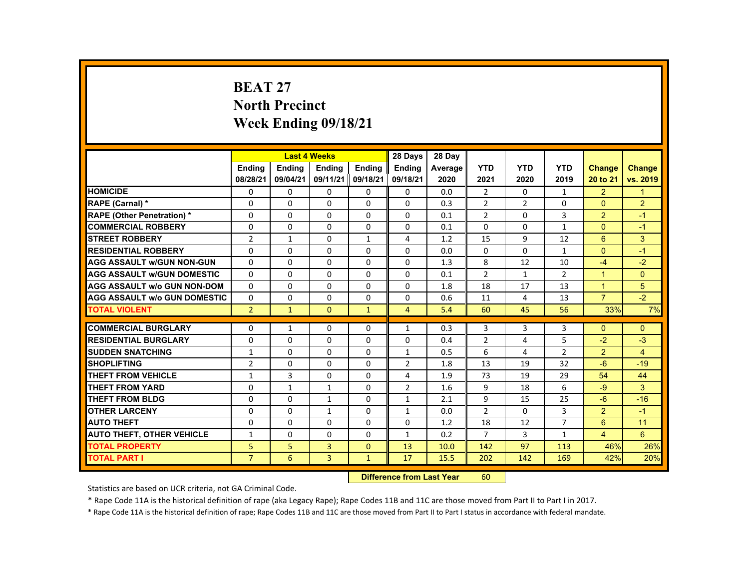# BEAT 27
## North Precinct
## Week Ending 09/18/21

| | Last 4 Weeks | | | | 28 Days | 28 Day | | | | | |
|---|---|---|---|---|---|---|---|---|---|---|---|
| | Ending 08/28/21 | Ending 09/04/21 | Ending 09/11/21 | Ending 09/18/21 | Ending 09/18/21 | Average 2020 | YTD 2021 | YTD 2020 | YTD 2019 | Change 20 to 21 | Change vs. 2019 |
| HOMICIDE | 0 | 0 | 0 | 0 | 0 | 0.0 | 2 | 0 | 1 | 2 | 1 |
| RAPE (Carnal) * | 0 | 0 | 0 | 0 | 0 | 0.3 | 2 | 2 | 0 | 0 | 2 |
| RAPE (Other Penetration) * | 0 | 0 | 0 | 0 | 0 | 0.1 | 2 | 0 | 3 | 2 | -1 |
| COMMERCIAL ROBBERY | 0 | 0 | 0 | 0 | 0 | 0.1 | 0 | 0 | 1 | 0 | -1 |
| STREET ROBBERY | 2 | 1 | 0 | 1 | 4 | 1.2 | 15 | 9 | 12 | 6 | 3 |
| RESIDENTIAL ROBBERY | 0 | 0 | 0 | 0 | 0 | 0.0 | 0 | 0 | 1 | 0 | -1 |
| AGG ASSAULT w/GUN NON-GUN | 0 | 0 | 0 | 0 | 0 | 1.3 | 8 | 12 | 10 | -4 | -2 |
| AGG ASSAULT w/GUN DOMESTIC | 0 | 0 | 0 | 0 | 0 | 0.1 | 2 | 1 | 2 | 1 | 0 |
| AGG ASSAULT w/o GUN NON-DOM | 0 | 0 | 0 | 0 | 0 | 1.8 | 18 | 17 | 13 | 1 | 5 |
| AGG ASSAULT w/o GUN DOMESTIC | 0 | 0 | 0 | 0 | 0 | 0.6 | 11 | 4 | 13 | 7 | -2 |
| TOTAL VIOLENT | 2 | 1 | 0 | 1 | 4 | 5.4 | 60 | 45 | 56 | 33% | 7% |
| COMMERCIAL BURGLARY | 0 | 1 | 0 | 0 | 1 | 0.3 | 3 | 3 | 3 | 0 | 0 |
| RESIDENTIAL BURGLARY | 0 | 0 | 0 | 0 | 0 | 0.4 | 2 | 4 | 5 | -2 | -3 |
| SUDDEN SNATCHING | 1 | 0 | 0 | 0 | 1 | 0.5 | 6 | 4 | 2 | 2 | 4 |
| SHOPLIFTING | 2 | 0 | 0 | 0 | 2 | 1.8 | 13 | 19 | 32 | -6 | -19 |
| THEFT FROM VEHICLE | 1 | 3 | 0 | 0 | 4 | 1.9 | 73 | 19 | 29 | 54 | 44 |
| THEFT FROM YARD | 0 | 1 | 1 | 0 | 2 | 1.6 | 9 | 18 | 6 | -9 | 3 |
| THEFT FROM BLDG | 0 | 0 | 1 | 0 | 1 | 2.1 | 9 | 15 | 25 | -6 | -16 |
| OTHER LARCENY | 0 | 0 | 1 | 0 | 1 | 0.0 | 2 | 0 | 3 | 2 | -1 |
| AUTO THEFT | 0 | 0 | 0 | 0 | 0 | 1.2 | 18 | 12 | 7 | 6 | 11 |
| AUTO THEFT, OTHER VEHICLE | 1 | 0 | 0 | 0 | 1 | 0.2 | 7 | 3 | 1 | 4 | 6 |
| TOTAL PROPERTY | 5 | 5 | 3 | 0 | 13 | 10.0 | 142 | 97 | 113 | 46% | 26% |
| TOTAL PART I | 7 | 6 | 3 | 1 | 17 | 15.5 | 202 | 142 | 169 | 42% | 20% |

**Difference from Last Year** 60

Statistics are based on UCR criteria, not GA Criminal Code.

* Rape Code 11A is the historical definition of rape (aka Legacy Rape); Rape Codes 11B and 11C are those moved from Part II to Part I in 2017.

* Rape Code 11A is the historical definition of rape; Rape Codes 11B and 11C are those moved from Part II to Part I status in accordance with federal mandate.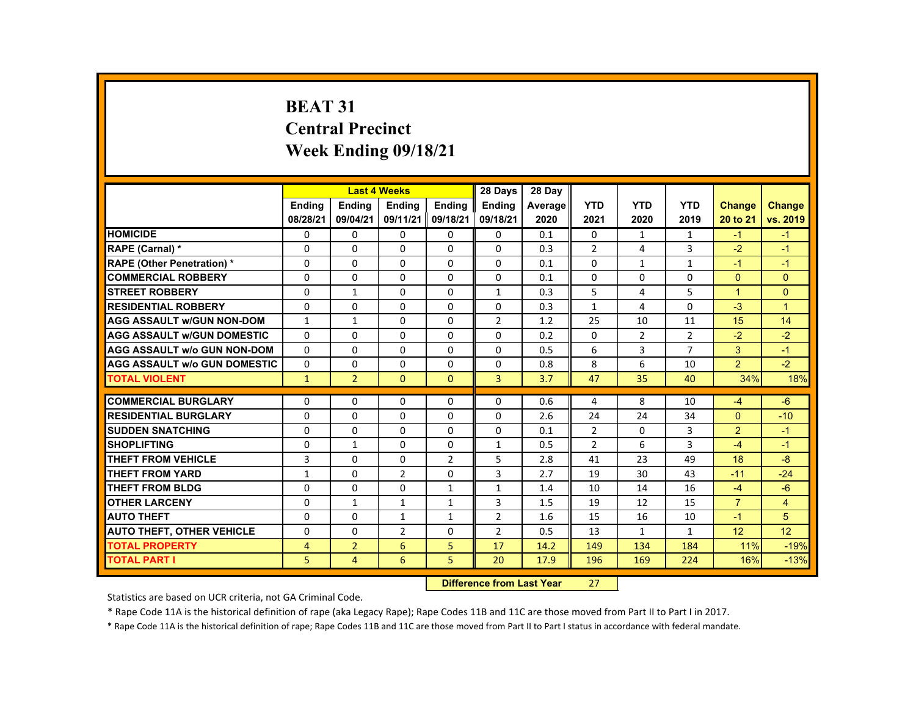# BEAT 31
## Central Precinct
## Week Ending 09/18/21

| | Last 4 Weeks | | | | 28 Days | 28 Day | | | | | |
|---|---|---|---|---|---|---|---|---|---|---|---|
| | Ending 08/28/21 | Ending 09/04/21 | Ending 09/11/21 | Ending 09/18/21 | Ending 09/18/21 | Average 2020 | YTD 2021 | YTD 2020 | YTD 2019 | Change 20 to 21 | Change vs. 2019 |
| HOMICIDE | 0 | 0 | 0 | 0 | 0 | 0.1 | 0 | 1 | 1 | -1 | -1 |
| RAPE (Carnal) * | 0 | 0 | 0 | 0 | 0 | 0.3 | 2 | 4 | 3 | -2 | -1 |
| RAPE (Other Penetration) * | 0 | 0 | 0 | 0 | 0 | 0.1 | 0 | 1 | 1 | -1 | -1 |
| COMMERCIAL ROBBERY | 0 | 0 | 0 | 0 | 0 | 0.1 | 0 | 0 | 0 | 0 | 0 |
| STREET ROBBERY | 0 | 1 | 0 | 0 | 1 | 0.3 | 5 | 4 | 5 | 1 | 0 |
| RESIDENTIAL ROBBERY | 0 | 0 | 0 | 0 | 0 | 0.3 | 1 | 4 | 0 | -3 | 1 |
| AGG ASSAULT w/GUN NON-DOM | 1 | 1 | 0 | 0 | 2 | 1.2 | 25 | 10 | 11 | 15 | 14 |
| AGG ASSAULT w/GUN DOMESTIC | 0 | 0 | 0 | 0 | 0 | 0.2 | 0 | 2 | 2 | -2 | -2 |
| AGG ASSAULT w/o GUN NON-DOM | 0 | 0 | 0 | 0 | 0 | 0.5 | 6 | 3 | 7 | 3 | -1 |
| AGG ASSAULT w/o GUN DOMESTIC | 0 | 0 | 0 | 0 | 0 | 0.8 | 8 | 6 | 10 | 2 | -2 |
| TOTAL VIOLENT | 1 | 2 | 0 | 0 | 3 | 3.7 | 47 | 35 | 40 | 34% | 18% |
| COMMERCIAL BURGLARY | 0 | 0 | 0 | 0 | 0 | 0.6 | 4 | 8 | 10 | -4 | -6 |
| RESIDENTIAL BURGLARY | 0 | 0 | 0 | 0 | 0 | 2.6 | 24 | 24 | 34 | 0 | -10 |
| SUDDEN SNATCHING | 0 | 0 | 0 | 0 | 0 | 0.1 | 2 | 0 | 3 | 2 | -1 |
| SHOPLIFTING | 0 | 1 | 0 | 0 | 1 | 0.5 | 2 | 6 | 3 | -4 | -1 |
| THEFT FROM VEHICLE | 3 | 0 | 0 | 2 | 5 | 2.8 | 41 | 23 | 49 | 18 | -8 |
| THEFT FROM YARD | 1 | 0 | 2 | 0 | 3 | 2.7 | 19 | 30 | 43 | -11 | -24 |
| THEFT FROM BLDG | 0 | 0 | 0 | 1 | 1 | 1.4 | 10 | 14 | 16 | -4 | -6 |
| OTHER LARCENY | 0 | 1 | 1 | 1 | 3 | 1.5 | 19 | 12 | 15 | 7 | 4 |
| AUTO THEFT | 0 | 0 | 1 | 1 | 2 | 1.6 | 15 | 16 | 10 | -1 | 5 |
| AUTO THEFT, OTHER VEHICLE | 0 | 0 | 2 | 0 | 2 | 0.5 | 13 | 1 | 1 | 12 | 12 |
| TOTAL PROPERTY | 4 | 2 | 6 | 5 | 17 | 14.2 | 149 | 134 | 184 | 11% | -19% |
| TOTAL PART I | 5 | 4 | 6 | 5 | 20 | 17.9 | 196 | 169 | 224 | 16% | -13% |

**Difference from Last Year** 27

Statistics are based on UCR criteria, not GA Criminal Code.

* Rape Code 11A is the historical definition of rape (aka Legacy Rape); Rape Codes 11B and 11C are those moved from Part II to Part I in 2017.

* Rape Code 11A is the historical definition of rape; Rape Codes 11B and 11C are those moved from Part II to Part I status in accordance with federal mandate.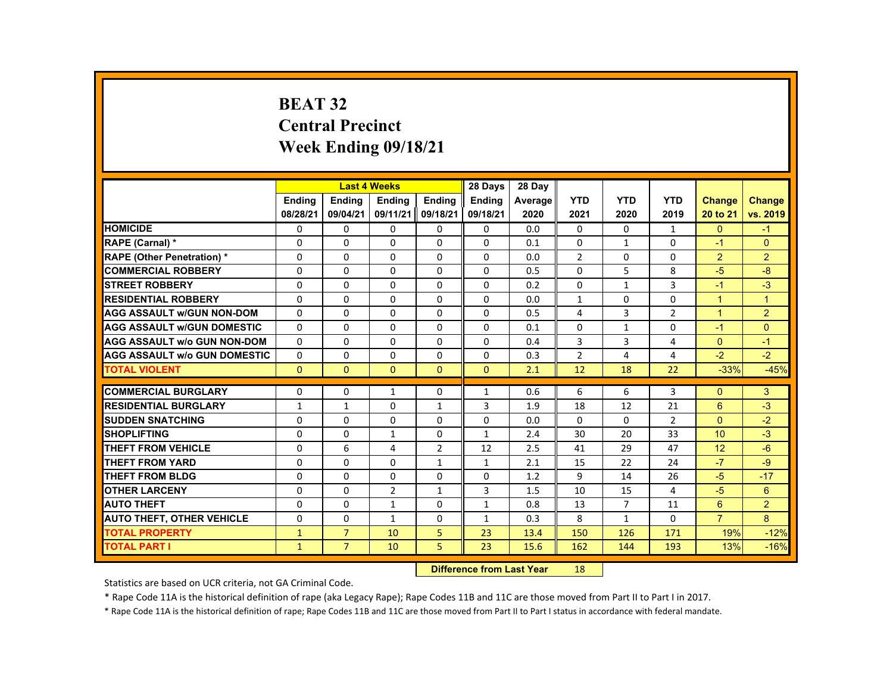# BEAT 32
## Central Precinct
## Week Ending 09/18/21

| | Last 4 Weeks | | | | 28 Days | 28 Day | | | | | |
|---|---|---|---|---|---|---|---|---|---|---|---|
| | Ending 08/28/21 | Ending 09/04/21 | Ending 09/11/21 | Ending 09/18/21 | Ending 09/18/21 | Average 2020 | YTD 2021 | YTD 2020 | YTD 2019 | Change 20 to 21 | Change vs. 2019 |
| HOMICIDE | 0 | 0 | 0 | 0 | 0 | 0.0 | 0 | 0 | 1 | 0 | -1 |
| RAPE (Carnal) * | 0 | 0 | 0 | 0 | 0 | 0.1 | 0 | 1 | 0 | -1 | 0 |
| RAPE (Other Penetration) * | 0 | 0 | 0 | 0 | 0 | 0.0 | 2 | 0 | 0 | 2 | 2 |
| COMMERCIAL ROBBERY | 0 | 0 | 0 | 0 | 0 | 0.5 | 0 | 5 | 8 | -5 | -8 |
| STREET ROBBERY | 0 | 0 | 0 | 0 | 0 | 0.2 | 0 | 1 | 3 | -1 | -3 |
| RESIDENTIAL ROBBERY | 0 | 0 | 0 | 0 | 0 | 0.0 | 1 | 0 | 0 | 1 | 1 |
| AGG ASSAULT w/GUN NON-DOM | 0 | 0 | 0 | 0 | 0 | 0.5 | 4 | 3 | 2 | 1 | 2 |
| AGG ASSAULT w/GUN DOMESTIC | 0 | 0 | 0 | 0 | 0 | 0.1 | 0 | 1 | 0 | -1 | 0 |
| AGG ASSAULT w/o GUN NON-DOM | 0 | 0 | 0 | 0 | 0 | 0.4 | 3 | 3 | 4 | 0 | -1 |
| AGG ASSAULT w/o GUN DOMESTIC | 0 | 0 | 0 | 0 | 0 | 0.3 | 2 | 4 | 4 | -2 | -2 |
| TOTAL VIOLENT | 0 | 0 | 0 | 0 | 0 | 2.1 | 12 | 18 | 22 | -33% | -45% |
| COMMERCIAL BURGLARY | 0 | 0 | 1 | 0 | 1 | 0.6 | 6 | 6 | 3 | 0 | 3 |
| RESIDENTIAL BURGLARY | 1 | 1 | 0 | 1 | 3 | 1.9 | 18 | 12 | 21 | 6 | -3 |
| SUDDEN SNATCHING | 0 | 0 | 0 | 0 | 0 | 0.0 | 0 | 0 | 2 | 0 | -2 |
| SHOPLIFTING | 0 | 0 | 1 | 0 | 1 | 2.4 | 30 | 20 | 33 | 10 | -3 |
| THEFT FROM VEHICLE | 0 | 6 | 4 | 2 | 12 | 2.5 | 41 | 29 | 47 | 12 | -6 |
| THEFT FROM YARD | 0 | 0 | 0 | 1 | 1 | 2.1 | 15 | 22 | 24 | -7 | -9 |
| THEFT FROM BLDG | 0 | 0 | 0 | 0 | 0 | 1.2 | 9 | 14 | 26 | -5 | -17 |
| OTHER LARCENY | 0 | 0 | 2 | 1 | 3 | 1.5 | 10 | 15 | 4 | -5 | 6 |
| AUTO THEFT | 0 | 0 | 1 | 0 | 1 | 0.8 | 13 | 7 | 11 | 6 | 2 |
| AUTO THEFT, OTHER VEHICLE | 0 | 0 | 1 | 0 | 1 | 0.3 | 8 | 1 | 0 | 7 | 8 |
| TOTAL PROPERTY | 1 | 7 | 10 | 5 | 23 | 13.4 | 150 | 126 | 171 | 19% | -12% |
| TOTAL PART I | 1 | 7 | 10 | 5 | 23 | 15.6 | 162 | 144 | 193 | 13% | -16% |

**Difference from Last Year** 18

Statistics are based on UCR criteria, not GA Criminal Code.

* Rape Code 11A is the historical definition of rape (aka Legacy Rape); Rape Codes 11B and 11C are those moved from Part II to Part I in 2017.

* Rape Code 11A is the historical definition of rape; Rape Codes 11B and 11C are those moved from Part II to Part I status in accordance with federal mandate.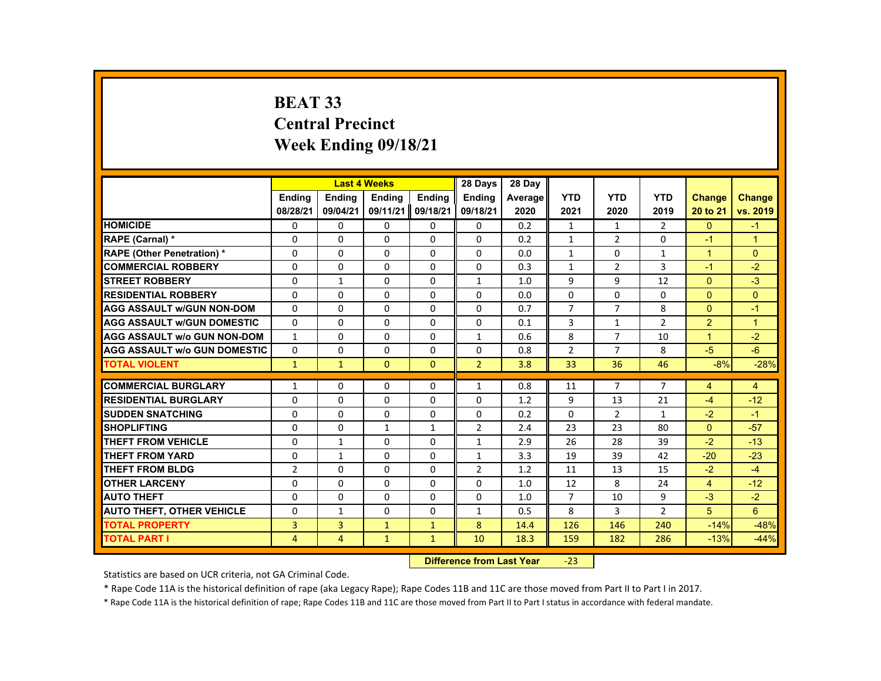# BEAT 33
# Central Precinct
# Week Ending 09/18/21

| | Last 4 Weeks | | | | 28 Days | 28 Day | | | | | |
|---|---|---|---|---|---|---|---|---|---|---|---|
| | Ending 08/28/21 | Ending 09/04/21 | Ending 09/11/21 | Ending 09/18/21 | Ending 09/18/21 | Average 2020 | YTD 2021 | YTD 2020 | YTD 2019 | Change 20 to 21 | Change vs. 2019 |
| **HOMICIDE** | 0 | 0 | 0 | 0 | 0 | 0.2 | 1 | 1 | 2 | 0 | -1 |
| **RAPE (Carnal) *** | 0 | 0 | 0 | 0 | 0 | 0.2 | 1 | 2 | 0 | -1 | 1 |
| **RAPE (Other Penetration) *** | 0 | 0 | 0 | 0 | 0 | 0.0 | 1 | 0 | 1 | 1 | 0 |
| **COMMERCIAL ROBBERY** | 0 | 0 | 0 | 0 | 0 | 0.3 | 1 | 2 | 3 | -1 | -2 |
| **STREET ROBBERY** | 0 | 1 | 0 | 0 | 1 | 1.0 | 9 | 9 | 12 | 0 | -3 |
| **RESIDENTIAL ROBBERY** | 0 | 0 | 0 | 0 | 0 | 0.0 | 0 | 0 | 0 | 0 | 0 |
| **AGG ASSAULT w/GUN NON-DOM** | 0 | 0 | 0 | 0 | 0 | 0.7 | 7 | 7 | 8 | 0 | -1 |
| **AGG ASSAULT w/GUN DOMESTIC** | 0 | 0 | 0 | 0 | 0 | 0.1 | 3 | 1 | 2 | 2 | 1 |
| **AGG ASSAULT w/o GUN NON-DOM** | 1 | 0 | 0 | 0 | 1 | 0.6 | 8 | 7 | 10 | 1 | -2 |
| **AGG ASSAULT w/o GUN DOMESTIC** | 0 | 0 | 0 | 0 | 0 | 0.8 | 2 | 7 | 8 | -5 | -6 |
| **TOTAL VIOLENT** | 1 | 1 | 0 | 0 | 2 | 3.8 | 33 | 36 | 46 | -8% | -28% |
| **COMMERCIAL BURGLARY** | 1 | 0 | 0 | 0 | 1 | 0.8 | 11 | 7 | 7 | 4 | 4 |
| **RESIDENTIAL BURGLARY** | 0 | 0 | 0 | 0 | 0 | 1.2 | 9 | 13 | 21 | -4 | -12 |
| **SUDDEN SNATCHING** | 0 | 0 | 0 | 0 | 0 | 0.2 | 0 | 2 | 1 | -2 | -1 |
| **SHOPLIFTING** | 0 | 0 | 1 | 1 | 2 | 2.4 | 23 | 23 | 80 | 0 | -57 |
| **THEFT FROM VEHICLE** | 0 | 1 | 0 | 0 | 1 | 2.9 | 26 | 28 | 39 | -2 | -13 |
| **THEFT FROM YARD** | 0 | 1 | 0 | 0 | 1 | 3.3 | 19 | 39 | 42 | -20 | -23 |
| **THEFT FROM BLDG** | 2 | 0 | 0 | 0 | 2 | 1.2 | 11 | 13 | 15 | -2 | -4 |
| **OTHER LARCENY** | 0 | 0 | 0 | 0 | 0 | 1.0 | 12 | 8 | 24 | 4 | -12 |
| **AUTO THEFT** | 0 | 0 | 0 | 0 | 0 | 1.0 | 7 | 10 | 9 | -3 | -2 |
| **AUTO THEFT, OTHER VEHICLE** | 0 | 1 | 0 | 0 | 1 | 0.5 | 8 | 3 | 2 | 5 | 6 |
| **TOTAL PROPERTY** | 3 | 3 | 1 | 1 | 8 | 14.4 | 126 | 146 | 240 | -14% | -48% |
| **TOTAL PART I** | 4 | 4 | 1 | 1 | 10 | 18.3 | 159 | 182 | 286 | -13% | -44% |

**Difference from Last Year** -23

Statistics are based on UCR criteria, not GA Criminal Code.

* Rape Code 11A is the historical definition of rape (aka Legacy Rape); Rape Codes 11B and 11C are those moved from Part II to Part I in 2017.

* Rape Code 11A is the historical definition of rape; Rape Codes 11B and 11C are those moved from Part II to Part I status in accordance with federal mandate.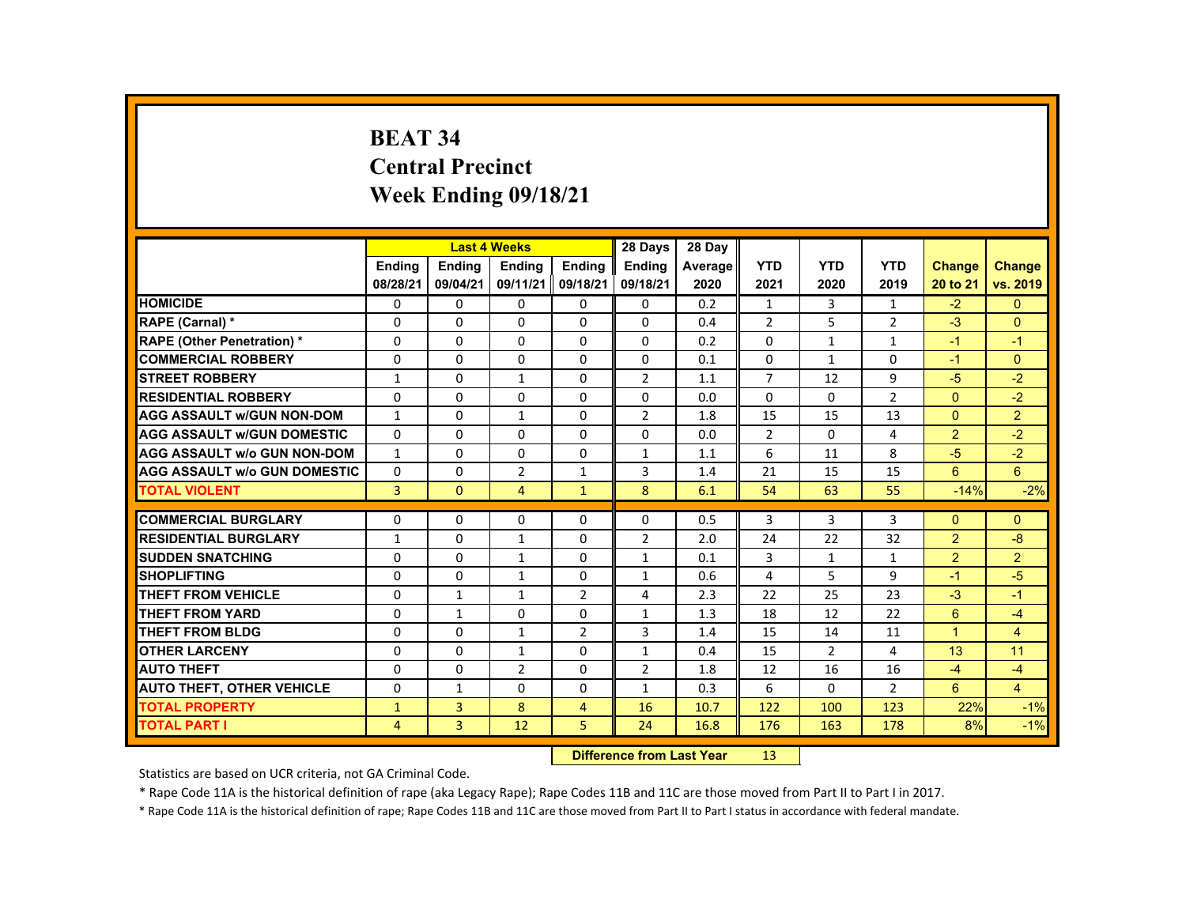# BEAT 34
## Central Precinct
## Week Ending 09/18/21

| | Last 4 Weeks | | | | 28 Days | 28 Day | | | | | |
|---|---|---|---|---|---|---|---|---|---|---|---|
| | Ending 08/28/21 | Ending 09/04/21 | Ending 09/11/21 | Ending 09/18/21 | Ending 09/18/21 | Average 2020 | YTD 2021 | YTD 2020 | YTD 2019 | Change 20 to 21 | Change vs. 2019 |
| HOMICIDE | 0 | 0 | 0 | 0 | 0 | 0.2 | 1 | 3 | 1 | -2 | 0 |
| RAPE (Carnal) * | 0 | 0 | 0 | 0 | 0 | 0.4 | 2 | 5 | 2 | -3 | 0 |
| RAPE (Other Penetration) * | 0 | 0 | 0 | 0 | 0 | 0.2 | 0 | 1 | 1 | -1 | -1 |
| COMMERCIAL ROBBERY | 0 | 0 | 0 | 0 | 0 | 0.1 | 0 | 1 | 0 | -1 | 0 |
| STREET ROBBERY | 1 | 0 | 1 | 0 | 2 | 1.1 | 7 | 12 | 9 | -5 | -2 |
| RESIDENTIAL ROBBERY | 0 | 0 | 0 | 0 | 0 | 0.0 | 0 | 0 | 2 | 0 | -2 |
| AGG ASSAULT w/GUN NON-DOM | 1 | 0 | 1 | 0 | 2 | 1.8 | 15 | 15 | 13 | 0 | 2 |
| AGG ASSAULT w/GUN DOMESTIC | 0 | 0 | 0 | 0 | 0 | 0.0 | 2 | 0 | 4 | 2 | -2 |
| AGG ASSAULT w/o GUN NON-DOM | 1 | 0 | 0 | 0 | 1 | 1.1 | 6 | 11 | 8 | -5 | -2 |
| AGG ASSAULT w/o GUN DOMESTIC | 0 | 0 | 2 | 1 | 3 | 1.4 | 21 | 15 | 15 | 6 | 6 |
| TOTAL VIOLENT | 3 | 0 | 4 | 1 | 8 | 6.1 | 54 | 63 | 55 | -14% | -2% |
| COMMERCIAL BURGLARY | 0 | 0 | 0 | 0 | 0 | 0.5 | 3 | 3 | 3 | 0 | 0 |
| RESIDENTIAL BURGLARY | 1 | 0 | 1 | 0 | 2 | 2.0 | 24 | 22 | 32 | 2 | -8 |
| SUDDEN SNATCHING | 0 | 0 | 1 | 0 | 1 | 0.1 | 3 | 1 | 1 | 2 | 2 |
| SHOPLIFTING | 0 | 0 | 1 | 0 | 1 | 0.6 | 4 | 5 | 9 | -1 | -5 |
| THEFT FROM VEHICLE | 0 | 1 | 1 | 2 | 4 | 2.3 | 22 | 25 | 23 | -3 | -1 |
| THEFT FROM YARD | 0 | 1 | 0 | 0 | 1 | 1.3 | 18 | 12 | 22 | 6 | -4 |
| THEFT FROM BLDG | 0 | 0 | 1 | 2 | 3 | 1.4 | 15 | 14 | 11 | 1 | 4 |
| OTHER LARCENY | 0 | 0 | 1 | 0 | 1 | 0.4 | 15 | 2 | 4 | 13 | 11 |
| AUTO THEFT | 0 | 0 | 2 | 0 | 2 | 1.8 | 12 | 16 | 16 | -4 | -4 |
| AUTO THEFT, OTHER VEHICLE | 0 | 1 | 0 | 0 | 1 | 0.3 | 6 | 0 | 2 | 6 | 4 |
| TOTAL PROPERTY | 1 | 3 | 8 | 4 | 16 | 10.7 | 122 | 100 | 123 | 22% | -1% |
| TOTAL PART I | 4 | 3 | 12 | 5 | 24 | 16.8 | 176 | 163 | 178 | 8% | -1% |

**Difference from Last Year** 13

Statistics are based on UCR criteria, not GA Criminal Code.

* Rape Code 11A is the historical definition of rape (aka Legacy Rape); Rape Codes 11B and 11C are those moved from Part II to Part I in 2017.

* Rape Code 11A is the historical definition of rape; Rape Codes 11B and 11C are those moved from Part II to Part I status in accordance with federal mandate.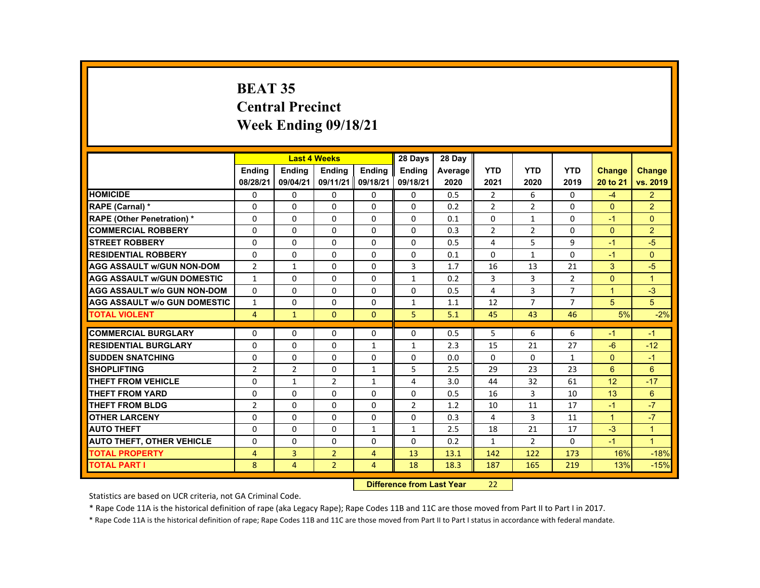# BEAT 35
## Central Precinct
## Week Ending 09/18/21

| | Last 4 Weeks | | | | 28 Days | 28 Day | | | | | |
|---|---|---|---|---|---|---|---|---|---|---|---|
| | Ending 08/28/21 | Ending 09/04/21 | Ending 09/11/21 | Ending 09/18/21 | Ending 09/18/21 | Average 2020 | YTD 2021 | YTD 2020 | YTD 2019 | Change 20 to 21 | Change vs. 2019 |
| HOMICIDE | 0 | 0 | 0 | 0 | 0 | 0.5 | 2 | 6 | 0 | -4 | 2 |
| RAPE (Carnal) * | 0 | 0 | 0 | 0 | 0 | 0.2 | 2 | 2 | 0 | 0 | 2 |
| RAPE (Other Penetration) * | 0 | 0 | 0 | 0 | 0 | 0.1 | 0 | 1 | 0 | -1 | 0 |
| COMMERCIAL ROBBERY | 0 | 0 | 0 | 0 | 0 | 0.3 | 2 | 2 | 0 | 0 | 2 |
| STREET ROBBERY | 0 | 0 | 0 | 0 | 0 | 0.5 | 4 | 5 | 9 | -1 | -5 |
| RESIDENTIAL ROBBERY | 0 | 0 | 0 | 0 | 0 | 0.1 | 0 | 1 | 0 | -1 | 0 |
| AGG ASSAULT w/GUN NON-DOM | 2 | 1 | 0 | 0 | 3 | 1.7 | 16 | 13 | 21 | 3 | -5 |
| AGG ASSAULT w/GUN DOMESTIC | 1 | 0 | 0 | 0 | 1 | 0.2 | 3 | 3 | 2 | 0 | 1 |
| AGG ASSAULT w/o GUN NON-DOM | 0 | 0 | 0 | 0 | 0 | 0.5 | 4 | 3 | 7 | 1 | -3 |
| AGG ASSAULT w/o GUN DOMESTIC | 1 | 0 | 0 | 0 | 1 | 1.1 | 12 | 7 | 7 | 5 | 5 |
| TOTAL VIOLENT | 4 | 1 | 0 | 0 | 5 | 5.1 | 45 | 43 | 46 | 5% | -2% |
| COMMERCIAL BURGLARY | 0 | 0 | 0 | 0 | 0 | 0.5 | 5 | 6 | 6 | -1 | -1 |
| RESIDENTIAL BURGLARY | 0 | 0 | 0 | 1 | 1 | 2.3 | 15 | 21 | 27 | -6 | -12 |
| SUDDEN SNATCHING | 0 | 0 | 0 | 0 | 0 | 0.0 | 0 | 0 | 1 | 0 | -1 |
| SHOPLIFTING | 2 | 2 | 0 | 1 | 5 | 2.5 | 29 | 23 | 23 | 6 | 6 |
| THEFT FROM VEHICLE | 0 | 1 | 2 | 1 | 4 | 3.0 | 44 | 32 | 61 | 12 | -17 |
| THEFT FROM YARD | 0 | 0 | 0 | 0 | 0 | 0.5 | 16 | 3 | 10 | 13 | 6 |
| THEFT FROM BLDG | 2 | 0 | 0 | 0 | 2 | 1.2 | 10 | 11 | 17 | -1 | -7 |
| OTHER LARCENY | 0 | 0 | 0 | 0 | 0 | 0.3 | 4 | 3 | 11 | 1 | -7 |
| AUTO THEFT | 0 | 0 | 0 | 1 | 1 | 2.5 | 18 | 21 | 17 | -3 | 1 |
| AUTO THEFT, OTHER VEHICLE | 0 | 0 | 0 | 0 | 0 | 0.2 | 1 | 2 | 0 | -1 | 1 |
| TOTAL PROPERTY | 4 | 3 | 2 | 4 | 13 | 13.1 | 142 | 122 | 173 | 16% | -18% |
| TOTAL PART I | 8 | 4 | 2 | 4 | 18 | 18.3 | 187 | 165 | 219 | 13% | -15% |

**Difference from Last Year** 22

Statistics are based on UCR criteria, not GA Criminal Code.

* Rape Code 11A is the historical definition of rape (aka Legacy Rape); Rape Codes 11B and 11C are those moved from Part II to Part I in 2017.

* Rape Code 11A is the historical definition of rape; Rape Codes 11B and 11C are those moved from Part II to Part I status in accordance with federal mandate.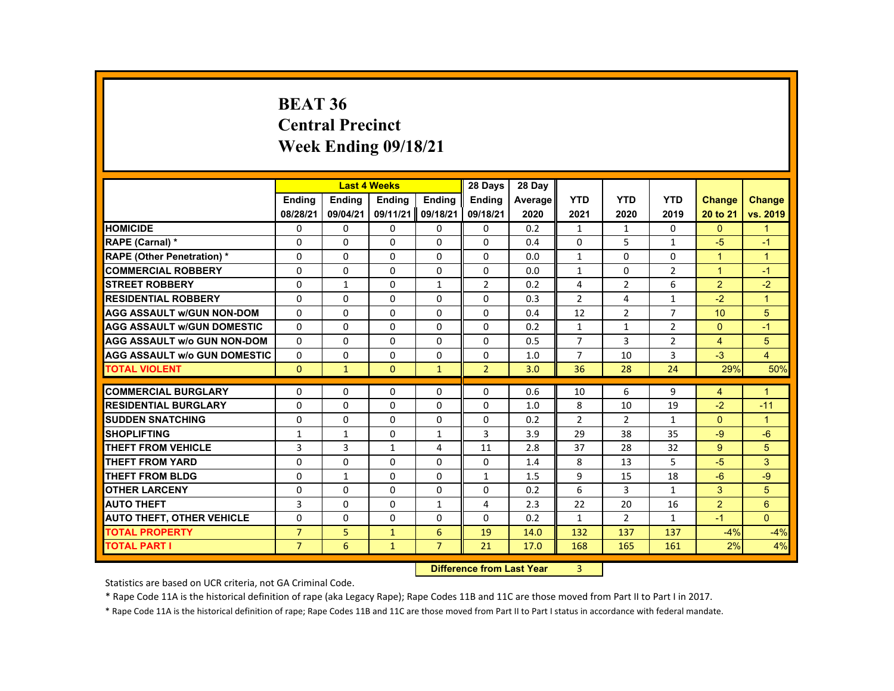# BEAT 36
## Central Precinct
## Week Ending 09/18/21

| | Last 4 Weeks | | | | 28 Days | 28 Day | | | | | |
|---|---|---|---|---|---|---|---|---|---|---|---|
| | Ending 08/28/21 | Ending 09/04/21 | Ending 09/11/21 | Ending 09/18/21 | Ending 09/18/21 | Average 2020 | YTD 2021 | YTD 2020 | YTD 2019 | Change 20 to 21 | Change vs. 2019 |
| HOMICIDE | 0 | 0 | 0 | 0 | 0 | 0.2 | 1 | 1 | 0 | 0 | 1 |
| RAPE (Carnal) * | 0 | 0 | 0 | 0 | 0 | 0.4 | 0 | 5 | 1 | -5 | -1 |
| RAPE (Other Penetration) * | 0 | 0 | 0 | 0 | 0 | 0.0 | 1 | 0 | 0 | 1 | 1 |
| COMMERCIAL ROBBERY | 0 | 0 | 0 | 0 | 0 | 0.0 | 1 | 0 | 2 | 1 | -1 |
| STREET ROBBERY | 0 | 1 | 0 | 1 | 2 | 0.2 | 4 | 2 | 6 | 2 | -2 |
| RESIDENTIAL ROBBERY | 0 | 0 | 0 | 0 | 0 | 0.3 | 2 | 4 | 1 | -2 | 1 |
| AGG ASSAULT w/GUN NON-DOM | 0 | 0 | 0 | 0 | 0 | 0.4 | 12 | 2 | 7 | 10 | 5 |
| AGG ASSAULT w/GUN DOMESTIC | 0 | 0 | 0 | 0 | 0 | 0.2 | 1 | 1 | 2 | 0 | -1 |
| AGG ASSAULT w/o GUN NON-DOM | 0 | 0 | 0 | 0 | 0 | 0.5 | 7 | 3 | 2 | 4 | 5 |
| AGG ASSAULT w/o GUN DOMESTIC | 0 | 0 | 0 | 0 | 0 | 1.0 | 7 | 10 | 3 | -3 | 4 |
| TOTAL VIOLENT | 0 | 1 | 0 | 1 | 2 | 3.0 | 36 | 28 | 24 | 29% | 50% |
| COMMERCIAL BURGLARY | 0 | 0 | 0 | 0 | 0 | 0.6 | 10 | 6 | 9 | 4 | 1 |
| RESIDENTIAL BURGLARY | 0 | 0 | 0 | 0 | 0 | 1.0 | 8 | 10 | 19 | -2 | -11 |
| SUDDEN SNATCHING | 0 | 0 | 0 | 0 | 0 | 0.2 | 2 | 2 | 1 | 0 | 1 |
| SHOPLIFTING | 1 | 1 | 0 | 1 | 3 | 3.9 | 29 | 38 | 35 | -9 | -6 |
| THEFT FROM VEHICLE | 3 | 3 | 1 | 4 | 11 | 2.8 | 37 | 28 | 32 | 9 | 5 |
| THEFT FROM YARD | 0 | 0 | 0 | 0 | 0 | 1.4 | 8 | 13 | 5 | -5 | 3 |
| THEFT FROM BLDG | 0 | 1 | 0 | 0 | 1 | 1.5 | 9 | 15 | 18 | -6 | -9 |
| OTHER LARCENY | 0 | 0 | 0 | 0 | 0 | 0.2 | 6 | 3 | 1 | 3 | 5 |
| AUTO THEFT | 3 | 0 | 0 | 1 | 4 | 2.3 | 22 | 20 | 16 | 2 | 6 |
| AUTO THEFT, OTHER VEHICLE | 0 | 0 | 0 | 0 | 0 | 0.2 | 1 | 2 | 1 | -1 | 0 |
| TOTAL PROPERTY | 7 | 5 | 1 | 6 | 19 | 14.0 | 132 | 137 | 137 | -4% | -4% |
| TOTAL PART I | 7 | 6 | 1 | 7 | 21 | 17.0 | 168 | 165 | 161 | 2% | 4% |

**Difference from Last Year** 3

Statistics are based on UCR criteria, not GA Criminal Code.

* Rape Code 11A is the historical definition of rape (aka Legacy Rape); Rape Codes 11B and 11C are those moved from Part II to Part I in 2017.

* Rape Code 11A is the historical definition of rape; Rape Codes 11B and 11C are those moved from Part II to Part I status in accordance with federal mandate.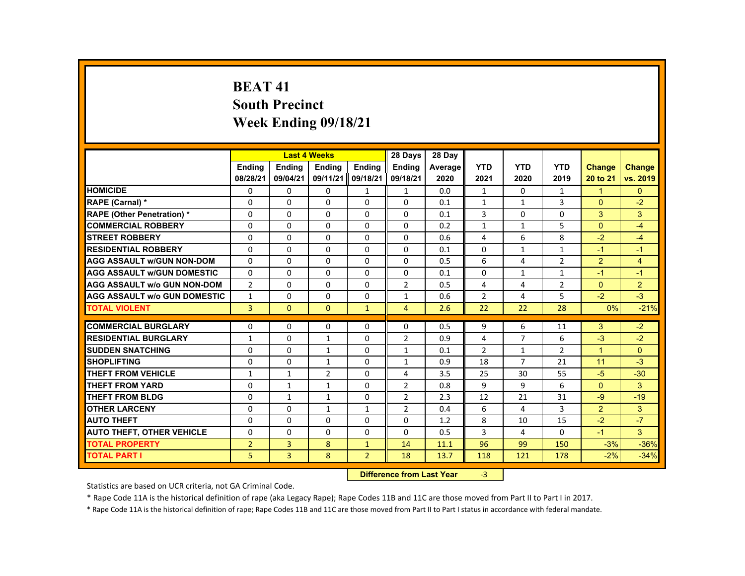# BEAT 41
## South Precinct
## Week Ending 09/18/21

| | Last 4 Weeks | | | | 28 Days | 28 Day | | | | | |
|---|---|---|---|---|---|---|---|---|---|---|---|
| | Ending 08/28/21 | Ending 09/04/21 | Ending 09/11/21 | Ending 09/18/21 | Ending 09/18/21 | Average 2020 | YTD 2021 | YTD 2020 | YTD 2019 | Change 20 to 21 | Change vs. 2019 |
| HOMICIDE | 0 | 0 | 0 | 1 | 1 | 0.0 | 1 | 0 | 1 | 1 | 0 |
| RAPE (Carnal) * | 0 | 0 | 0 | 0 | 0 | 0.1 | 1 | 1 | 3 | 0 | -2 |
| RAPE (Other Penetration) * | 0 | 0 | 0 | 0 | 0 | 0.1 | 3 | 0 | 0 | 3 | 3 |
| COMMERCIAL ROBBERY | 0 | 0 | 0 | 0 | 0 | 0.2 | 1 | 1 | 5 | 0 | -4 |
| STREET ROBBERY | 0 | 0 | 0 | 0 | 0 | 0.6 | 4 | 6 | 8 | -2 | -4 |
| RESIDENTIAL ROBBERY | 0 | 0 | 0 | 0 | 0 | 0.1 | 0 | 1 | 1 | -1 | -1 |
| AGG ASSAULT w/GUN NON-DOM | 0 | 0 | 0 | 0 | 0 | 0.5 | 6 | 4 | 2 | 2 | 4 |
| AGG ASSAULT w/GUN DOMESTIC | 0 | 0 | 0 | 0 | 0 | 0.1 | 0 | 1 | 1 | -1 | -1 |
| AGG ASSAULT w/o GUN NON-DOM | 2 | 0 | 0 | 0 | 2 | 0.5 | 4 | 4 | 2 | 0 | 2 |
| AGG ASSAULT w/o GUN DOMESTIC | 1 | 0 | 0 | 0 | 1 | 0.6 | 2 | 4 | 5 | -2 | -3 |
| TOTAL VIOLENT | 3 | 0 | 0 | 1 | 4 | 2.6 | 22 | 22 | 28 | 0% | -21% |
| COMMERCIAL BURGLARY | 0 | 0 | 0 | 0 | 0 | 0.5 | 9 | 6 | 11 | 3 | -2 |
| RESIDENTIAL BURGLARY | 1 | 0 | 1 | 0 | 2 | 0.9 | 4 | 7 | 6 | -3 | -2 |
| SUDDEN SNATCHING | 0 | 0 | 1 | 0 | 1 | 0.1 | 2 | 1 | 2 | 1 | 0 |
| SHOPLIFTING | 0 | 0 | 1 | 0 | 1 | 0.9 | 18 | 7 | 21 | 11 | -3 |
| THEFT FROM VEHICLE | 1 | 1 | 2 | 0 | 4 | 3.5 | 25 | 30 | 55 | -5 | -30 |
| THEFT FROM YARD | 0 | 1 | 1 | 0 | 2 | 0.8 | 9 | 9 | 6 | 0 | 3 |
| THEFT FROM BLDG | 0 | 1 | 1 | 0 | 2 | 2.3 | 12 | 21 | 31 | -9 | -19 |
| OTHER LARCENY | 0 | 0 | 1 | 1 | 2 | 0.4 | 6 | 4 | 3 | 2 | 3 |
| AUTO THEFT | 0 | 0 | 0 | 0 | 0 | 1.2 | 8 | 10 | 15 | -2 | -7 |
| AUTO THEFT, OTHER VEHICLE | 0 | 0 | 0 | 0 | 0 | 0.5 | 3 | 4 | 0 | -1 | 3 |
| TOTAL PROPERTY | 2 | 3 | 8 | 1 | 14 | 11.1 | 96 | 99 | 150 | -3% | -36% |
| TOTAL PART I | 5 | 3 | 8 | 2 | 18 | 13.7 | 118 | 121 | 178 | -2% | -34% |

**Difference from Last Year** -3

Statistics are based on UCR criteria, not GA Criminal Code.

* Rape Code 11A is the historical definition of rape (aka Legacy Rape); Rape Codes 11B and 11C are those moved from Part II to Part I in 2017.

* Rape Code 11A is the historical definition of rape; Rape Codes 11B and 11C are those moved from Part II to Part I status in accordance with federal mandate.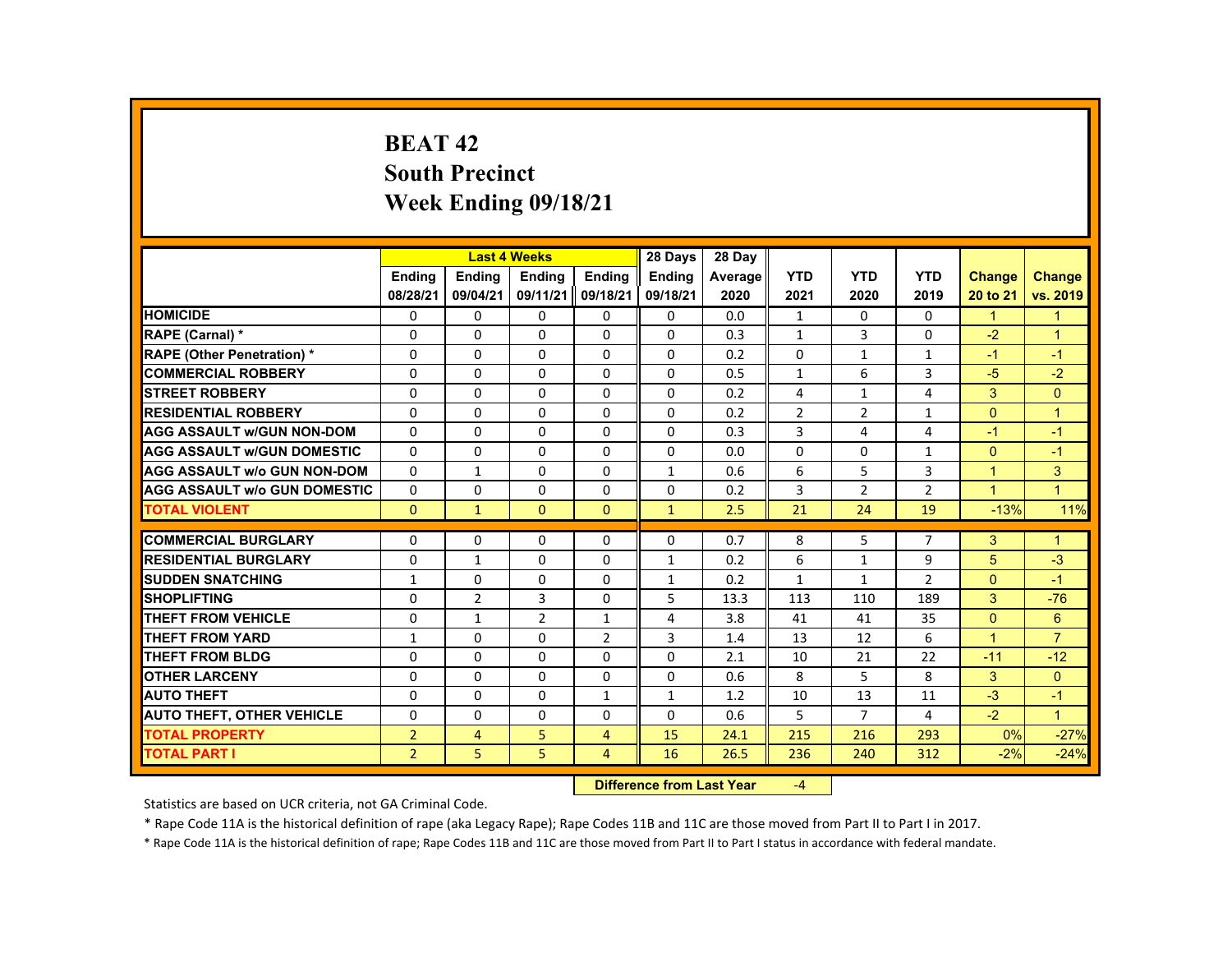# BEAT 42
## South Precinct
## Week Ending 09/18/21

| | Last 4 Weeks | | | | 28 Days | 28 Day | | | | | |
|---|---|---|---|---|---|---|---|---|---|---|---|
| | Ending 08/28/21 | Ending 09/04/21 | Ending 09/11/21 | Ending 09/18/21 | Ending 09/18/21 | Average 2020 | YTD 2021 | YTD 2020 | YTD 2019 | Change 20 to 21 | Change vs. 2019 |
| HOMICIDE | 0 | 0 | 0 | 0 | 0 | 0.0 | 1 | 0 | 0 | 1 | 1 |
| RAPE (Carnal) * | 0 | 0 | 0 | 0 | 0 | 0.3 | 1 | 3 | 0 | -2 | 1 |
| RAPE (Other Penetration) * | 0 | 0 | 0 | 0 | 0 | 0.2 | 0 | 1 | 1 | -1 | -1 |
| COMMERCIAL ROBBERY | 0 | 0 | 0 | 0 | 0 | 0.5 | 1 | 6 | 3 | -5 | -2 |
| STREET ROBBERY | 0 | 0 | 0 | 0 | 0 | 0.2 | 4 | 1 | 4 | 3 | 0 |
| RESIDENTIAL ROBBERY | 0 | 0 | 0 | 0 | 0 | 0.2 | 2 | 2 | 1 | 0 | 1 |
| AGG ASSAULT w/GUN NON-DOM | 0 | 0 | 0 | 0 | 0 | 0.3 | 3 | 4 | 4 | -1 | -1 |
| AGG ASSAULT w/GUN DOMESTIC | 0 | 0 | 0 | 0 | 0 | 0.0 | 0 | 0 | 1 | 0 | -1 |
| AGG ASSAULT w/o GUN NON-DOM | 0 | 1 | 0 | 0 | 1 | 0.6 | 6 | 5 | 3 | 1 | 3 |
| AGG ASSAULT w/o GUN DOMESTIC | 0 | 0 | 0 | 0 | 0 | 0.2 | 3 | 2 | 2 | 1 | 1 |
| TOTAL VIOLENT | 0 | 1 | 0 | 0 | 1 | 2.5 | 21 | 24 | 19 | -13% | 11% |
| COMMERCIAL BURGLARY | 0 | 0 | 0 | 0 | 0 | 0.7 | 8 | 5 | 7 | 3 | 1 |
| RESIDENTIAL BURGLARY | 0 | 1 | 0 | 0 | 1 | 0.2 | 6 | 1 | 9 | 5 | -3 |
| SUDDEN SNATCHING | 1 | 0 | 0 | 0 | 1 | 0.2 | 1 | 1 | 2 | 0 | -1 |
| SHOPLIFTING | 0 | 2 | 3 | 0 | 5 | 13.3 | 113 | 110 | 189 | 3 | -76 |
| THEFT FROM VEHICLE | 0 | 1 | 2 | 1 | 4 | 3.8 | 41 | 41 | 35 | 0 | 6 |
| THEFT FROM YARD | 1 | 0 | 0 | 2 | 3 | 1.4 | 13 | 12 | 6 | 1 | 7 |
| THEFT FROM BLDG | 0 | 0 | 0 | 0 | 0 | 2.1 | 10 | 21 | 22 | -11 | -12 |
| OTHER LARCENY | 0 | 0 | 0 | 0 | 0 | 0.6 | 8 | 5 | 8 | 3 | 0 |
| AUTO THEFT | 0 | 0 | 0 | 1 | 1 | 1.2 | 10 | 13 | 11 | -3 | -1 |
| AUTO THEFT, OTHER VEHICLE | 0 | 0 | 0 | 0 | 0 | 0.6 | 5 | 7 | 4 | -2 | 1 |
| TOTAL PROPERTY | 2 | 4 | 5 | 4 | 15 | 24.1 | 215 | 216 | 293 | 0% | -27% |
| TOTAL PART I | 2 | 5 | 5 | 4 | 16 | 26.5 | 236 | 240 | 312 | -2% | -24% |

**Difference from Last Year** -4

Statistics are based on UCR criteria, not GA Criminal Code.

* Rape Code 11A is the historical definition of rape (aka Legacy Rape); Rape Codes 11B and 11C are those moved from Part II to Part I in 2017.

* Rape Code 11A is the historical definition of rape; Rape Codes 11B and 11C are those moved from Part II to Part I status in accordance with federal mandate.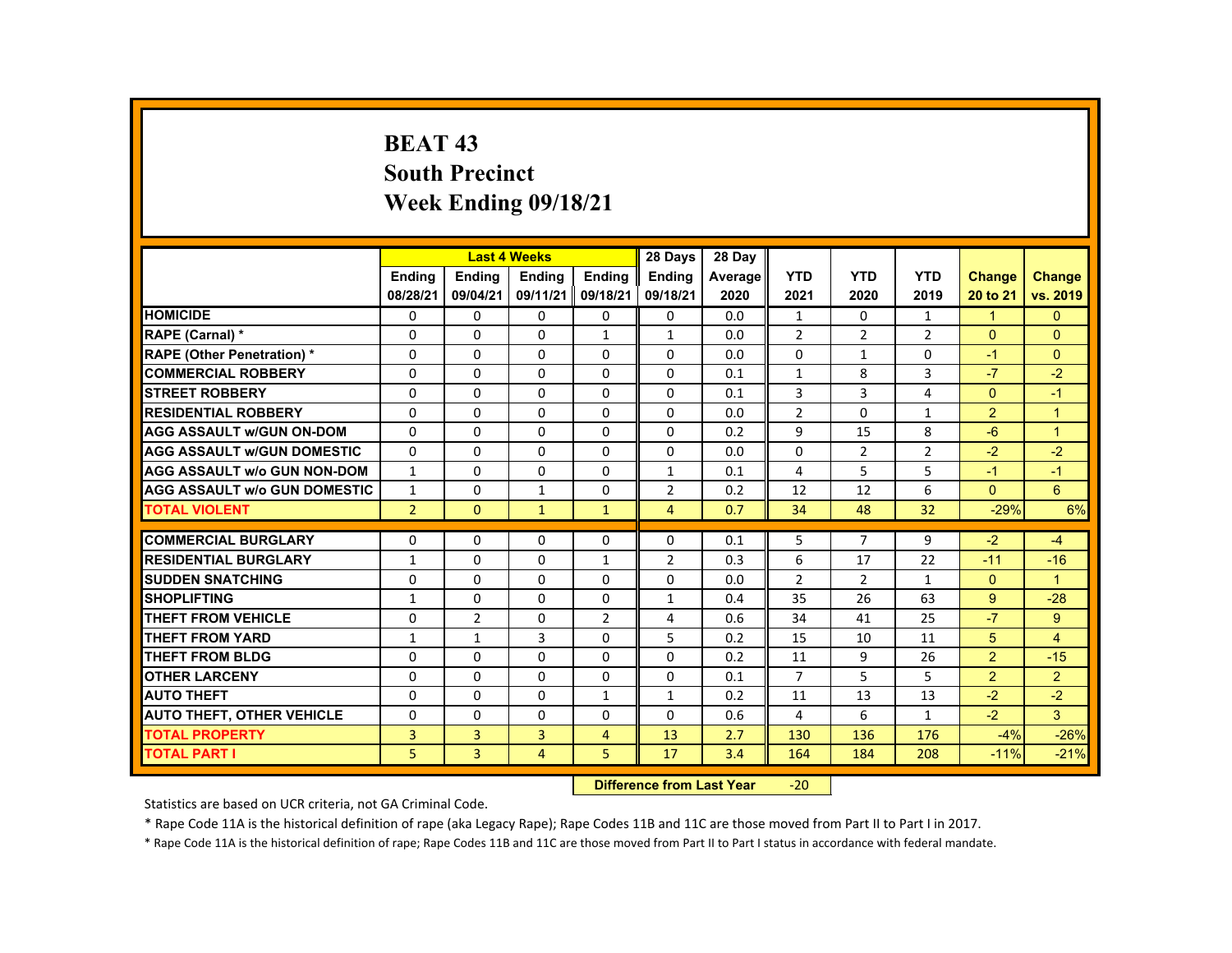# BEAT 43
## South Precinct
## Week Ending 09/18/21

| | Last 4 Weeks | | | | 28 Days | 28 Day | | | | | |
|---|---|---|---|---|---|---|---|---|---|---|---|
| | Ending 08/28/21 | Ending 09/04/21 | Ending 09/11/21 | Ending 09/18/21 | Ending 09/18/21 | Average 2020 | YTD 2021 | YTD 2020 | YTD 2019 | Change 20 to 21 | Change vs. 2019 |
| HOMICIDE | 0 | 0 | 0 | 0 | 0 | 0.0 | 1 | 0 | 1 | 1 | 0 |
| RAPE (Carnal) * | 0 | 0 | 0 | 1 | 1 | 0.0 | 2 | 2 | 2 | 0 | 0 |
| RAPE (Other Penetration) * | 0 | 0 | 0 | 0 | 0 | 0.0 | 0 | 1 | 0 | -1 | 0 |
| COMMERCIAL ROBBERY | 0 | 0 | 0 | 0 | 0 | 0.1 | 1 | 8 | 3 | -7 | -2 |
| STREET ROBBERY | 0 | 0 | 0 | 0 | 0 | 0.1 | 3 | 3 | 4 | 0 | -1 |
| RESIDENTIAL ROBBERY | 0 | 0 | 0 | 0 | 0 | 0.0 | 2 | 0 | 1 | 2 | 1 |
| AGG ASSAULT w/GUN ON-DOM | 0 | 0 | 0 | 0 | 0 | 0.2 | 9 | 15 | 8 | -6 | 1 |
| AGG ASSAULT w/GUN DOMESTIC | 0 | 0 | 0 | 0 | 0 | 0.0 | 0 | 2 | 2 | -2 | -2 |
| AGG ASSAULT w/o GUN NON-DOM | 1 | 0 | 0 | 0 | 1 | 0.1 | 4 | 5 | 5 | -1 | -1 |
| AGG ASSAULT w/o GUN DOMESTIC | 1 | 0 | 1 | 0 | 2 | 0.2 | 12 | 12 | 6 | 0 | 6 |
| TOTAL VIOLENT | 2 | 0 | 1 | 1 | 4 | 0.7 | 34 | 48 | 32 | -29% | 6% |
| COMMERCIAL BURGLARY | 0 | 0 | 0 | 0 | 0 | 0.1 | 5 | 7 | 9 | -2 | -4 |
| RESIDENTIAL BURGLARY | 1 | 0 | 0 | 1 | 2 | 0.3 | 6 | 17 | 22 | -11 | -16 |
| SUDDEN SNATCHING | 0 | 0 | 0 | 0 | 0 | 0.0 | 2 | 2 | 1 | 0 | 1 |
| SHOPLIFTING | 1 | 0 | 0 | 0 | 1 | 0.4 | 35 | 26 | 63 | 9 | -28 |
| THEFT FROM VEHICLE | 0 | 2 | 0 | 2 | 4 | 0.6 | 34 | 41 | 25 | -7 | 9 |
| THEFT FROM YARD | 1 | 1 | 3 | 0 | 5 | 0.2 | 15 | 10 | 11 | 5 | 4 |
| THEFT FROM BLDG | 0 | 0 | 0 | 0 | 0 | 0.2 | 11 | 9 | 26 | 2 | -15 |
| OTHER LARCENY | 0 | 0 | 0 | 0 | 0 | 0.1 | 7 | 5 | 5 | 2 | 2 |
| AUTO THEFT | 0 | 0 | 0 | 1 | 1 | 0.2 | 11 | 13 | 13 | -2 | -2 |
| AUTO THEFT, OTHER VEHICLE | 0 | 0 | 0 | 0 | 0 | 0.6 | 4 | 6 | 1 | -2 | 3 |
| TOTAL PROPERTY | 3 | 3 | 3 | 4 | 13 | 2.7 | 130 | 136 | 176 | -4% | -26% |
| TOTAL PART I | 5 | 3 | 4 | 5 | 17 | 3.4 | 164 | 184 | 208 | -11% | -21% |

**Difference from Last Year** -20

Statistics are based on UCR criteria, not GA Criminal Code.

* Rape Code 11A is the historical definition of rape (aka Legacy Rape); Rape Codes 11B and 11C are those moved from Part II to Part I in 2017.

* Rape Code 11A is the historical definition of rape; Rape Codes 11B and 11C are those moved from Part II to Part I status in accordance with federal mandate.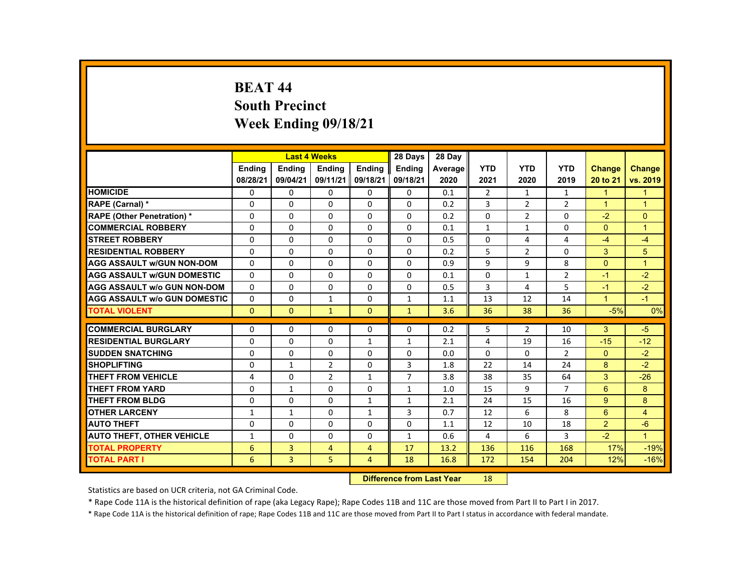# BEAT 44
## South Precinct
## Week Ending 09/18/21

| | Last 4 Weeks | | | | 28 Days | 28 Day | | | | | |
|---|---|---|---|---|---|---|---|---|---|---|---|
| | Ending 08/28/21 | Ending 09/04/21 | Ending 09/11/21 | Ending 09/18/21 | Ending 09/18/21 | Average 2020 | YTD 2021 | YTD 2020 | YTD 2019 | Change 20 to 21 | Change vs. 2019 |
| HOMICIDE | 0 | 0 | 0 | 0 | 0 | 0.1 | 2 | 1 | 1 | 1 | 1 |
| RAPE (Carnal) * | 0 | 0 | 0 | 0 | 0 | 0.2 | 3 | 2 | 2 | 1 | 1 |
| RAPE (Other Penetration) * | 0 | 0 | 0 | 0 | 0 | 0.2 | 0 | 2 | 0 | -2 | 0 |
| COMMERCIAL ROBBERY | 0 | 0 | 0 | 0 | 0 | 0.1 | 1 | 1 | 0 | 0 | 1 |
| STREET ROBBERY | 0 | 0 | 0 | 0 | 0 | 0.5 | 0 | 4 | 4 | -4 | -4 |
| RESIDENTIAL ROBBERY | 0 | 0 | 0 | 0 | 0 | 0.2 | 5 | 2 | 0 | 3 | 5 |
| AGG ASSAULT w/GUN NON-DOM | 0 | 0 | 0 | 0 | 0 | 0.9 | 9 | 9 | 8 | 0 | 1 |
| AGG ASSAULT w/GUN DOMESTIC | 0 | 0 | 0 | 0 | 0 | 0.1 | 0 | 1 | 2 | -1 | -2 |
| AGG ASSAULT w/o GUN NON-DOM | 0 | 0 | 0 | 0 | 0 | 0.5 | 3 | 4 | 5 | -1 | -2 |
| AGG ASSAULT w/o GUN DOMESTIC | 0 | 0 | 1 | 0 | 1 | 1.1 | 13 | 12 | 14 | 1 | -1 |
| TOTAL VIOLENT | 0 | 0 | 1 | 0 | 1 | 3.6 | 36 | 38 | 36 | -5% | 0% |
| COMMERCIAL BURGLARY | 0 | 0 | 0 | 0 | 0 | 0.2 | 5 | 2 | 10 | 3 | -5 |
| RESIDENTIAL BURGLARY | 0 | 0 | 0 | 1 | 1 | 2.1 | 4 | 19 | 16 | -15 | -12 |
| SUDDEN SNATCHING | 0 | 0 | 0 | 0 | 0 | 0.0 | 0 | 0 | 2 | 0 | -2 |
| SHOPLIFTING | 0 | 1 | 2 | 0 | 3 | 1.8 | 22 | 14 | 24 | 8 | -2 |
| THEFT FROM VEHICLE | 4 | 0 | 2 | 1 | 7 | 3.8 | 38 | 35 | 64 | 3 | -26 |
| THEFT FROM YARD | 0 | 1 | 0 | 0 | 1 | 1.0 | 15 | 9 | 7 | 6 | 8 |
| THEFT FROM BLDG | 0 | 0 | 0 | 1 | 1 | 2.1 | 24 | 15 | 16 | 9 | 8 |
| OTHER LARCENY | 1 | 1 | 0 | 1 | 3 | 0.7 | 12 | 6 | 8 | 6 | 4 |
| AUTO THEFT | 0 | 0 | 0 | 0 | 0 | 1.1 | 12 | 10 | 18 | 2 | -6 |
| AUTO THEFT, OTHER VEHICLE | 1 | 0 | 0 | 0 | 1 | 0.6 | 4 | 6 | 3 | -2 | 1 |
| TOTAL PROPERTY | 6 | 3 | 4 | 4 | 17 | 13.2 | 136 | 116 | 168 | 17% | -19% |
| TOTAL PART I | 6 | 3 | 5 | 4 | 18 | 16.8 | 172 | 154 | 204 | 12% | -16% |

**Difference from Last Year** 18

Statistics are based on UCR criteria, not GA Criminal Code.

* Rape Code 11A is the historical definition of rape (aka Legacy Rape); Rape Codes 11B and 11C are those moved from Part II to Part I in 2017.

* Rape Code 11A is the historical definition of rape; Rape Codes 11B and 11C are those moved from Part II to Part I status in accordance with federal mandate.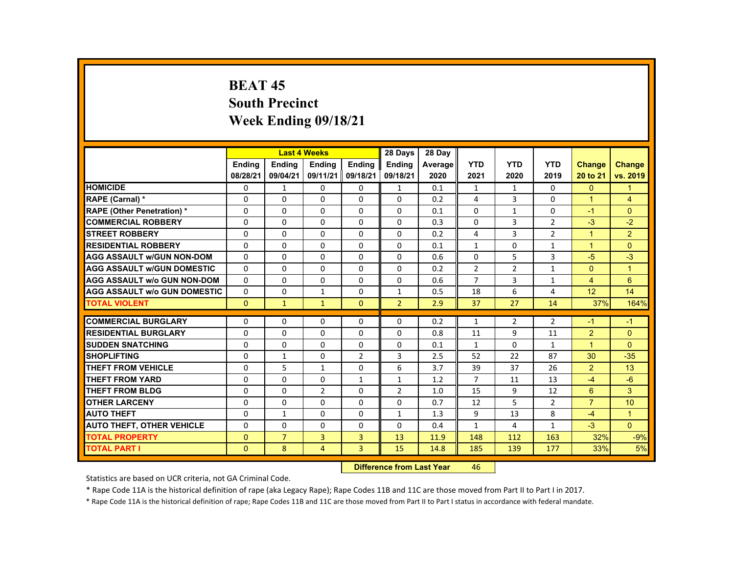# BEAT 45
## South Precinct
## Week Ending 09/18/21

| | Last 4 Weeks | | | | 28 Days | 28 Day | | | | | |
|---|---|---|---|---|---|---|---|---|---|---|---|
| | Ending 08/28/21 | Ending 09/04/21 | Ending 09/11/21 | Ending 09/18/21 | Ending 09/18/21 | Average 2020 | YTD 2021 | YTD 2020 | YTD 2019 | Change 20 to 21 | Change vs. 2019 |
| HOMICIDE | 0 | 1 | 0 | 0 | 1 | 0.1 | 1 | 1 | 0 | 0 | 1 |
| RAPE (Carnal) * | 0 | 0 | 0 | 0 | 0 | 0.2 | 4 | 3 | 0 | 1 | 4 |
| RAPE (Other Penetration) * | 0 | 0 | 0 | 0 | 0 | 0.1 | 0 | 1 | 0 | -1 | 0 |
| COMMERCIAL ROBBERY | 0 | 0 | 0 | 0 | 0 | 0.3 | 0 | 3 | 2 | -3 | -2 |
| STREET ROBBERY | 0 | 0 | 0 | 0 | 0 | 0.2 | 4 | 3 | 2 | 1 | 2 |
| RESIDENTIAL ROBBERY | 0 | 0 | 0 | 0 | 0 | 0.1 | 1 | 0 | 1 | 1 | 0 |
| AGG ASSAULT w/GUN NON-DOM | 0 | 0 | 0 | 0 | 0 | 0.6 | 0 | 5 | 3 | -5 | -3 |
| AGG ASSAULT w/GUN DOMESTIC | 0 | 0 | 0 | 0 | 0 | 0.2 | 2 | 2 | 1 | 0 | 1 |
| AGG ASSAULT w/o GUN NON-DOM | 0 | 0 | 0 | 0 | 0 | 0.6 | 7 | 3 | 1 | 4 | 6 |
| AGG ASSAULT w/o GUN DOMESTIC | 0 | 0 | 1 | 0 | 1 | 0.5 | 18 | 6 | 4 | 12 | 14 |
| TOTAL VIOLENT | 0 | 1 | 1 | 0 | 2 | 2.9 | 37 | 27 | 14 | 37% | 164% |
| COMMERCIAL BURGLARY | 0 | 0 | 0 | 0 | 0 | 0.2 | 1 | 2 | 2 | -1 | -1 |
| RESIDENTIAL BURGLARY | 0 | 0 | 0 | 0 | 0 | 0.8 | 11 | 9 | 11 | 2 | 0 |
| SUDDEN SNATCHING | 0 | 0 | 0 | 0 | 0 | 0.1 | 1 | 0 | 1 | 1 | 0 |
| SHOPLIFTING | 0 | 1 | 0 | 2 | 3 | 2.5 | 52 | 22 | 87 | 30 | -35 |
| THEFT FROM VEHICLE | 0 | 5 | 1 | 0 | 6 | 3.7 | 39 | 37 | 26 | 2 | 13 |
| THEFT FROM YARD | 0 | 0 | 0 | 1 | 1 | 1.2 | 7 | 11 | 13 | -4 | -6 |
| THEFT FROM BLDG | 0 | 0 | 2 | 0 | 2 | 1.0 | 15 | 9 | 12 | 6 | 3 |
| OTHER LARCENY | 0 | 0 | 0 | 0 | 0 | 0.7 | 12 | 5 | 2 | 7 | 10 |
| AUTO THEFT | 0 | 1 | 0 | 0 | 1 | 1.3 | 9 | 13 | 8 | -4 | 1 |
| AUTO THEFT, OTHER VEHICLE | 0 | 0 | 0 | 0 | 0 | 0.4 | 1 | 4 | 1 | -3 | 0 |
| TOTAL PROPERTY | 0 | 7 | 3 | 3 | 13 | 11.9 | 148 | 112 | 163 | 32% | -9% |
| TOTAL PART I | 0 | 8 | 4 | 3 | 15 | 14.8 | 185 | 139 | 177 | 33% | 5% |

**Difference from Last Year** 46

Statistics are based on UCR criteria, not GA Criminal Code.

* Rape Code 11A is the historical definition of rape (aka Legacy Rape); Rape Codes 11B and 11C are those moved from Part II to Part I in 2017.

* Rape Code 11A is the historical definition of rape; Rape Codes 11B and 11C are those moved from Part II to Part I status in accordance with federal mandate.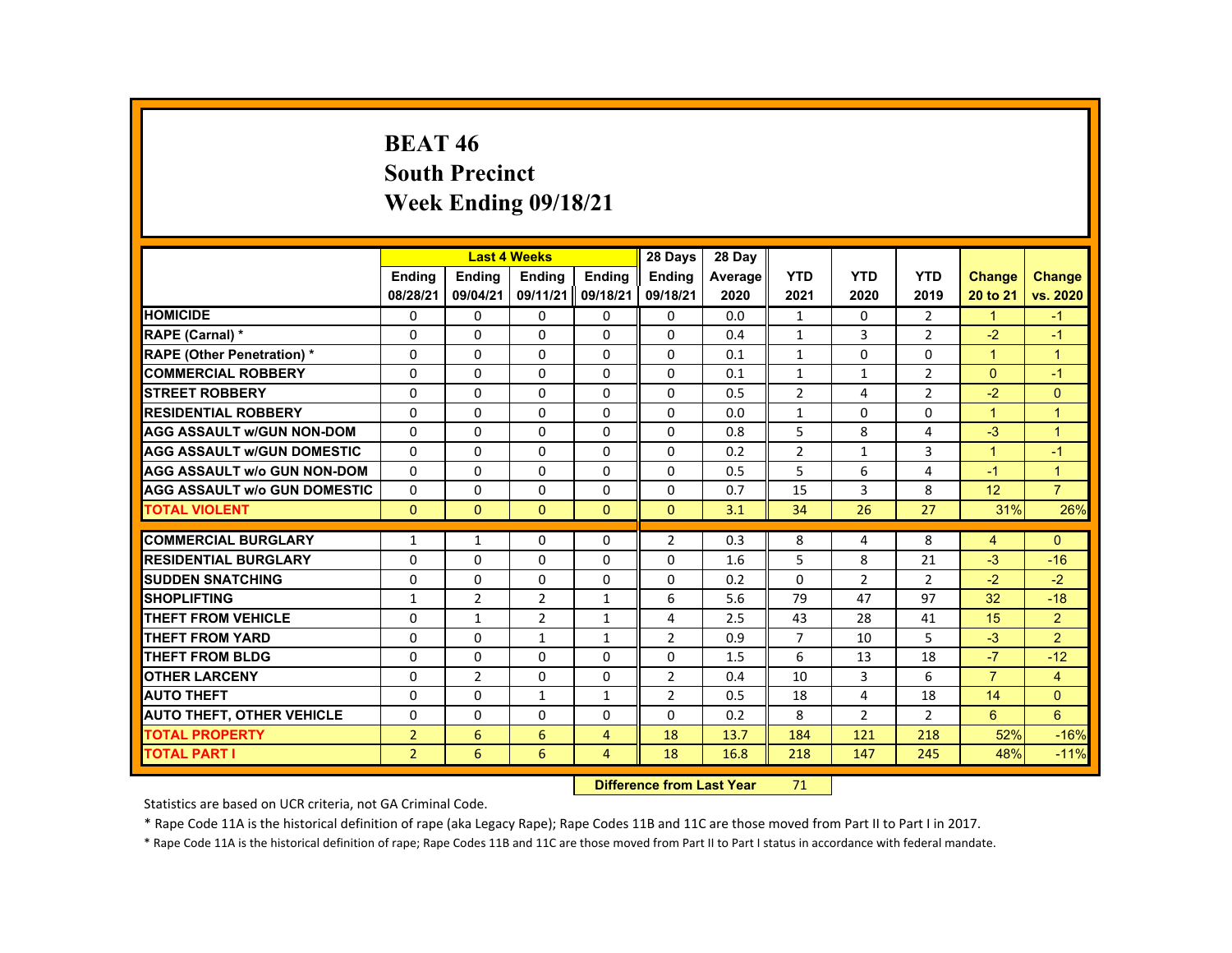# BEAT 46
## South Precinct
## Week Ending 09/18/21

| | Last 4 Weeks | | | | 28 Days | 28 Day | | | | | |
|---|---|---|---|---|---|---|---|---|---|---|---|
| | Ending 08/28/21 | Ending 09/04/21 | Ending 09/11/21 | Ending 09/18/21 | Ending 09/18/21 | Average 2020 | YTD 2021 | YTD 2020 | YTD 2019 | Change 20 to 21 | Change vs. 2020 |
| HOMICIDE | 0 | 0 | 0 | 0 | 0 | 0.0 | 1 | 0 | 2 | 1 | -1 |
| RAPE (Carnal) * | 0 | 0 | 0 | 0 | 0 | 0.4 | 1 | 3 | 2 | -2 | -1 |
| RAPE (Other Penetration) * | 0 | 0 | 0 | 0 | 0 | 0.1 | 1 | 0 | 0 | 1 | 1 |
| COMMERCIAL ROBBERY | 0 | 0 | 0 | 0 | 0 | 0.1 | 1 | 1 | 2 | 0 | -1 |
| STREET ROBBERY | 0 | 0 | 0 | 0 | 0 | 0.5 | 2 | 4 | 2 | -2 | 0 |
| RESIDENTIAL ROBBERY | 0 | 0 | 0 | 0 | 0 | 0.0 | 1 | 0 | 0 | 1 | 1 |
| AGG ASSAULT w/GUN NON-DOM | 0 | 0 | 0 | 0 | 0 | 0.8 | 5 | 8 | 4 | -3 | 1 |
| AGG ASSAULT w/GUN DOMESTIC | 0 | 0 | 0 | 0 | 0 | 0.2 | 2 | 1 | 3 | 1 | -1 |
| AGG ASSAULT w/o GUN NON-DOM | 0 | 0 | 0 | 0 | 0 | 0.5 | 5 | 6 | 4 | -1 | 1 |
| AGG ASSAULT w/o GUN DOMESTIC | 0 | 0 | 0 | 0 | 0 | 0.7 | 15 | 3 | 8 | 12 | 7 |
| TOTAL VIOLENT | 0 | 0 | 0 | 0 | 0 | 3.1 | 34 | 26 | 27 | 31% | 26% |
| COMMERCIAL BURGLARY | 1 | 1 | 0 | 0 | 2 | 0.3 | 8 | 4 | 8 | 4 | 0 |
| RESIDENTIAL BURGLARY | 0 | 0 | 0 | 0 | 0 | 1.6 | 5 | 8 | 21 | -3 | -16 |
| SUDDEN SNATCHING | 0 | 0 | 0 | 0 | 0 | 0.2 | 0 | 2 | 2 | -2 | -2 |
| SHOPLIFTING | 1 | 2 | 2 | 1 | 6 | 5.6 | 79 | 47 | 97 | 32 | -18 |
| THEFT FROM VEHICLE | 0 | 1 | 2 | 1 | 4 | 2.5 | 43 | 28 | 41 | 15 | 2 |
| THEFT FROM YARD | 0 | 0 | 1 | 1 | 2 | 0.9 | 7 | 10 | 5 | -3 | 2 |
| THEFT FROM BLDG | 0 | 0 | 0 | 0 | 0 | 1.5 | 6 | 13 | 18 | -7 | -12 |
| OTHER LARCENY | 0 | 2 | 0 | 0 | 2 | 0.4 | 10 | 3 | 6 | 7 | 4 |
| AUTO THEFT | 0 | 0 | 1 | 1 | 2 | 0.5 | 18 | 4 | 18 | 14 | 0 |
| AUTO THEFT, OTHER VEHICLE | 0 | 0 | 0 | 0 | 0 | 0.2 | 8 | 2 | 2 | 6 | 6 |
| TOTAL PROPERTY | 2 | 6 | 6 | 4 | 18 | 13.7 | 184 | 121 | 218 | 52% | -16% |
| TOTAL PART I | 2 | 6 | 6 | 4 | 18 | 16.8 | 218 | 147 | 245 | 48% | -11% |

**Difference from Last Year** 71

Statistics are based on UCR criteria, not GA Criminal Code.

* Rape Code 11A is the historical definition of rape (aka Legacy Rape); Rape Codes 11B and 11C are those moved from Part II to Part I in 2017.

* Rape Code 11A is the historical definition of rape; Rape Codes 11B and 11C are those moved from Part II to Part I status in accordance with federal mandate.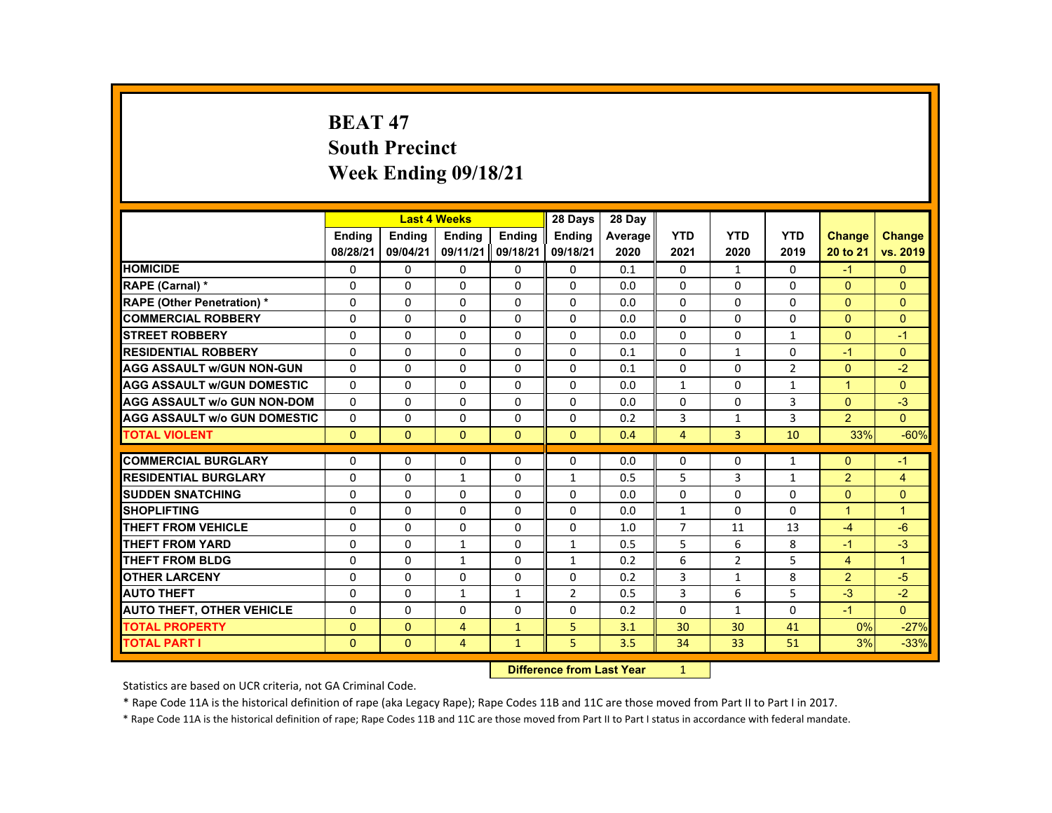# BEAT 47
## South Precinct
## Week Ending 09/18/21

| | Last 4 Weeks | | | | 28 Days | 28 Day | | | | | |
|---|---|---|---|---|---|---|---|---|---|---|---|
| | Ending 08/28/21 | Ending 09/04/21 | Ending 09/11/21 | Ending 09/18/21 | Ending 09/18/21 | Average 2020 | YTD 2021 | YTD 2020 | YTD 2019 | Change 20 to 21 | Change vs. 2019 |
| HOMICIDE | 0 | 0 | 0 | 0 | 0 | 0.1 | 0 | 1 | 0 | -1 | 0 |
| RAPE (Carnal) * | 0 | 0 | 0 | 0 | 0 | 0.0 | 0 | 0 | 0 | 0 | 0 |
| RAPE (Other Penetration) * | 0 | 0 | 0 | 0 | 0 | 0.0 | 0 | 0 | 0 | 0 | 0 |
| COMMERCIAL ROBBERY | 0 | 0 | 0 | 0 | 0 | 0.0 | 0 | 0 | 0 | 0 | 0 |
| STREET ROBBERY | 0 | 0 | 0 | 0 | 0 | 0.0 | 0 | 0 | 1 | 0 | -1 |
| RESIDENTIAL ROBBERY | 0 | 0 | 0 | 0 | 0 | 0.1 | 0 | 1 | 0 | -1 | 0 |
| AGG ASSAULT w/GUN NON-GUN | 0 | 0 | 0 | 0 | 0 | 0.1 | 0 | 0 | 2 | 0 | -2 |
| AGG ASSAULT w/GUN DOMESTIC | 0 | 0 | 0 | 0 | 0 | 0.0 | 1 | 0 | 1 | 1 | 0 |
| AGG ASSAULT w/o GUN NON-DOM | 0 | 0 | 0 | 0 | 0 | 0.0 | 0 | 0 | 3 | 0 | -3 |
| AGG ASSAULT w/o GUN DOMESTIC | 0 | 0 | 0 | 0 | 0 | 0.2 | 3 | 1 | 3 | 2 | 0 |
| TOTAL VIOLENT | 0 | 0 | 0 | 0 | 0 | 0.4 | 4 | 3 | 10 | 33% | -60% |
| COMMERCIAL BURGLARY | 0 | 0 | 0 | 0 | 0 | 0.0 | 0 | 0 | 1 | 0 | -1 |
| RESIDENTIAL BURGLARY | 0 | 0 | 1 | 0 | 1 | 0.5 | 5 | 3 | 1 | 2 | 4 |
| SUDDEN SNATCHING | 0 | 0 | 0 | 0 | 0 | 0.0 | 0 | 0 | 0 | 0 | 0 |
| SHOPLIFTING | 0 | 0 | 0 | 0 | 0 | 0.0 | 1 | 0 | 0 | 1 | 1 |
| THEFT FROM VEHICLE | 0 | 0 | 0 | 0 | 0 | 1.0 | 7 | 11 | 13 | -4 | -6 |
| THEFT FROM YARD | 0 | 0 | 1 | 0 | 1 | 0.5 | 5 | 6 | 8 | -1 | -3 |
| THEFT FROM BLDG | 0 | 0 | 1 | 0 | 1 | 0.2 | 6 | 2 | 5 | 4 | 1 |
| OTHER LARCENY | 0 | 0 | 0 | 0 | 0 | 0.2 | 3 | 1 | 8 | 2 | -5 |
| AUTO THEFT | 0 | 0 | 1 | 1 | 2 | 0.5 | 3 | 6 | 5 | -3 | -2 |
| AUTO THEFT, OTHER VEHICLE | 0 | 0 | 0 | 0 | 0 | 0.2 | 0 | 1 | 0 | -1 | 0 |
| TOTAL PROPERTY | 0 | 0 | 4 | 1 | 5 | 3.1 | 30 | 30 | 41 | 0% | -27% |
| TOTAL PART I | 0 | 0 | 4 | 1 | 5 | 3.5 | 34 | 33 | 51 | 3% | -33% |

| Difference from Last Year | 1 |
|---|---|

Statistics are based on UCR criteria, not GA Criminal Code.

* Rape Code 11A is the historical definition of rape (aka Legacy Rape); Rape Codes 11B and 11C are those moved from Part II to Part I in 2017.

* Rape Code 11A is the historical definition of rape; Rape Codes 11B and 11C are those moved from Part II to Part I status in accordance with federal mandate.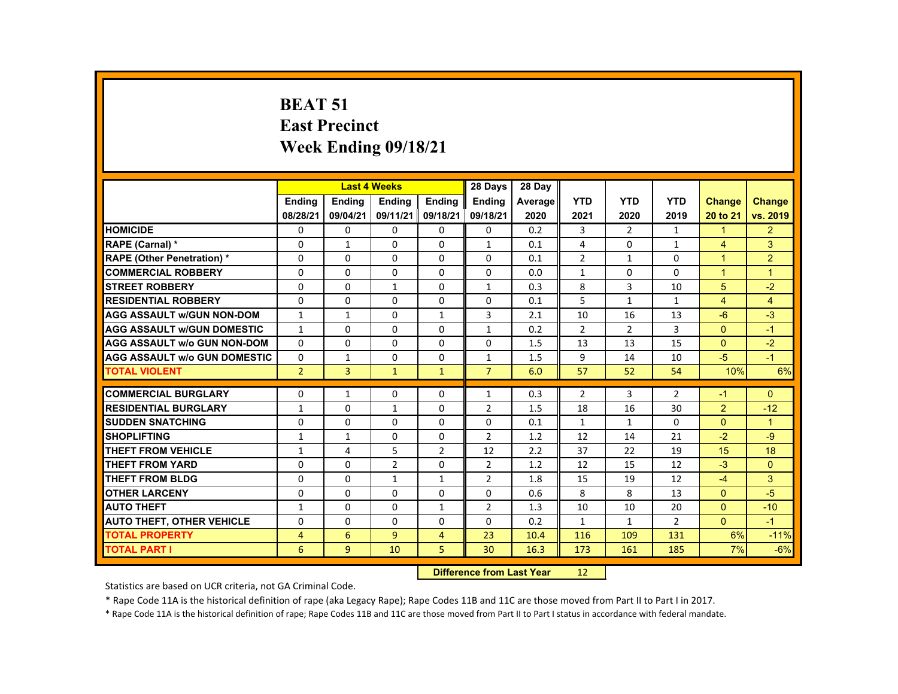# BEAT 51
## East Precinct
## Week Ending 09/18/21

| | Last 4 Weeks | | | | 28 Days | 28 Day | | | | | |
|---|---|---|---|---|---|---|---|---|---|---|---|
| | Ending 08/28/21 | Ending 09/04/21 | Ending 09/11/21 | Ending 09/18/21 | Ending 09/18/21 | Average 2020 | YTD 2021 | YTD 2020 | YTD 2019 | Change 20 to 21 | Change vs. 2019 |
| HOMICIDE | 0 | 0 | 0 | 0 | 0 | 0.2 | 3 | 2 | 1 | 1 | 2 |
| RAPE (Carnal) * | 0 | 1 | 0 | 0 | 1 | 0.1 | 4 | 0 | 1 | 4 | 3 |
| RAPE (Other Penetration) * | 0 | 0 | 0 | 0 | 0 | 0.1 | 2 | 1 | 0 | 1 | 2 |
| COMMERCIAL ROBBERY | 0 | 0 | 0 | 0 | 0 | 0.0 | 1 | 0 | 0 | 1 | 1 |
| STREET ROBBERY | 0 | 0 | 1 | 0 | 1 | 0.3 | 8 | 3 | 10 | 5 | -2 |
| RESIDENTIAL ROBBERY | 0 | 0 | 0 | 0 | 0 | 0.1 | 5 | 1 | 1 | 4 | 4 |
| AGG ASSAULT w/GUN NON-DOM | 1 | 1 | 0 | 1 | 3 | 2.1 | 10 | 16 | 13 | -6 | -3 |
| AGG ASSAULT w/GUN DOMESTIC | 1 | 0 | 0 | 0 | 1 | 0.2 | 2 | 2 | 3 | 0 | -1 |
| AGG ASSAULT w/o GUN NON-DOM | 0 | 0 | 0 | 0 | 0 | 1.5 | 13 | 13 | 15 | 0 | -2 |
| AGG ASSAULT w/o GUN DOMESTIC | 0 | 1 | 0 | 0 | 1 | 1.5 | 9 | 14 | 10 | -5 | -1 |
| TOTAL VIOLENT | 2 | 3 | 1 | 1 | 7 | 6.0 | 57 | 52 | 54 | 10% | 6% |
| COMMERCIAL BURGLARY | 0 | 1 | 0 | 0 | 1 | 0.3 | 2 | 3 | 2 | -1 | 0 |
| RESIDENTIAL BURGLARY | 1 | 0 | 1 | 0 | 2 | 1.5 | 18 | 16 | 30 | 2 | -12 |
| SUDDEN SNATCHING | 0 | 0 | 0 | 0 | 0 | 0.1 | 1 | 1 | 0 | 0 | 1 |
| SHOPLIFTING | 1 | 1 | 0 | 0 | 2 | 1.2 | 12 | 14 | 21 | -2 | -9 |
| THEFT FROM VEHICLE | 1 | 4 | 5 | 2 | 12 | 2.2 | 37 | 22 | 19 | 15 | 18 |
| THEFT FROM YARD | 0 | 0 | 2 | 0 | 2 | 1.2 | 12 | 15 | 12 | -3 | 0 |
| THEFT FROM BLDG | 0 | 0 | 1 | 1 | 2 | 1.8 | 15 | 19 | 12 | -4 | 3 |
| OTHER LARCENY | 0 | 0 | 0 | 0 | 0 | 0.6 | 8 | 8 | 13 | 0 | -5 |
| AUTO THEFT | 1 | 0 | 0 | 1 | 2 | 1.3 | 10 | 10 | 20 | 0 | -10 |
| AUTO THEFT, OTHER VEHICLE | 0 | 0 | 0 | 0 | 0 | 0.2 | 1 | 1 | 2 | 0 | -1 |
| TOTAL PROPERTY | 4 | 6 | 9 | 4 | 23 | 10.4 | 116 | 109 | 131 | 6% | -11% |
| TOTAL PART I | 6 | 9 | 10 | 5 | 30 | 16.3 | 173 | 161 | 185 | 7% | -6% |

**Difference from Last Year** 12

Statistics are based on UCR criteria, not GA Criminal Code.

* Rape Code 11A is the historical definition of rape (aka Legacy Rape); Rape Codes 11B and 11C are those moved from Part II to Part I in 2017.

* Rape Code 11A is the historical definition of rape; Rape Codes 11B and 11C are those moved from Part II to Part I status in accordance with federal mandate.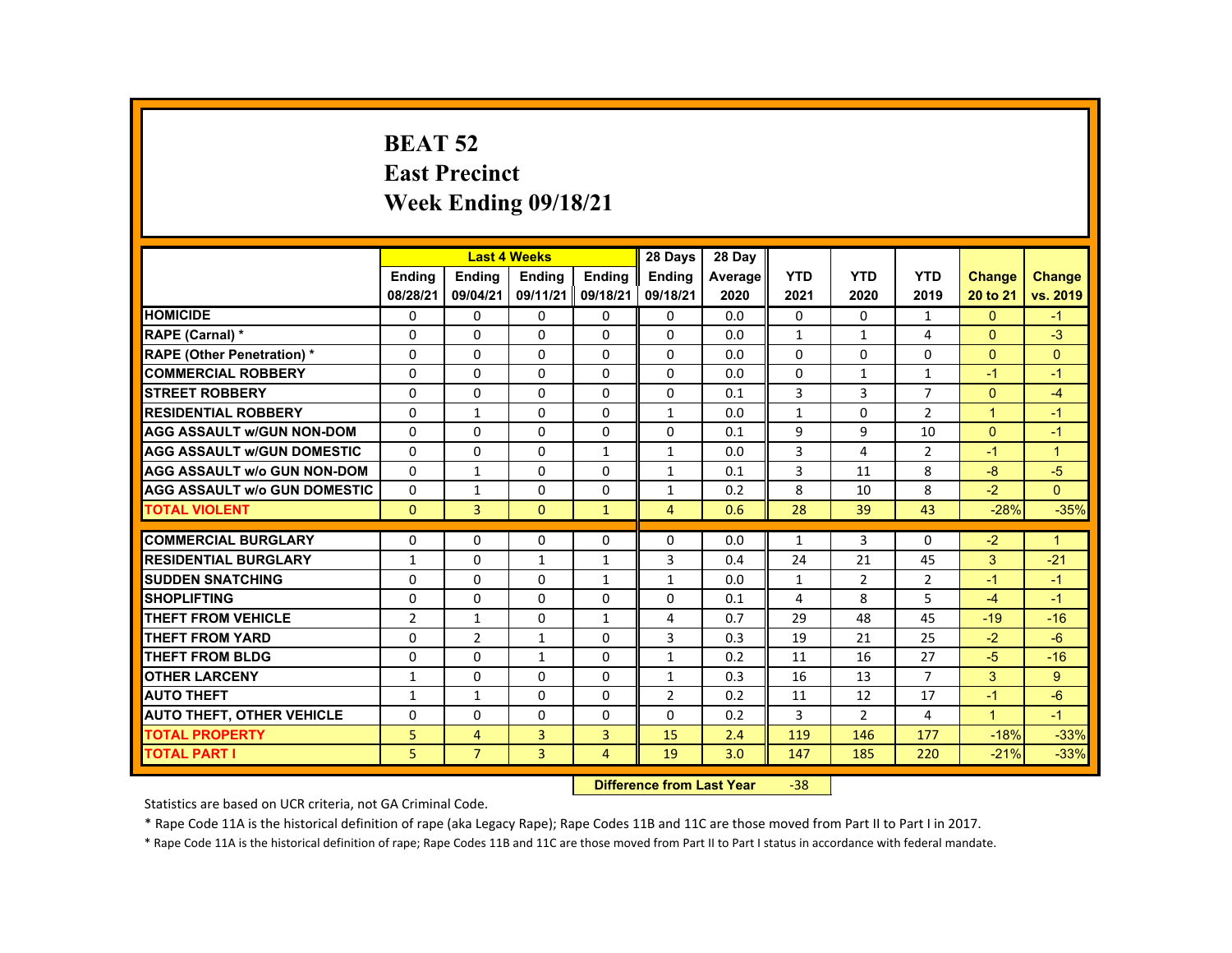# BEAT 52
## East Precinct
## Week Ending 09/18/21

| | Last 4 Weeks | | | | 28 Days | 28 Day | | | | | |
|---|---|---|---|---|---|---|---|---|---|---|---|
| | Ending 08/28/21 | Ending 09/04/21 | Ending 09/11/21 | Ending 09/18/21 | Ending 09/18/21 | Average 2020 | YTD 2021 | YTD 2020 | YTD 2019 | Change 20 to 21 | Change vs. 2019 |
| HOMICIDE | 0 | 0 | 0 | 0 | 0 | 0.0 | 0 | 0 | 1 | 0 | -1 |
| RAPE (Carnal) * | 0 | 0 | 0 | 0 | 0 | 0.0 | 1 | 1 | 4 | 0 | -3 |
| RAPE (Other Penetration) * | 0 | 0 | 0 | 0 | 0 | 0.0 | 0 | 0 | 0 | 0 | 0 |
| COMMERCIAL ROBBERY | 0 | 0 | 0 | 0 | 0 | 0.0 | 0 | 1 | 1 | -1 | -1 |
| STREET ROBBERY | 0 | 0 | 0 | 0 | 0 | 0.1 | 3 | 3 | 7 | 0 | -4 |
| RESIDENTIAL ROBBERY | 0 | 1 | 0 | 0 | 1 | 0.0 | 1 | 0 | 2 | 1 | -1 |
| AGG ASSAULT w/GUN NON-DOM | 0 | 0 | 0 | 0 | 0 | 0.1 | 9 | 9 | 10 | 0 | -1 |
| AGG ASSAULT w/GUN DOMESTIC | 0 | 0 | 0 | 1 | 1 | 0.0 | 3 | 4 | 2 | -1 | 1 |
| AGG ASSAULT w/o GUN NON-DOM | 0 | 1 | 0 | 0 | 1 | 0.1 | 3 | 11 | 8 | -8 | -5 |
| AGG ASSAULT w/o GUN DOMESTIC | 0 | 1 | 0 | 0 | 1 | 0.2 | 8 | 10 | 8 | -2 | 0 |
| TOTAL VIOLENT | 0 | 3 | 0 | 1 | 4 | 0.6 | 28 | 39 | 43 | -28% | -35% |
| COMMERCIAL BURGLARY | 0 | 0 | 0 | 0 | 0 | 0.0 | 1 | 3 | 0 | -2 | 1 |
| RESIDENTIAL BURGLARY | 1 | 0 | 1 | 1 | 3 | 0.4 | 24 | 21 | 45 | 3 | -21 |
| SUDDEN SNATCHING | 0 | 0 | 0 | 1 | 1 | 0.0 | 1 | 2 | 2 | -1 | -1 |
| SHOPLIFTING | 0 | 0 | 0 | 0 | 0 | 0.1 | 4 | 8 | 5 | -4 | -1 |
| THEFT FROM VEHICLE | 2 | 1 | 0 | 1 | 4 | 0.7 | 29 | 48 | 45 | -19 | -16 |
| THEFT FROM YARD | 0 | 2 | 1 | 0 | 3 | 0.3 | 19 | 21 | 25 | -2 | -6 |
| THEFT FROM BLDG | 0 | 0 | 1 | 0 | 1 | 0.2 | 11 | 16 | 27 | -5 | -16 |
| OTHER LARCENY | 1 | 0 | 0 | 0 | 1 | 0.3 | 16 | 13 | 7 | 3 | 9 |
| AUTO THEFT | 1 | 1 | 0 | 0 | 2 | 0.2 | 11 | 12 | 17 | -1 | -6 |
| AUTO THEFT, OTHER VEHICLE | 0 | 0 | 0 | 0 | 0 | 0.2 | 3 | 2 | 4 | 1 | -1 |
| TOTAL PROPERTY | 5 | 4 | 3 | 3 | 15 | 2.4 | 119 | 146 | 177 | -18% | -33% |
| TOTAL PART I | 5 | 7 | 3 | 4 | 19 | 3.0 | 147 | 185 | 220 | -21% | -33% |

**Difference from Last Year** -38

Statistics are based on UCR criteria, not GA Criminal Code.

* Rape Code 11A is the historical definition of rape (aka Legacy Rape); Rape Codes 11B and 11C are those moved from Part II to Part I in 2017.

* Rape Code 11A is the historical definition of rape; Rape Codes 11B and 11C are those moved from Part II to Part I status in accordance with federal mandate.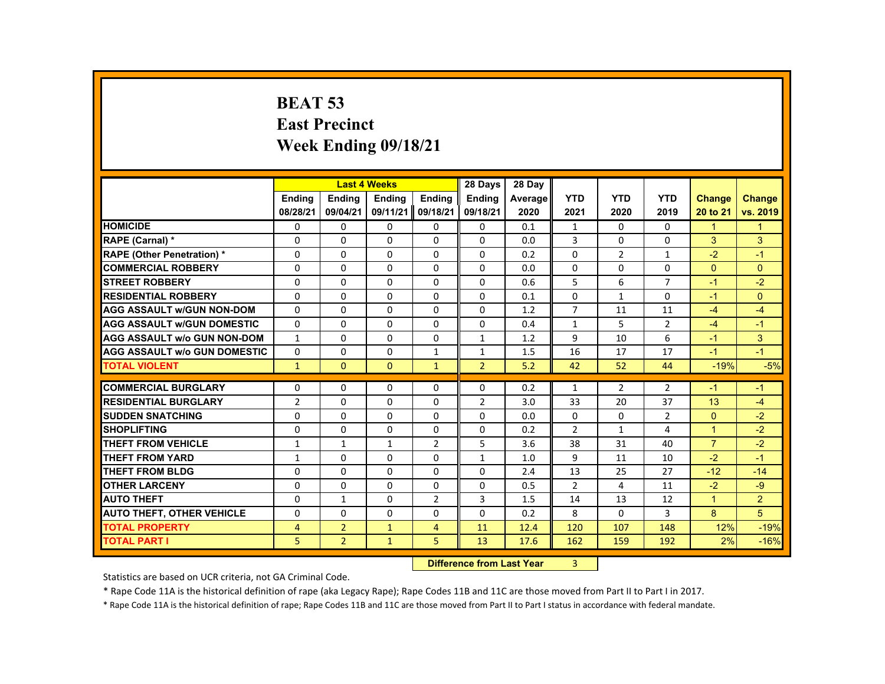# BEAT 53
## East Precinct
## Week Ending 09/18/21

| | Last 4 Weeks | | | | 28 Days | 28 Day | | | | | |
|---|---|---|---|---|---|---|---|---|---|---|---|
| | Ending 08/28/21 | Ending 09/04/21 | Ending 09/11/21 | Ending 09/18/21 | Ending 09/18/21 | Average 2020 | YTD 2021 | YTD 2020 | YTD 2019 | Change 20 to 21 | Change vs. 2019 |
| HOMICIDE | 0 | 0 | 0 | 0 | 0 | 0.1 | 1 | 0 | 0 | 1 | 1 |
| RAPE (Carnal) * | 0 | 0 | 0 | 0 | 0 | 0.0 | 3 | 0 | 0 | 3 | 3 |
| RAPE (Other Penetration) * | 0 | 0 | 0 | 0 | 0 | 0.2 | 0 | 2 | 1 | -2 | -1 |
| COMMERCIAL ROBBERY | 0 | 0 | 0 | 0 | 0 | 0.0 | 0 | 0 | 0 | 0 | 0 |
| STREET ROBBERY | 0 | 0 | 0 | 0 | 0 | 0.6 | 5 | 6 | 7 | -1 | -2 |
| RESIDENTIAL ROBBERY | 0 | 0 | 0 | 0 | 0 | 0.1 | 0 | 1 | 0 | -1 | 0 |
| AGG ASSAULT w/GUN NON-DOM | 0 | 0 | 0 | 0 | 0 | 1.2 | 7 | 11 | 11 | -4 | -4 |
| AGG ASSAULT w/GUN DOMESTIC | 0 | 0 | 0 | 0 | 0 | 0.4 | 1 | 5 | 2 | -4 | -1 |
| AGG ASSAULT w/o GUN NON-DOM | 1 | 0 | 0 | 0 | 1 | 1.2 | 9 | 10 | 6 | -1 | 3 |
| AGG ASSAULT w/o GUN DOMESTIC | 0 | 0 | 0 | 1 | 1 | 1.5 | 16 | 17 | 17 | -1 | -1 |
| TOTAL VIOLENT | 1 | 0 | 0 | 1 | 2 | 5.2 | 42 | 52 | 44 | -19% | -5% |
| COMMERCIAL BURGLARY | 0 | 0 | 0 | 0 | 0 | 0.2 | 1 | 2 | 2 | -1 | -1 |
| RESIDENTIAL BURGLARY | 2 | 0 | 0 | 0 | 2 | 3.0 | 33 | 20 | 37 | 13 | -4 |
| SUDDEN SNATCHING | 0 | 0 | 0 | 0 | 0 | 0.0 | 0 | 0 | 2 | 0 | -2 |
| SHOPLIFTING | 0 | 0 | 0 | 0 | 0 | 0.2 | 2 | 1 | 4 | 1 | -2 |
| THEFT FROM VEHICLE | 1 | 1 | 1 | 2 | 5 | 3.6 | 38 | 31 | 40 | 7 | -2 |
| THEFT FROM YARD | 1 | 0 | 0 | 0 | 1 | 1.0 | 9 | 11 | 10 | -2 | -1 |
| THEFT FROM BLDG | 0 | 0 | 0 | 0 | 0 | 2.4 | 13 | 25 | 27 | -12 | -14 |
| OTHER LARCENY | 0 | 0 | 0 | 0 | 0 | 0.5 | 2 | 4 | 11 | -2 | -9 |
| AUTO THEFT | 0 | 1 | 0 | 2 | 3 | 1.5 | 14 | 13 | 12 | 1 | 2 |
| AUTO THEFT, OTHER VEHICLE | 0 | 0 | 0 | 0 | 0 | 0.2 | 8 | 0 | 3 | 8 | 5 |
| TOTAL PROPERTY | 4 | 2 | 1 | 4 | 11 | 12.4 | 120 | 107 | 148 | 12% | -19% |
| TOTAL PART I | 5 | 2 | 1 | 5 | 13 | 17.6 | 162 | 159 | 192 | 2% | -16% |

**Difference from Last Year** 3

Statistics are based on UCR criteria, not GA Criminal Code.

* Rape Code 11A is the historical definition of rape (aka Legacy Rape); Rape Codes 11B and 11C are those moved from Part II to Part I in 2017.

* Rape Code 11A is the historical definition of rape; Rape Codes 11B and 11C are those moved from Part II to Part I status in accordance with federal mandate.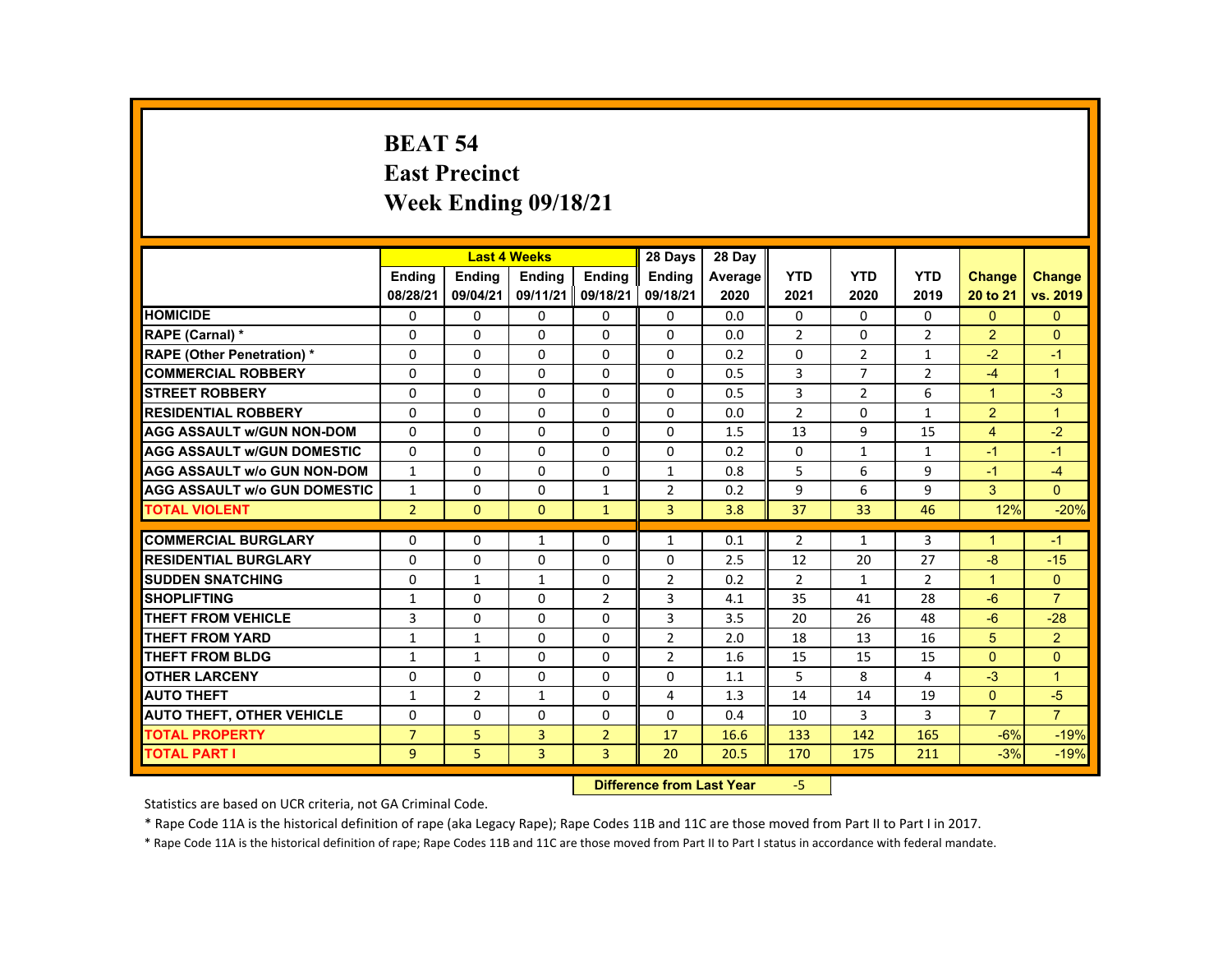# BEAT 54
## East Precinct
## Week Ending 09/18/21

| | Last 4 Weeks | | | | 28 Days | 28 Day | | | | | |
|---|---|---|---|---|---|---|---|---|---|---|---|
| | Ending 08/28/21 | Ending 09/04/21 | Ending 09/11/21 | Ending 09/18/21 | Ending 09/18/21 | Average 2020 | YTD 2021 | YTD 2020 | YTD 2019 | Change 20 to 21 | Change vs. 2019 |
| HOMICIDE | 0 | 0 | 0 | 0 | 0 | 0.0 | 0 | 0 | 0 | 0 | 0 |
| RAPE (Carnal) * | 0 | 0 | 0 | 0 | 0 | 0.0 | 2 | 0 | 2 | 2 | 0 |
| RAPE (Other Penetration) * | 0 | 0 | 0 | 0 | 0 | 0.2 | 0 | 2 | 1 | -2 | -1 |
| COMMERCIAL ROBBERY | 0 | 0 | 0 | 0 | 0 | 0.5 | 3 | 7 | 2 | -4 | 1 |
| STREET ROBBERY | 0 | 0 | 0 | 0 | 0 | 0.5 | 3 | 2 | 6 | 1 | -3 |
| RESIDENTIAL ROBBERY | 0 | 0 | 0 | 0 | 0 | 0.0 | 2 | 0 | 1 | 2 | 1 |
| AGG ASSAULT w/GUN NON-DOM | 0 | 0 | 0 | 0 | 0 | 1.5 | 13 | 9 | 15 | 4 | -2 |
| AGG ASSAULT w/GUN DOMESTIC | 0 | 0 | 0 | 0 | 0 | 0.2 | 0 | 1 | 1 | -1 | -1 |
| AGG ASSAULT w/o GUN NON-DOM | 1 | 0 | 0 | 0 | 1 | 0.8 | 5 | 6 | 9 | -1 | -4 |
| AGG ASSAULT w/o GUN DOMESTIC | 1 | 0 | 0 | 1 | 2 | 0.2 | 9 | 6 | 9 | 3 | 0 |
| TOTAL VIOLENT | 2 | 0 | 0 | 1 | 3 | 3.8 | 37 | 33 | 46 | 12% | -20% |
| COMMERCIAL BURGLARY | 0 | 0 | 1 | 0 | 1 | 0.1 | 2 | 1 | 3 | 1 | -1 |
| RESIDENTIAL BURGLARY | 0 | 0 | 0 | 0 | 0 | 2.5 | 12 | 20 | 27 | -8 | -15 |
| SUDDEN SNATCHING | 0 | 1 | 1 | 0 | 2 | 0.2 | 2 | 1 | 2 | 1 | 0 |
| SHOPLIFTING | 1 | 0 | 0 | 2 | 3 | 4.1 | 35 | 41 | 28 | -6 | 7 |
| THEFT FROM VEHICLE | 3 | 0 | 0 | 0 | 3 | 3.5 | 20 | 26 | 48 | -6 | -28 |
| THEFT FROM YARD | 1 | 1 | 0 | 0 | 2 | 2.0 | 18 | 13 | 16 | 5 | 2 |
| THEFT FROM BLDG | 1 | 1 | 0 | 0 | 2 | 1.6 | 15 | 15 | 15 | 0 | 0 |
| OTHER LARCENY | 0 | 0 | 0 | 0 | 0 | 1.1 | 5 | 8 | 4 | -3 | 1 |
| AUTO THEFT | 1 | 2 | 1 | 0 | 4 | 1.3 | 14 | 14 | 19 | 0 | -5 |
| AUTO THEFT, OTHER VEHICLE | 0 | 0 | 0 | 0 | 0 | 0.4 | 10 | 3 | 3 | 7 | 7 |
| TOTAL PROPERTY | 7 | 5 | 3 | 2 | 17 | 16.6 | 133 | 142 | 165 | -6% | -19% |
| TOTAL PART I | 9 | 5 | 3 | 3 | 20 | 20.5 | 170 | 175 | 211 | -3% | -19% |

**Difference from Last Year** -5

Statistics are based on UCR criteria, not GA Criminal Code.

* Rape Code 11A is the historical definition of rape (aka Legacy Rape); Rape Codes 11B and 11C are those moved from Part II to Part I in 2017.

* Rape Code 11A is the historical definition of rape; Rape Codes 11B and 11C are those moved from Part II to Part I status in accordance with federal mandate.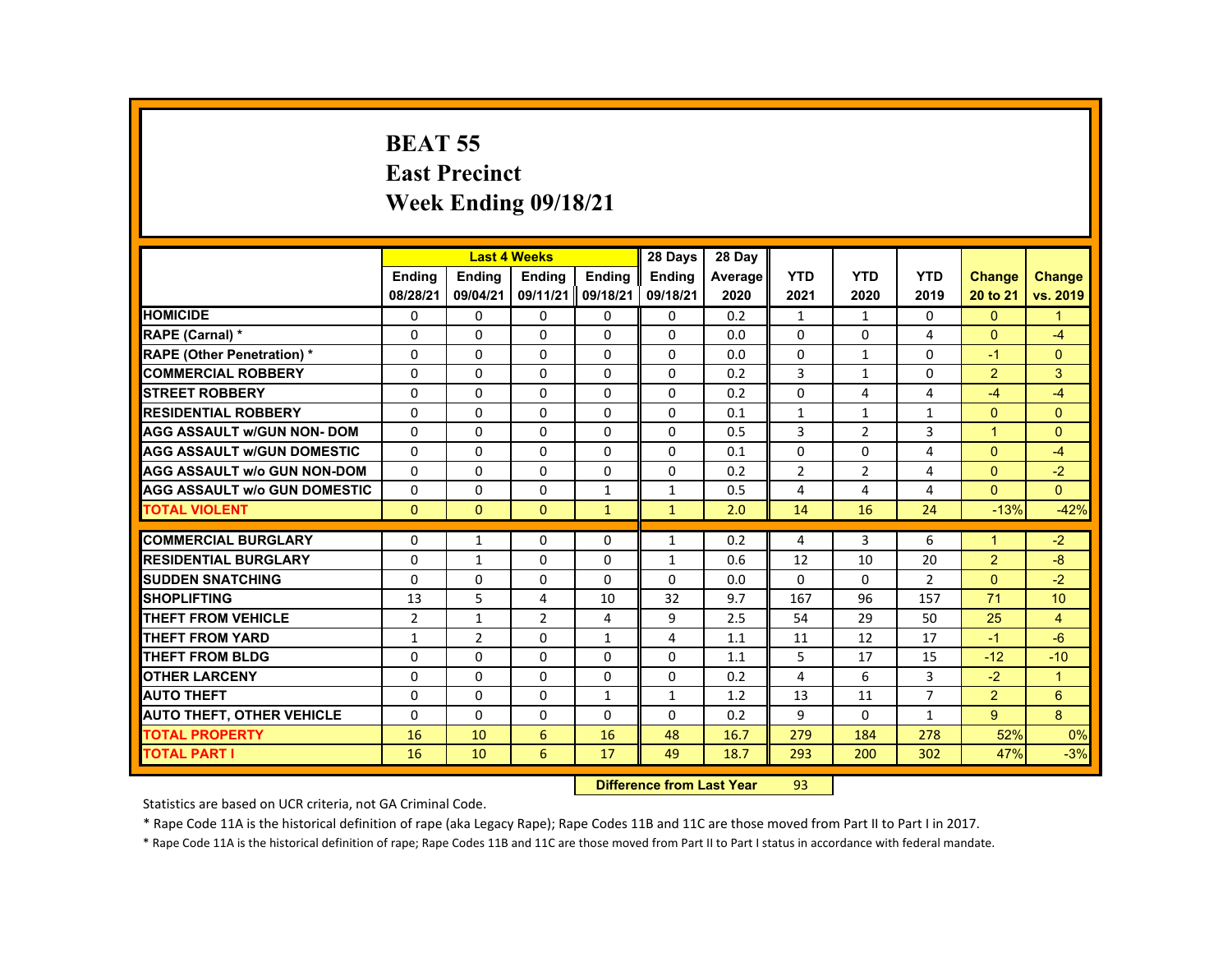# BEAT 55
# East Precinct
# Week Ending 09/18/21

| | Last 4 Weeks | | | | 28 Days | 28 Day | | | | | |
|---|---|---|---|---|---|---|---|---|---|---|---|
| | Ending 08/28/21 | Ending 09/04/21 | Ending 09/11/21 | Ending 09/18/21 | Ending 09/18/21 | Average 2020 | YTD 2021 | YTD 2020 | YTD 2019 | Change 20 to 21 | Change vs. 2019 |
| HOMICIDE | 0 | 0 | 0 | 0 | 0 | 0.2 | 1 | 1 | 0 | 0 | 1 |
| RAPE (Carnal) * | 0 | 0 | 0 | 0 | 0 | 0.0 | 0 | 0 | 4 | 0 | -4 |
| RAPE (Other Penetration) * | 0 | 0 | 0 | 0 | 0 | 0.0 | 0 | 1 | 0 | -1 | 0 |
| COMMERCIAL ROBBERY | 0 | 0 | 0 | 0 | 0 | 0.2 | 3 | 1 | 0 | 2 | 3 |
| STREET ROBBERY | 0 | 0 | 0 | 0 | 0 | 0.2 | 0 | 4 | 4 | -4 | -4 |
| RESIDENTIAL ROBBERY | 0 | 0 | 0 | 0 | 0 | 0.1 | 1 | 1 | 1 | 0 | 0 |
| AGG ASSAULT w/GUN NON- DOM | 0 | 0 | 0 | 0 | 0 | 0.5 | 3 | 2 | 3 | 1 | 0 |
| AGG ASSAULT w/GUN DOMESTIC | 0 | 0 | 0 | 0 | 0 | 0.1 | 0 | 0 | 4 | 0 | -4 |
| AGG ASSAULT w/o GUN NON-DOM | 0 | 0 | 0 | 0 | 0 | 0.2 | 2 | 2 | 4 | 0 | -2 |
| AGG ASSAULT w/o GUN DOMESTIC | 0 | 0 | 0 | 1 | 1 | 0.5 | 4 | 4 | 4 | 0 | 0 |
| TOTAL VIOLENT | 0 | 0 | 0 | 1 | 1 | 2.0 | 14 | 16 | 24 | -13% | -42% |
| COMMERCIAL BURGLARY | 0 | 1 | 0 | 0 | 1 | 0.2 | 4 | 3 | 6 | 1 | -2 |
| RESIDENTIAL BURGLARY | 0 | 1 | 0 | 0 | 1 | 0.6 | 12 | 10 | 20 | 2 | -8 |
| SUDDEN SNATCHING | 0 | 0 | 0 | 0 | 0 | 0.0 | 0 | 0 | 2 | 0 | -2 |
| SHOPLIFTING | 13 | 5 | 4 | 10 | 32 | 9.7 | 167 | 96 | 157 | 71 | 10 |
| THEFT FROM VEHICLE | 2 | 1 | 2 | 4 | 9 | 2.5 | 54 | 29 | 50 | 25 | 4 |
| THEFT FROM YARD | 1 | 2 | 0 | 1 | 4 | 1.1 | 11 | 12 | 17 | -1 | -6 |
| THEFT FROM BLDG | 0 | 0 | 0 | 0 | 0 | 1.1 | 5 | 17 | 15 | -12 | -10 |
| OTHER LARCENY | 0 | 0 | 0 | 0 | 0 | 0.2 | 4 | 6 | 3 | -2 | 1 |
| AUTO THEFT | 0 | 0 | 0 | 1 | 1 | 1.2 | 13 | 11 | 7 | 2 | 6 |
| AUTO THEFT, OTHER VEHICLE | 0 | 0 | 0 | 0 | 0 | 0.2 | 9 | 0 | 1 | 9 | 8 |
| TOTAL PROPERTY | 16 | 10 | 6 | 16 | 48 | 16.7 | 279 | 184 | 278 | 52% | 0% |
| TOTAL PART I | 16 | 10 | 6 | 17 | 49 | 18.7 | 293 | 200 | 302 | 47% | -3% |

**Difference from Last Year** 93

Statistics are based on UCR criteria, not GA Criminal Code.

* Rape Code 11A is the historical definition of rape (aka Legacy Rape); Rape Codes 11B and 11C are those moved from Part II to Part I in 2017.

* Rape Code 11A is the historical definition of rape; Rape Codes 11B and 11C are those moved from Part II to Part I status in accordance with federal mandate.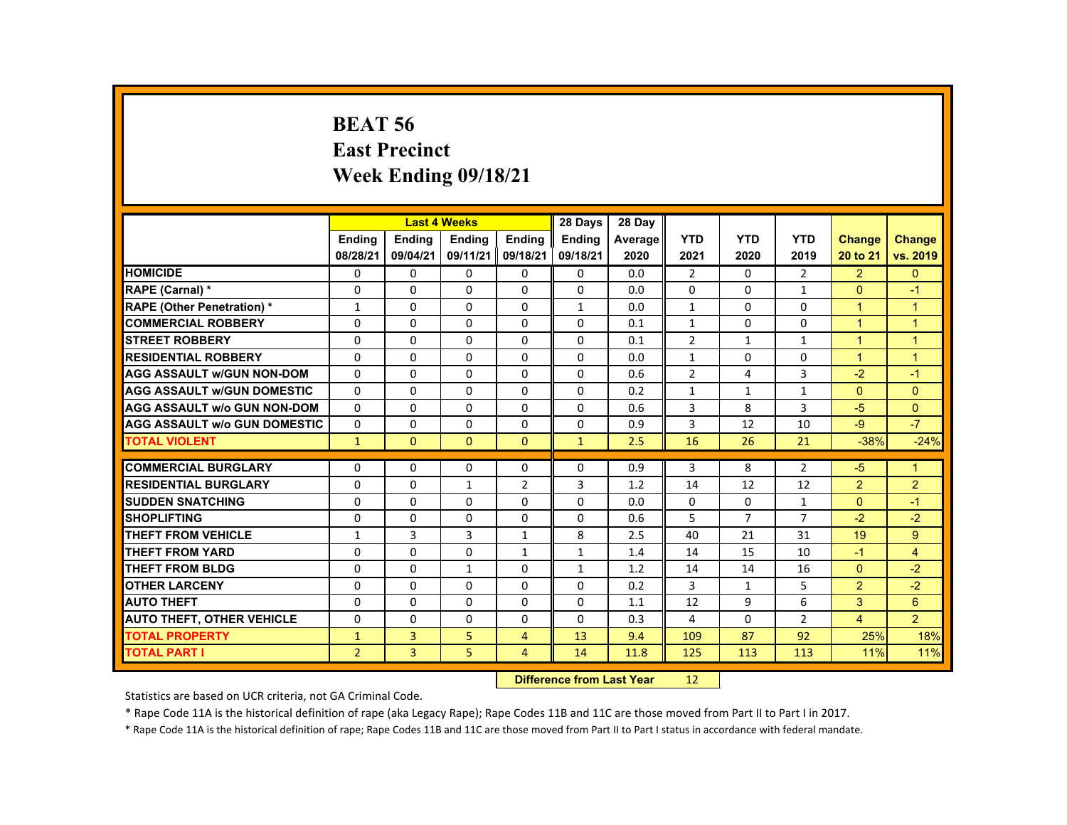# BEAT 56
## East Precinct
## Week Ending 09/18/21

| | Last 4 Weeks | | | | 28 Days | 28 Day | | | | | |
|---|---|---|---|---|---|---|---|---|---|---|---|
| | Ending 08/28/21 | Ending 09/04/21 | Ending 09/11/21 | Ending 09/18/21 | Ending 09/18/21 | Average 2020 | YTD 2021 | YTD 2020 | YTD 2019 | Change 20 to 21 | Change vs. 2019 |
| **HOMICIDE** | 0 | 0 | 0 | 0 | 0 | 0.0 | 2 | 0 | 2 | 2 | 0 |
| **RAPE (Carnal) *** | 0 | 0 | 0 | 0 | 0 | 0.0 | 0 | 0 | 1 | 0 | -1 |
| **RAPE (Other Penetration) *** | 1 | 0 | 0 | 0 | 1 | 0.0 | 1 | 0 | 0 | 1 | 1 |
| **COMMERCIAL ROBBERY** | 0 | 0 | 0 | 0 | 0 | 0.1 | 1 | 0 | 0 | 1 | 1 |
| **STREET ROBBERY** | 0 | 0 | 0 | 0 | 0 | 0.1 | 2 | 1 | 1 | 1 | 1 |
| **RESIDENTIAL ROBBERY** | 0 | 0 | 0 | 0 | 0 | 0.0 | 1 | 0 | 0 | 1 | 1 |
| **AGG ASSAULT w/GUN NON-DOM** | 0 | 0 | 0 | 0 | 0 | 0.6 | 2 | 4 | 3 | -2 | -1 |
| **AGG ASSAULT w/GUN DOMESTIC** | 0 | 0 | 0 | 0 | 0 | 0.2 | 1 | 1 | 1 | 0 | 0 |
| **AGG ASSAULT w/o GUN NON-DOM** | 0 | 0 | 0 | 0 | 0 | 0.6 | 3 | 8 | 3 | -5 | 0 |
| **AGG ASSAULT w/o GUN DOMESTIC** | 0 | 0 | 0 | 0 | 0 | 0.9 | 3 | 12 | 10 | -9 | -7 |
| **TOTAL VIOLENT** | 1 | 0 | 0 | 0 | 1 | 2.5 | 16 | 26 | 21 | -38% | -24% |
| **COMMERCIAL BURGLARY** | 0 | 0 | 0 | 0 | 0 | 0.9 | 3 | 8 | 2 | -5 | 1 |
| **RESIDENTIAL BURGLARY** | 0 | 0 | 1 | 2 | 3 | 1.2 | 14 | 12 | 12 | 2 | 2 |
| **SUDDEN SNATCHING** | 0 | 0 | 0 | 0 | 0 | 0.0 | 0 | 0 | 1 | 0 | -1 |
| **SHOPLIFTING** | 0 | 0 | 0 | 0 | 0 | 0.6 | 5 | 7 | 7 | -2 | -2 |
| **THEFT FROM VEHICLE** | 1 | 3 | 3 | 1 | 8 | 2.5 | 40 | 21 | 31 | 19 | 9 |
| **THEFT FROM YARD** | 0 | 0 | 0 | 1 | 1 | 1.4 | 14 | 15 | 10 | -1 | 4 |
| **THEFT FROM BLDG** | 0 | 0 | 1 | 0 | 1 | 1.2 | 14 | 14 | 16 | 0 | -2 |
| **OTHER LARCENY** | 0 | 0 | 0 | 0 | 0 | 0.2 | 3 | 1 | 5 | 2 | -2 |
| **AUTO THEFT** | 0 | 0 | 0 | 0 | 0 | 1.1 | 12 | 9 | 6 | 3 | 6 |
| **AUTO THEFT, OTHER VEHICLE** | 0 | 0 | 0 | 0 | 0 | 0.3 | 4 | 0 | 2 | 4 | 2 |
| **TOTAL PROPERTY** | 1 | 3 | 5 | 4 | 13 | 9.4 | 109 | 87 | 92 | 25% | 18% |
| **TOTAL PART I** | 2 | 3 | 5 | 4 | 14 | 11.8 | 125 | 113 | 113 | 11% | 11% |

**Difference from Last Year** 12

Statistics are based on UCR criteria, not GA Criminal Code.

* Rape Code 11A is the historical definition of rape (aka Legacy Rape); Rape Codes 11B and 11C are those moved from Part II to Part I in 2017.

* Rape Code 11A is the historical definition of rape; Rape Codes 11B and 11C are those moved from Part II to Part I status in accordance with federal mandate.